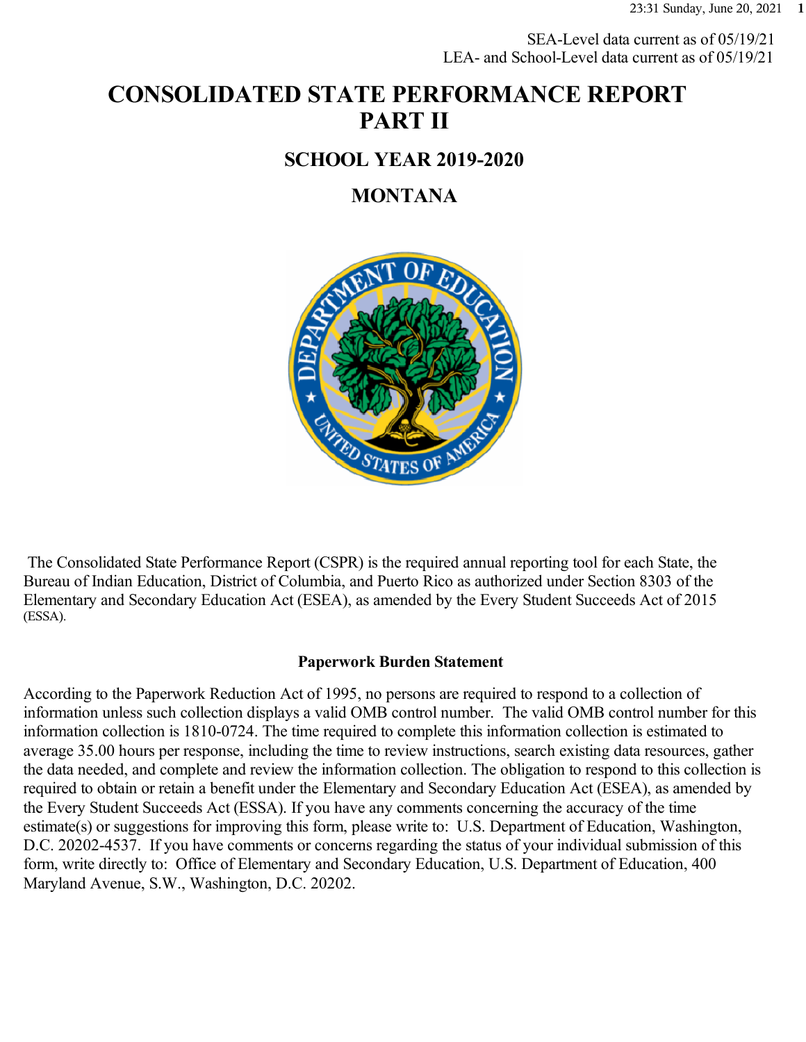SEA-Level data current as of 05/19/21
LEA- and School-Level data current as of 05/19/21

# CONSOLIDATED STATE PERFORMANCE REPORT PART II

## SCHOOL YEAR 2019-2020

## MONTANA

The Consolidated State Performance Report (CSPR) is the required annual reporting tool for each State, the Bureau of Indian Education, District of Columbia, and Puerto Rico as authorized under Section 8303 of the Elementary and Secondary Education Act (ESEA), as amended by the Every Student Succeeds Act of 2015 (ESSA).

**Paperwork Burden Statement**

According to the Paperwork Reduction Act of 1995, no persons are required to respond to a collection of information unless such collection displays a valid OMB control number. The valid OMB control number for this information collection is 1810-0724. The time required to complete this information collection is estimated to average 35.00 hours per response, including the time to review instructions, search existing data resources, gather the data needed, and complete and review the information collection. The obligation to respond to this collection is required to obtain or retain a benefit under the Elementary and Secondary Education Act (ESEA), as amended by the Every Student Succeeds Act (ESSA). If you have any comments concerning the accuracy of the time estimate(s) or suggestions for improving this form, please write to: U.S. Department of Education, Washington, D.C. 20202-4537. If you have comments or concerns regarding the status of your individual submission of this form, write directly to: Office of Elementary and Secondary Education, U.S. Department of Education, 400 Maryland Avenue, S.W., Washington, D.C. 20202.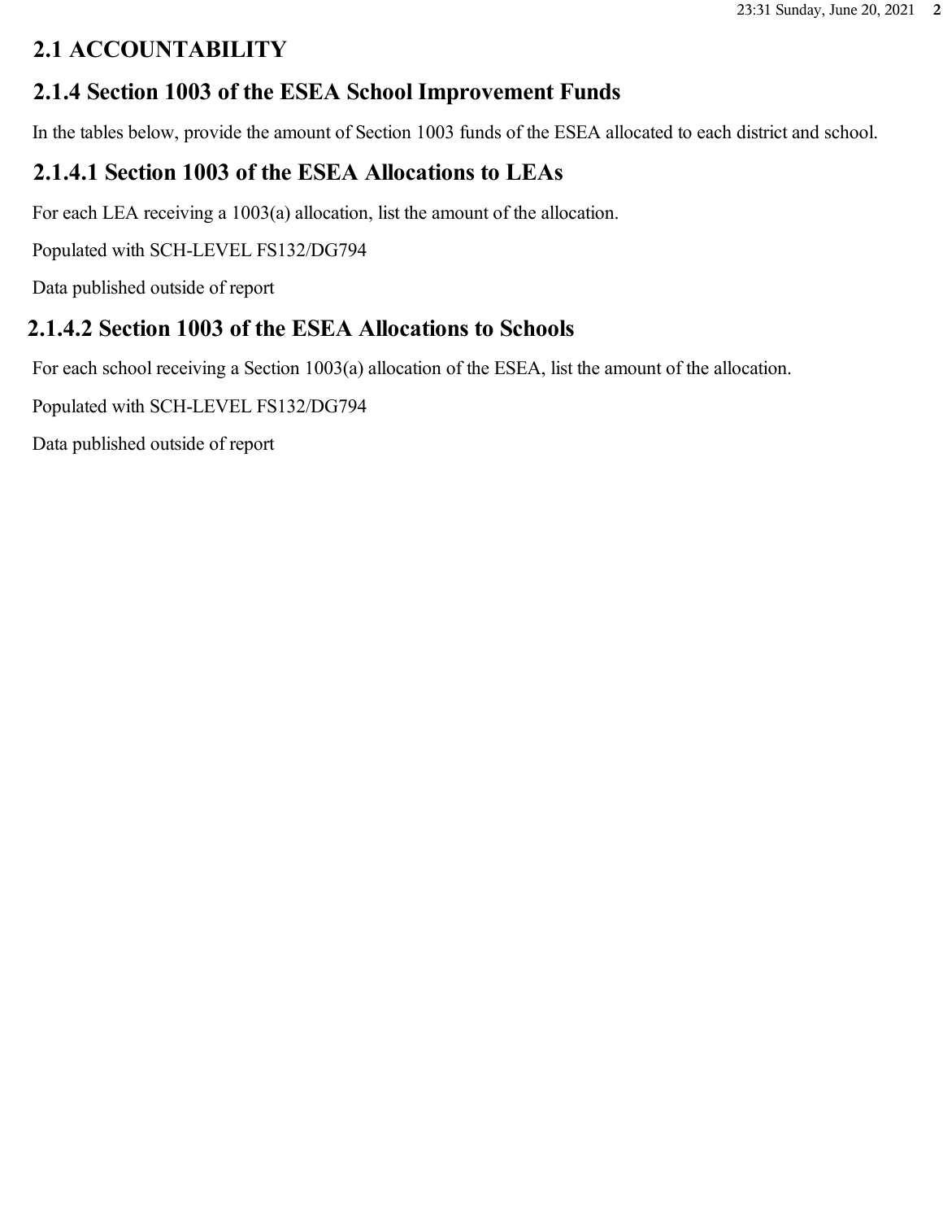## 2.1 ACCOUNTABILITY

## 2.1.4 Section 1003 of the ESEA School Improvement Funds

In the tables below, provide the amount of Section 1003 funds of the ESEA allocated to each district and school.

### 2.1.4.1 Section 1003 of the ESEA Allocations to LEAs

For each LEA receiving a 1003(a) allocation, list the amount of the allocation.

Populated with SCH-LEVEL FS132/DG794

Data published outside of report

### 2.1.4.2 Section 1003 of the ESEA Allocations to Schools

For each school receiving a Section 1003(a) allocation of the ESEA, list the amount of the allocation.

Populated with SCH-LEVEL FS132/DG794

Data published outside of report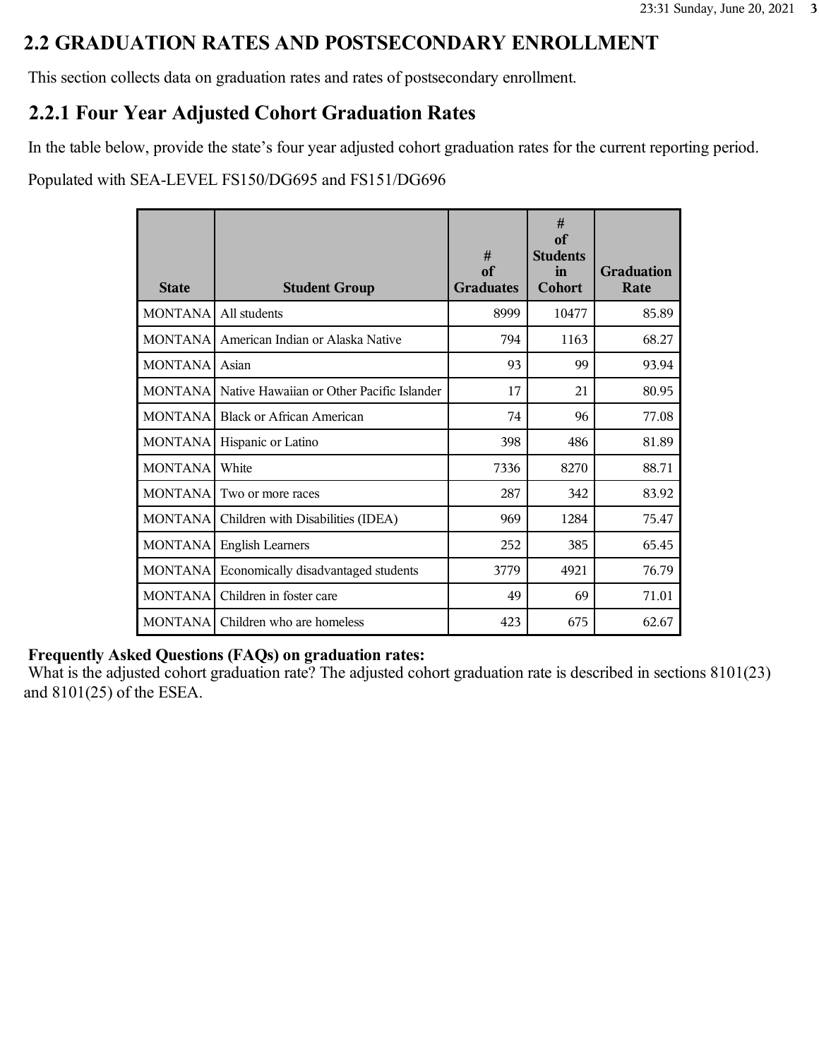## 2.2 GRADUATION RATES AND POSTSECONDARY ENROLLMENT

This section collects data on graduation rates and rates of postsecondary enrollment.

### 2.2.1 Four Year Adjusted Cohort Graduation Rates

In the table below, provide the state's four year adjusted cohort graduation rates for the current reporting period.

Populated with SEA-LEVEL FS150/DG695 and FS151/DG696

| State | Student Group | # of Graduates | # of Students in Cohort | Graduation Rate |
|---|---|---|---|---|
| MONTANA | All students | 8999 | 10477 | 85.89 |
| MONTANA | American Indian or Alaska Native | 794 | 1163 | 68.27 |
| MONTANA | Asian | 93 | 99 | 93.94 |
| MONTANA | Native Hawaiian or Other Pacific Islander | 17 | 21 | 80.95 |
| MONTANA | Black or African American | 74 | 96 | 77.08 |
| MONTANA | Hispanic or Latino | 398 | 486 | 81.89 |
| MONTANA | White | 7336 | 8270 | 88.71 |
| MONTANA | Two or more races | 287 | 342 | 83.92 |
| MONTANA | Children with Disabilities (IDEA) | 969 | 1284 | 75.47 |
| MONTANA | English Learners | 252 | 385 | 65.45 |
| MONTANA | Economically disadvantaged students | 3779 | 4921 | 76.79 |
| MONTANA | Children in foster care | 49 | 69 | 71.01 |
| MONTANA | Children who are homeless | 423 | 675 | 62.67 |

**Frequently Asked Questions (FAQs) on graduation rates:**

What is the adjusted cohort graduation rate? The adjusted cohort graduation rate is described in sections 8101(23) and 8101(25) of the ESEA.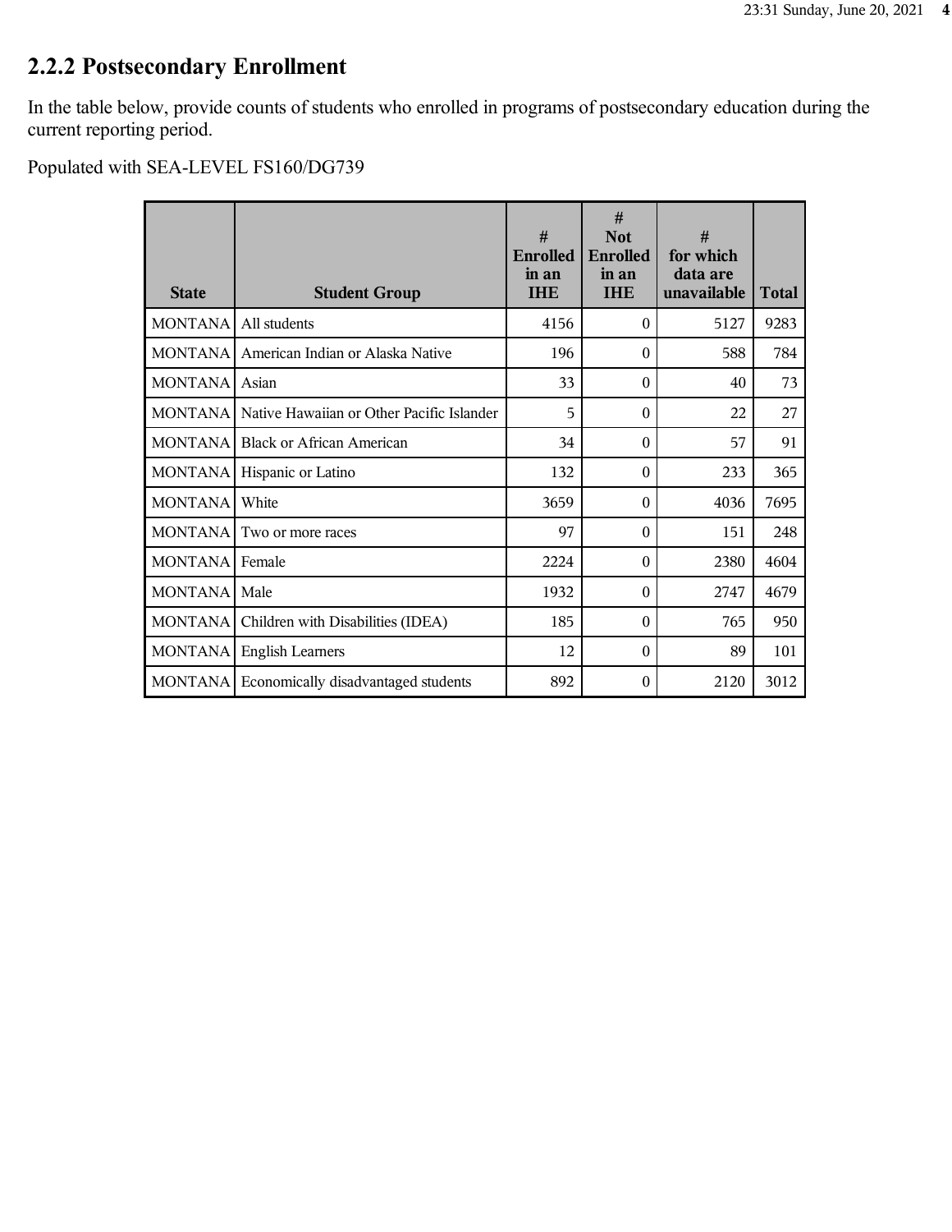## 2.2.2 Postsecondary Enrollment

In the table below, provide counts of students who enrolled in programs of postsecondary education during the current reporting period.

Populated with SEA-LEVEL FS160/DG739

| State | Student Group | # Enrolled in an IHE | # Not Enrolled in an IHE | # for which data are unavailable | Total |
|---|---|---|---|---|---|
| MONTANA | All students | 4156 | 0 | 5127 | 9283 |
| MONTANA | American Indian or Alaska Native | 196 | 0 | 588 | 784 |
| MONTANA | Asian | 33 | 0 | 40 | 73 |
| MONTANA | Native Hawaiian or Other Pacific Islander | 5 | 0 | 22 | 27 |
| MONTANA | Black or African American | 34 | 0 | 57 | 91 |
| MONTANA | Hispanic or Latino | 132 | 0 | 233 | 365 |
| MONTANA | White | 3659 | 0 | 4036 | 7695 |
| MONTANA | Two or more races | 97 | 0 | 151 | 248 |
| MONTANA | Female | 2224 | 0 | 2380 | 4604 |
| MONTANA | Male | 1932 | 0 | 2747 | 4679 |
| MONTANA | Children with Disabilities (IDEA) | 185 | 0 | 765 | 950 |
| MONTANA | English Learners | 12 | 0 | 89 | 101 |
| MONTANA | Economically disadvantaged students | 892 | 0 | 2120 | 3012 |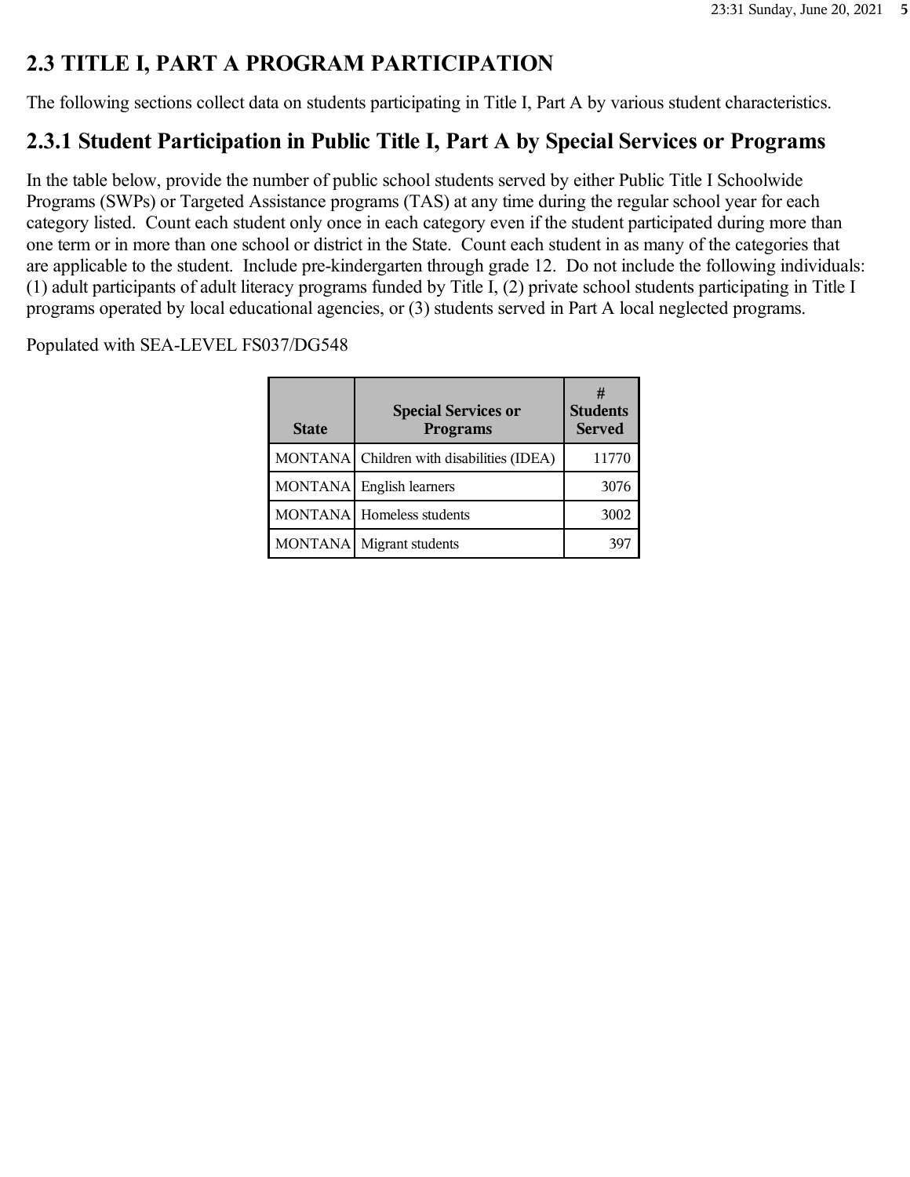## 2.3 TITLE I, PART A PROGRAM PARTICIPATION

The following sections collect data on students participating in Title I, Part A by various student characteristics.

### 2.3.1 Student Participation in Public Title I, Part A by Special Services or Programs

In the table below, provide the number of public school students served by either Public Title I Schoolwide Programs (SWPs) or Targeted Assistance programs (TAS) at any time during the regular school year for each category listed. Count each student only once in each category even if the student participated during more than one term or in more than one school or district in the State. Count each student in as many of the categories that are applicable to the student. Include pre-kindergarten through grade 12. Do not include the following individuals: (1) adult participants of adult literacy programs funded by Title I, (2) private school students participating in Title I programs operated by local educational agencies, or (3) students served in Part A local neglected programs.

Populated with SEA-LEVEL FS037/DG548

| State | Special Services or Programs | # Students Served |
|---|---|---|
| MONTANA | Children with disabilities (IDEA) | 11770 |
| MONTANA | English learners | 3076 |
| MONTANA | Homeless students | 3002 |
| MONTANA | Migrant students | 397 |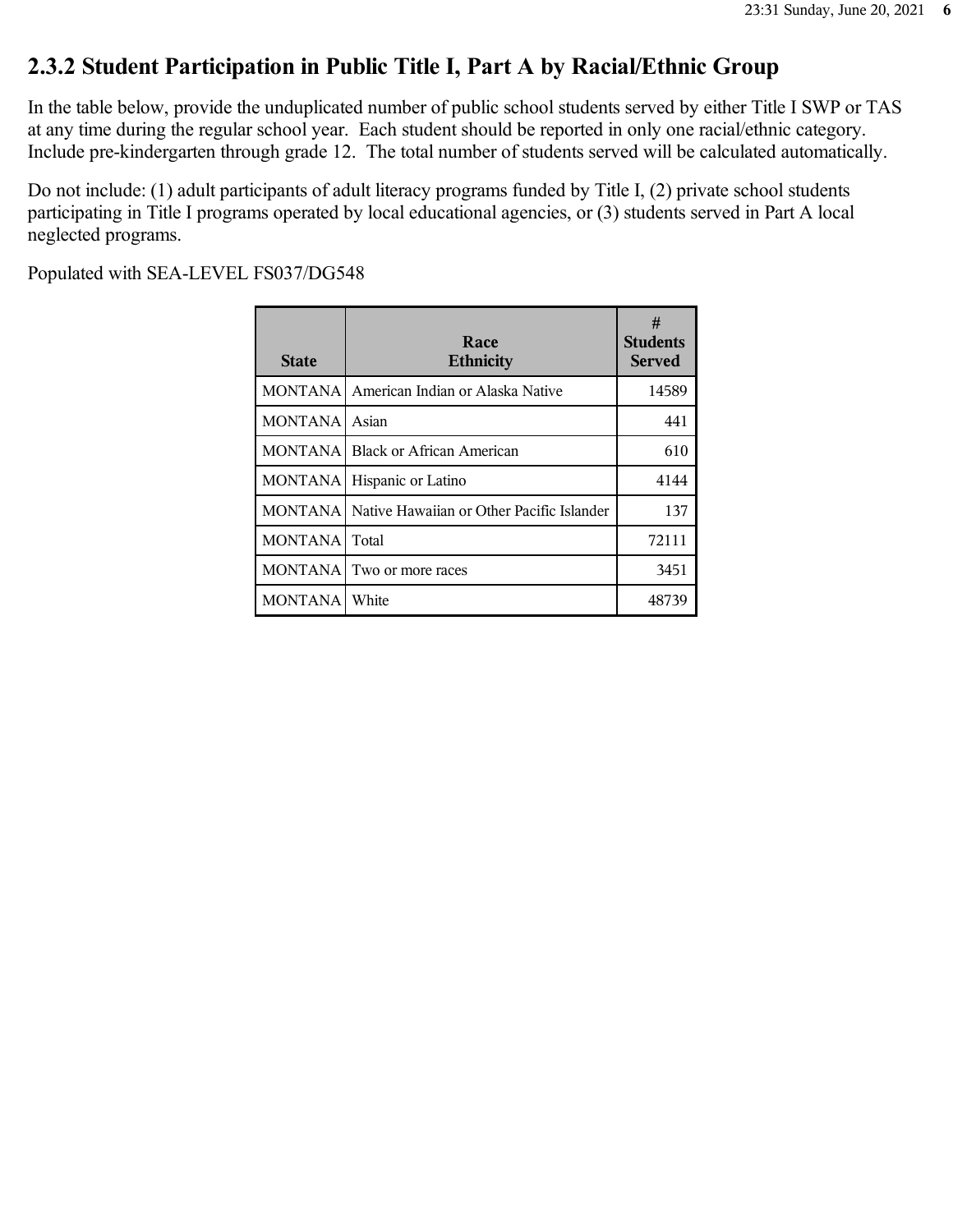## 2.3.2 Student Participation in Public Title I, Part A by Racial/Ethnic Group

In the table below, provide the unduplicated number of public school students served by either Title I SWP or TAS at any time during the regular school year. Each student should be reported in only one racial/ethnic category. Include pre-kindergarten through grade 12. The total number of students served will be calculated automatically.

Do not include: (1) adult participants of adult literacy programs funded by Title I, (2) private school students participating in Title I programs operated by local educational agencies, or (3) students served in Part A local neglected programs.

Populated with SEA-LEVEL FS037/DG548

| State | Race Ethnicity | # Students Served |
|---|---|---|
| MONTANA | American Indian or Alaska Native | 14589 |
| MONTANA | Asian | 441 |
| MONTANA | Black or African American | 610 |
| MONTANA | Hispanic or Latino | 4144 |
| MONTANA | Native Hawaiian or Other Pacific Islander | 137 |
| MONTANA | Total | 72111 |
| MONTANA | Two or more races | 3451 |
| MONTANA | White | 48739 |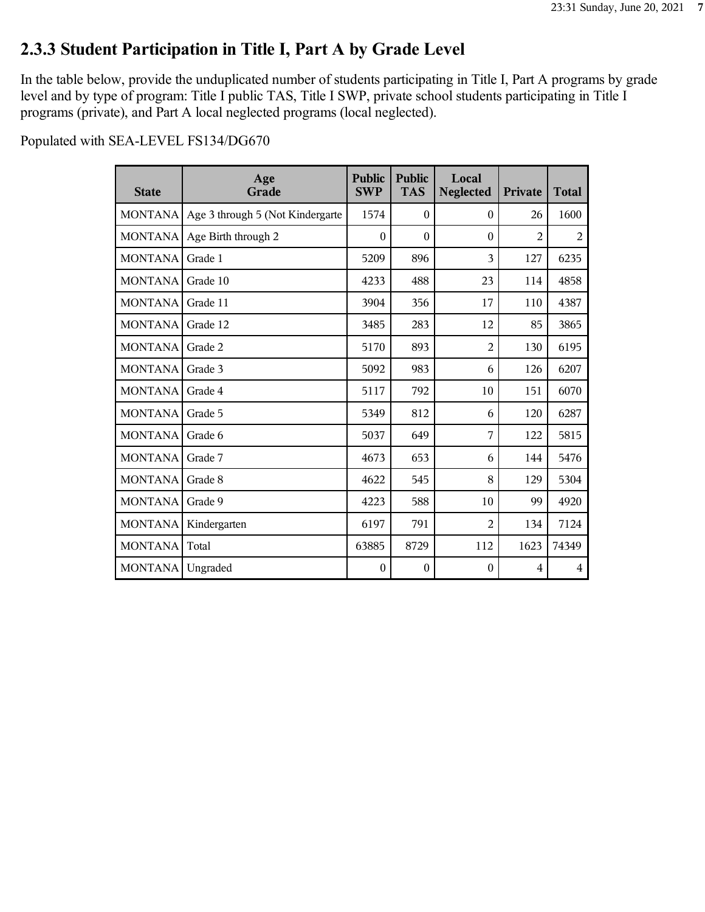## 2.3.3 Student Participation in Title I, Part A by Grade Level

In the table below, provide the unduplicated number of students participating in Title I, Part A programs by grade level and by type of program: Title I public TAS, Title I SWP, private school students participating in Title I programs (private), and Part A local neglected programs (local neglected).

Populated with SEA-LEVEL FS134/DG670

| State | Age Grade | Public SWP | Public TAS | Local Neglected | Private | Total |
|---|---|---|---|---|---|---|
| MONTANA | Age 3 through 5 (Not Kindergarte | 1574 | 0 | 0 | 26 | 1600 |
| MONTANA | Age Birth through 2 | 0 | 0 | 0 | 2 | 2 |
| MONTANA | Grade 1 | 5209 | 896 | 3 | 127 | 6235 |
| MONTANA | Grade 10 | 4233 | 488 | 23 | 114 | 4858 |
| MONTANA | Grade 11 | 3904 | 356 | 17 | 110 | 4387 |
| MONTANA | Grade 12 | 3485 | 283 | 12 | 85 | 3865 |
| MONTANA | Grade 2 | 5170 | 893 | 2 | 130 | 6195 |
| MONTANA | Grade 3 | 5092 | 983 | 6 | 126 | 6207 |
| MONTANA | Grade 4 | 5117 | 792 | 10 | 151 | 6070 |
| MONTANA | Grade 5 | 5349 | 812 | 6 | 120 | 6287 |
| MONTANA | Grade 6 | 5037 | 649 | 7 | 122 | 5815 |
| MONTANA | Grade 7 | 4673 | 653 | 6 | 144 | 5476 |
| MONTANA | Grade 8 | 4622 | 545 | 8 | 129 | 5304 |
| MONTANA | Grade 9 | 4223 | 588 | 10 | 99 | 4920 |
| MONTANA | Kindergarten | 6197 | 791 | 2 | 134 | 7124 |
| MONTANA | Total | 63885 | 8729 | 112 | 1623 | 74349 |
| MONTANA | Ungraded | 0 | 0 | 0 | 4 | 4 |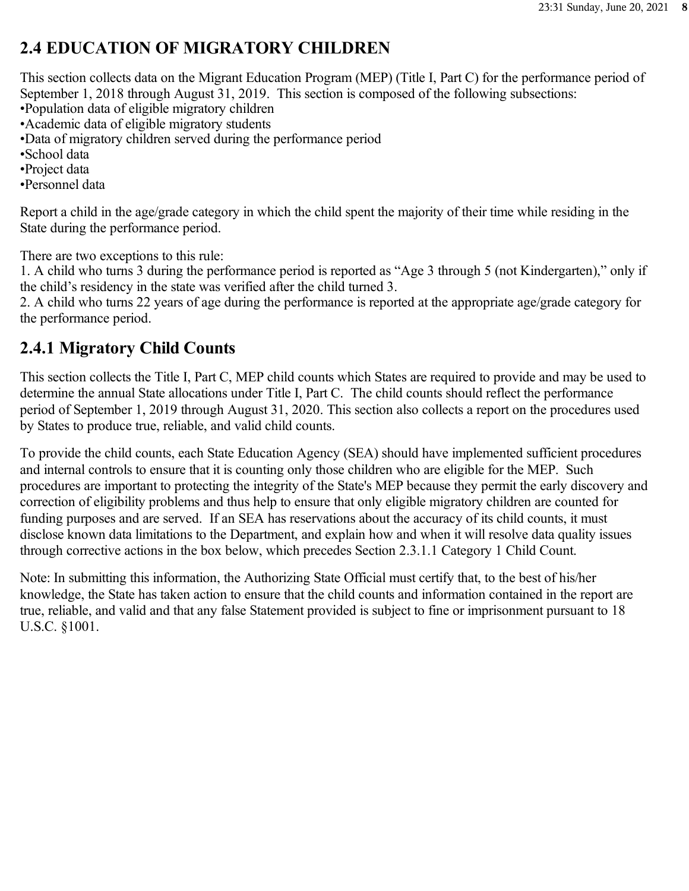## 2.4 EDUCATION OF MIGRATORY CHILDREN

This section collects data on the Migrant Education Program (MEP) (Title I, Part C) for the performance period of September 1, 2018 through August 31, 2019. This section is composed of the following subsections:
•Population data of eligible migratory children
•Academic data of eligible migratory students
•Data of migratory children served during the performance period
•School data
•Project data
•Personnel data

Report a child in the age/grade category in which the child spent the majority of their time while residing in the State during the performance period.

There are two exceptions to this rule:
1. A child who turns 3 during the performance period is reported as "Age 3 through 5 (not Kindergarten)," only if the child's residency in the state was verified after the child turned 3.
2. A child who turns 22 years of age during the performance is reported at the appropriate age/grade category for the performance period.

## 2.4.1 Migratory Child Counts

This section collects the Title I, Part C, MEP child counts which States are required to provide and may be used to determine the annual State allocations under Title I, Part C. The child counts should reflect the performance period of September 1, 2019 through August 31, 2020. This section also collects a report on the procedures used by States to produce true, reliable, and valid child counts.

To provide the child counts, each State Education Agency (SEA) should have implemented sufficient procedures and internal controls to ensure that it is counting only those children who are eligible for the MEP. Such procedures are important to protecting the integrity of the State's MEP because they permit the early discovery and correction of eligibility problems and thus help to ensure that only eligible migratory children are counted for funding purposes and are served. If an SEA has reservations about the accuracy of its child counts, it must disclose known data limitations to the Department, and explain how and when it will resolve data quality issues through corrective actions in the box below, which precedes Section 2.3.1.1 Category 1 Child Count.

Note: In submitting this information, the Authorizing State Official must certify that, to the best of his/her knowledge, the State has taken action to ensure that the child counts and information contained in the report are true, reliable, and valid and that any false Statement provided is subject to fine or imprisonment pursuant to 18 U.S.C. §1001.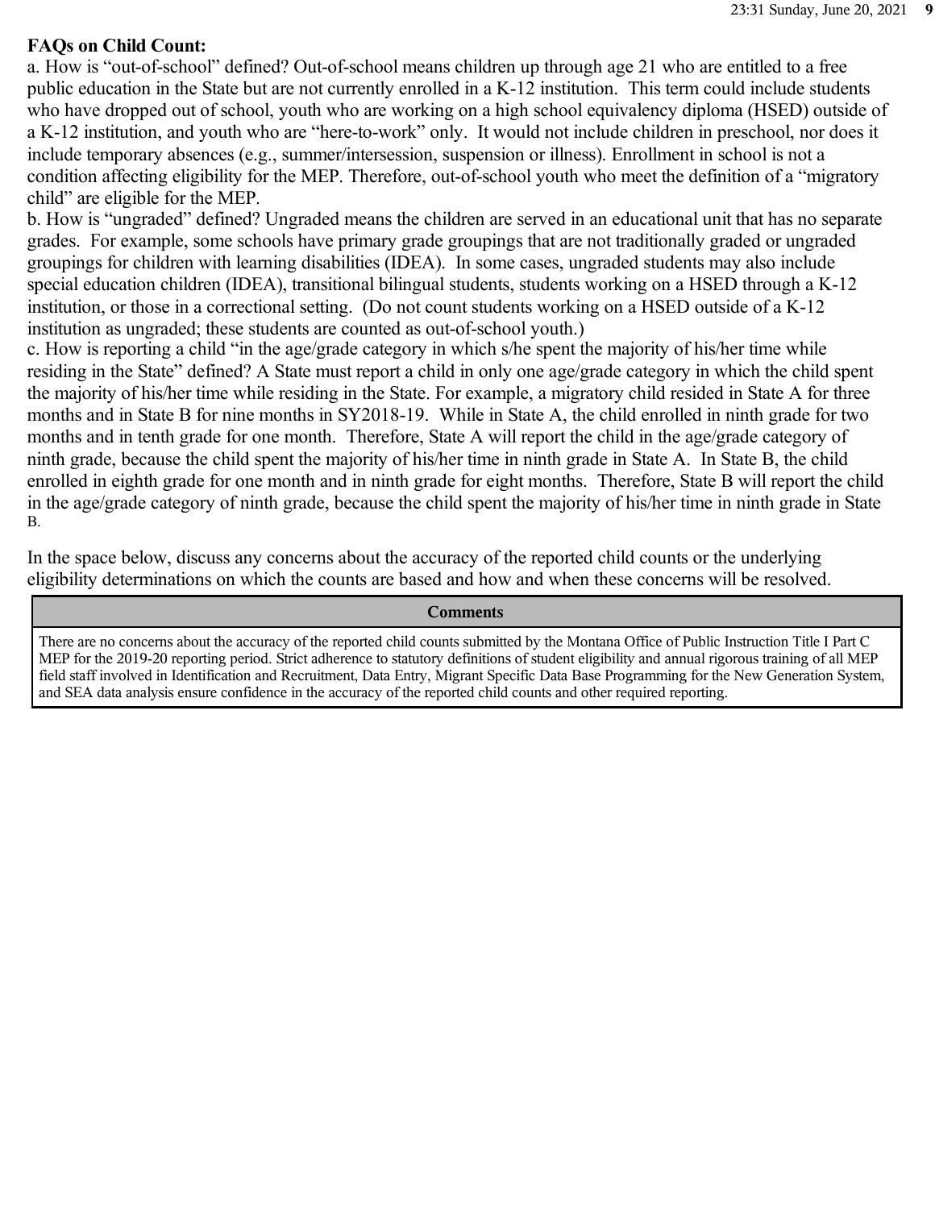**FAQs on Child Count:**

a. How is "out-of-school" defined? Out-of-school means children up through age 21 who are entitled to a free public education in the State but are not currently enrolled in a K-12 institution. This term could include students who have dropped out of school, youth who are working on a high school equivalency diploma (HSED) outside of a K-12 institution, and youth who are "here-to-work" only. It would not include children in preschool, nor does it include temporary absences (e.g., summer/intersession, suspension or illness). Enrollment in school is not a condition affecting eligibility for the MEP. Therefore, out-of-school youth who meet the definition of a "migratory child" are eligible for the MEP.

b. How is "ungraded" defined? Ungraded means the children are served in an educational unit that has no separate grades. For example, some schools have primary grade groupings that are not traditionally graded or ungraded groupings for children with learning disabilities (IDEA). In some cases, ungraded students may also include special education children (IDEA), transitional bilingual students, students working on a HSED through a K-12 institution, or those in a correctional setting. (Do not count students working on a HSED outside of a K-12 institution as ungraded; these students are counted as out-of-school youth.)

c. How is reporting a child "in the age/grade category in which s/he spent the majority of his/her time while residing in the State" defined? A State must report a child in only one age/grade category in which the child spent the majority of his/her time while residing in the State. For example, a migratory child resided in State A for three months and in State B for nine months in SY2018-19. While in State A, the child enrolled in ninth grade for two months and in tenth grade for one month. Therefore, State A will report the child in the age/grade category of ninth grade, because the child spent the majority of his/her time in ninth grade in State A. In State B, the child enrolled in eighth grade for one month and in ninth grade for eight months. Therefore, State B will report the child in the age/grade category of ninth grade, because the child spent the majority of his/her time in ninth grade in State B.

In the space below, discuss any concerns about the accuracy of the reported child counts or the underlying eligibility determinations on which the counts are based and how and when these concerns will be resolved.

| Comments |
| --- |
| There are no concerns about the accuracy of the reported child counts submitted by the Montana Office of Public Instruction Title I Part C MEP for the 2019-20 reporting period. Strict adherence to statutory definitions of student eligibility and annual rigorous training of all MEP field staff involved in Identification and Recruitment, Data Entry, Migrant Specific Data Base Programming for the New Generation System, and SEA data analysis ensure confidence in the accuracy of the reported child counts and other required reporting. |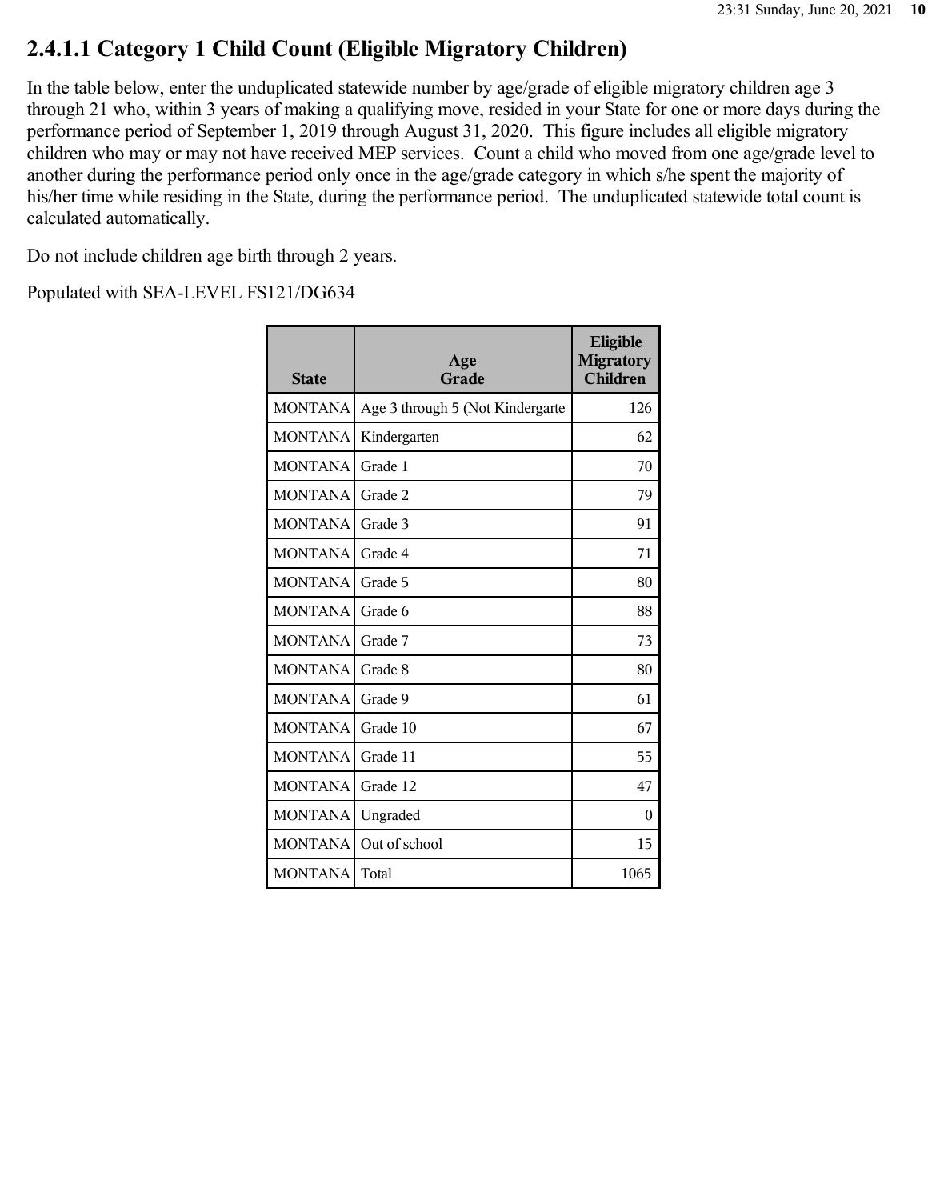## 2.4.1.1 Category 1 Child Count (Eligible Migratory Children)

In the table below, enter the unduplicated statewide number by age/grade of eligible migratory children age 3 through 21 who, within 3 years of making a qualifying move, resided in your State for one or more days during the performance period of September 1, 2019 through August 31, 2020. This figure includes all eligible migratory children who may or may not have received MEP services. Count a child who moved from one age/grade level to another during the performance period only once in the age/grade category in which s/he spent the majority of his/her time while residing in the State, during the performance period. The unduplicated statewide total count is calculated automatically.

Do not include children age birth through 2 years.

Populated with SEA-LEVEL FS121/DG634

| State | Age Grade | Eligible Migratory Children |
|---|---|---|
| MONTANA | Age 3 through 5 (Not Kindergarte | 126 |
| MONTANA | Kindergarten | 62 |
| MONTANA | Grade 1 | 70 |
| MONTANA | Grade 2 | 79 |
| MONTANA | Grade 3 | 91 |
| MONTANA | Grade 4 | 71 |
| MONTANA | Grade 5 | 80 |
| MONTANA | Grade 6 | 88 |
| MONTANA | Grade 7 | 73 |
| MONTANA | Grade 8 | 80 |
| MONTANA | Grade 9 | 61 |
| MONTANA | Grade 10 | 67 |
| MONTANA | Grade 11 | 55 |
| MONTANA | Grade 12 | 47 |
| MONTANA | Ungraded | 0 |
| MONTANA | Out of school | 15 |
| MONTANA | Total | 1065 |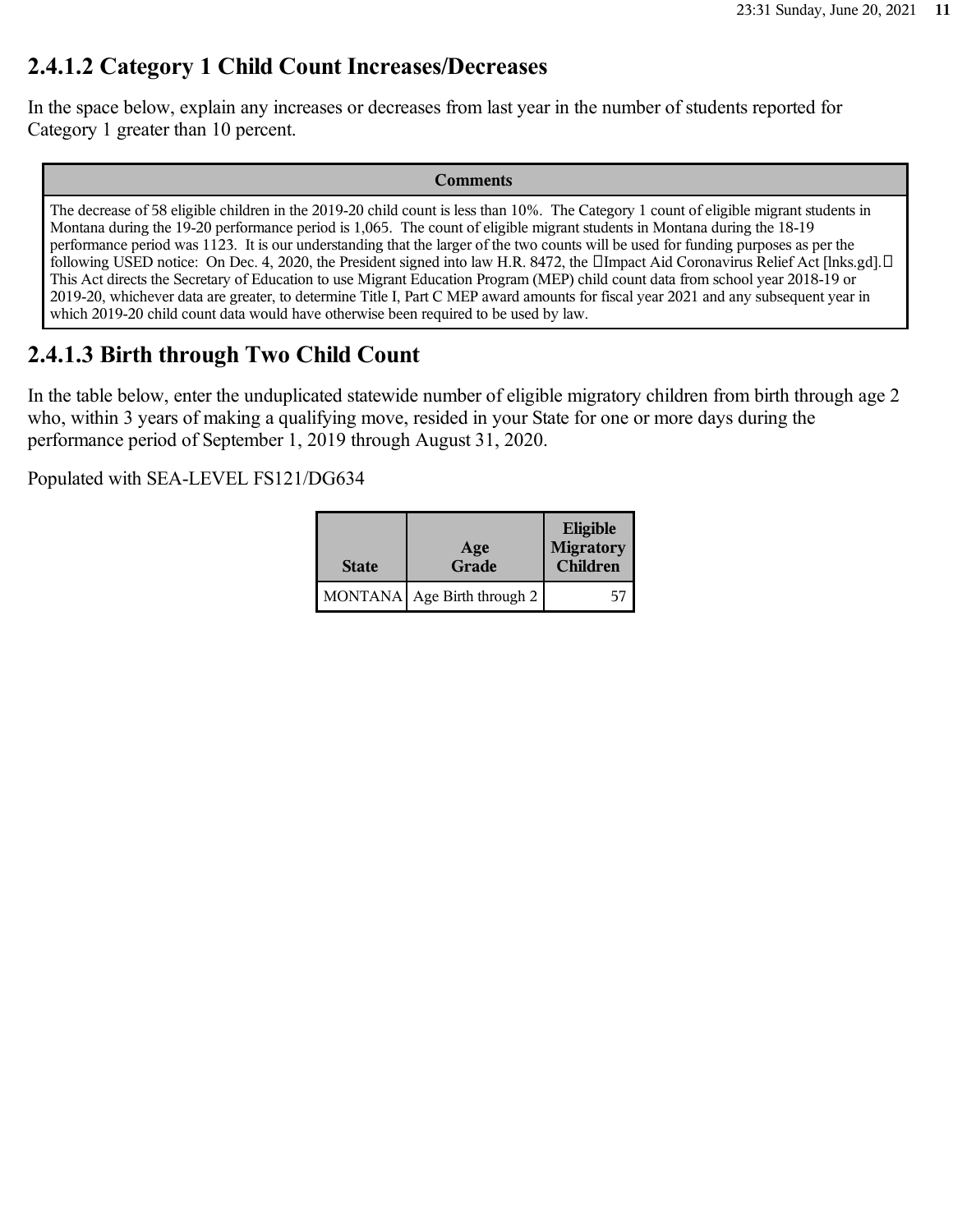## 2.4.1.2 Category 1 Child Count Increases/Decreases

In the space below, explain any increases or decreases from last year in the number of students reported for Category 1 greater than 10 percent.

| Comments |
| --- |
| The decrease of 58 eligible children in the 2019-20 child count is less than 10%. The Category 1 count of eligible migrant students in Montana during the 19-20 performance period is 1,065. The count of eligible migrant students in Montana during the 18-19 performance period was 1123. It is our understanding that the larger of the two counts will be used for funding purposes as per the following USED notice: On Dec. 4, 2020, the President signed into law H.R. 8472, the Impact Aid Coronavirus Relief Act [lnks.gd]. This Act directs the Secretary of Education to use Migrant Education Program (MEP) child count data from school year 2018-19 or 2019-20, whichever data are greater, to determine Title I, Part C MEP award amounts for fiscal year 2021 and any subsequent year in which 2019-20 child count data would have otherwise been required to be used by law. |

## 2.4.1.3 Birth through Two Child Count

In the table below, enter the unduplicated statewide number of eligible migratory children from birth through age 2 who, within 3 years of making a qualifying move, resided in your State for one or more days during the performance period of September 1, 2019 through August 31, 2020.

Populated with SEA-LEVEL FS121/DG634

| State | Age Grade | Eligible Migratory Children |
| --- | --- | --- |
| MONTANA | Age Birth through 2 | 57 |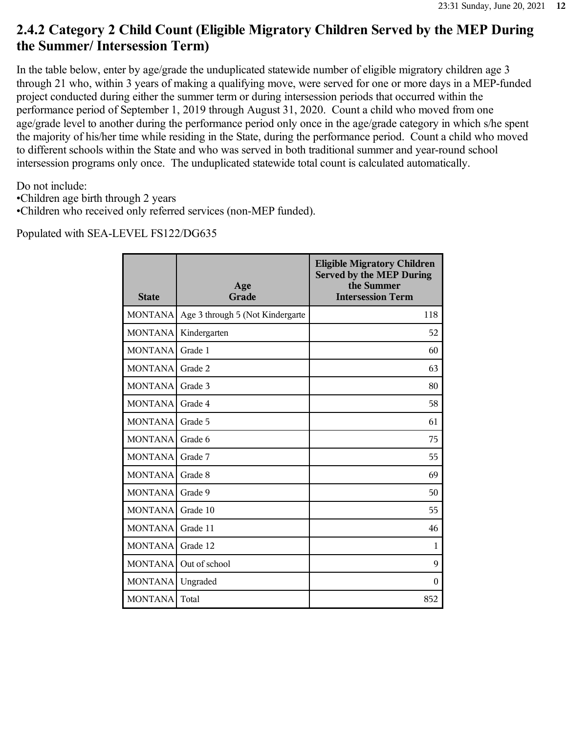## 2.4.2 Category 2 Child Count (Eligible Migratory Children Served by the MEP During the Summer/ Intersession Term)

In the table below, enter by age/grade the unduplicated statewide number of eligible migratory children age 3 through 21 who, within 3 years of making a qualifying move, were served for one or more days in a MEP-funded project conducted during either the summer term or during intersession periods that occurred within the performance period of September 1, 2019 through August 31, 2020. Count a child who moved from one age/grade level to another during the performance period only once in the age/grade category in which s/he spent the majority of his/her time while residing in the State, during the performance period. Count a child who moved to different schools within the State and who was served in both traditional summer and year-round school intersession programs only once. The unduplicated statewide total count is calculated automatically.

Do not include:
•Children age birth through 2 years
•Children who received only referred services (non-MEP funded).

Populated with SEA-LEVEL FS122/DG635

| State | Age Grade | Eligible Migratory Children Served by the MEP During the Summer Intersession Term |
|---|---|---|
| MONTANA | Age 3 through 5 (Not Kindergarte | 118 |
| MONTANA | Kindergarten | 52 |
| MONTANA | Grade 1 | 60 |
| MONTANA | Grade 2 | 63 |
| MONTANA | Grade 3 | 80 |
| MONTANA | Grade 4 | 58 |
| MONTANA | Grade 5 | 61 |
| MONTANA | Grade 6 | 75 |
| MONTANA | Grade 7 | 55 |
| MONTANA | Grade 8 | 69 |
| MONTANA | Grade 9 | 50 |
| MONTANA | Grade 10 | 55 |
| MONTANA | Grade 11 | 46 |
| MONTANA | Grade 12 | 1 |
| MONTANA | Out of school | 9 |
| MONTANA | Ungraded | 0 |
| MONTANA | Total | 852 |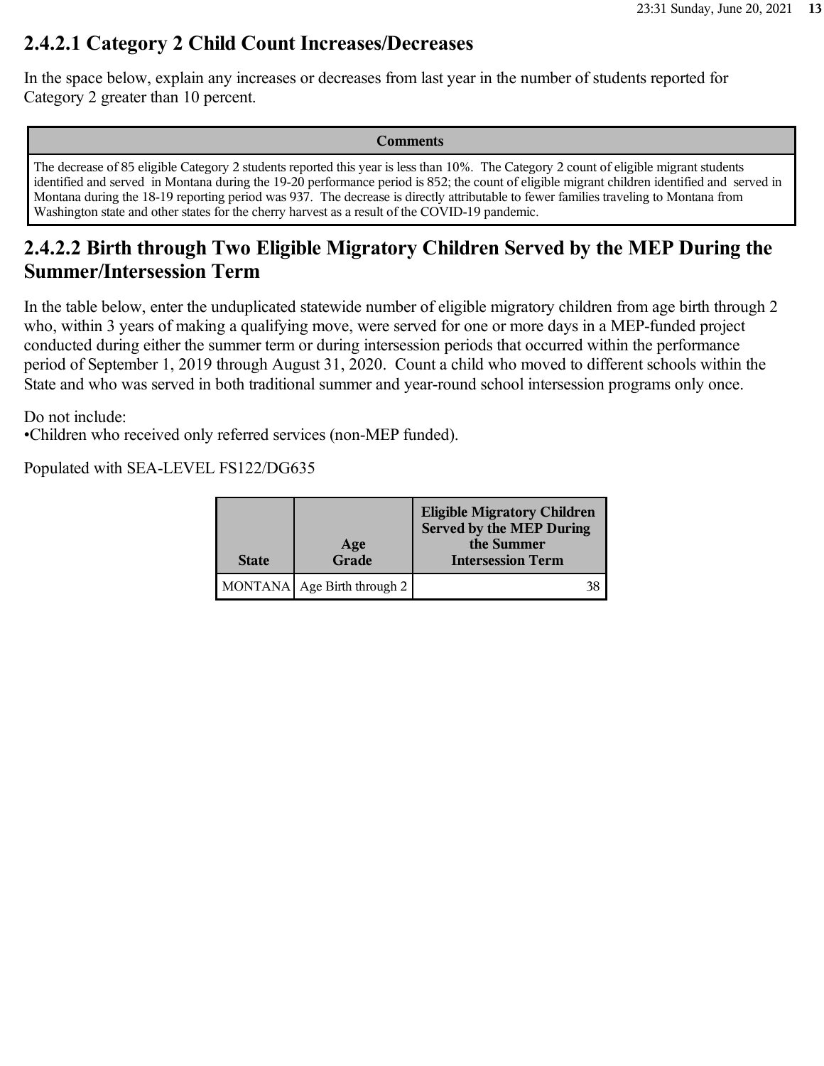## 2.4.2.1 Category 2 Child Count Increases/Decreases

In the space below, explain any increases or decreases from last year in the number of students reported for Category 2 greater than 10 percent.

| Comments |
|---|
| The decrease of 85 eligible Category 2 students reported this year is less than 10%. The Category 2 count of eligible migrant students identified and served in Montana during the 19-20 performance period is 852; the count of eligible migrant children identified and served in Montana during the 18-19 reporting period was 937. The decrease is directly attributable to fewer families traveling to Montana from Washington state and other states for the cherry harvest as a result of the COVID-19 pandemic. |

## 2.4.2.2 Birth through Two Eligible Migratory Children Served by the MEP During the Summer/Intersession Term

In the table below, enter the unduplicated statewide number of eligible migratory children from age birth through 2 who, within 3 years of making a qualifying move, were served for one or more days in a MEP-funded project conducted during either the summer term or during intersession periods that occurred within the performance period of September 1, 2019 through August 31, 2020. Count a child who moved to different schools within the State and who was served in both traditional summer and year-round school intersession programs only once.

Do not include:
•Children who received only referred services (non-MEP funded).

Populated with SEA-LEVEL FS122/DG635

| State | Age Grade | Eligible Migratory Children Served by the MEP During the Summer Intersession Term |
|---|---|---|
| MONTANA | Age Birth through 2 | 38 |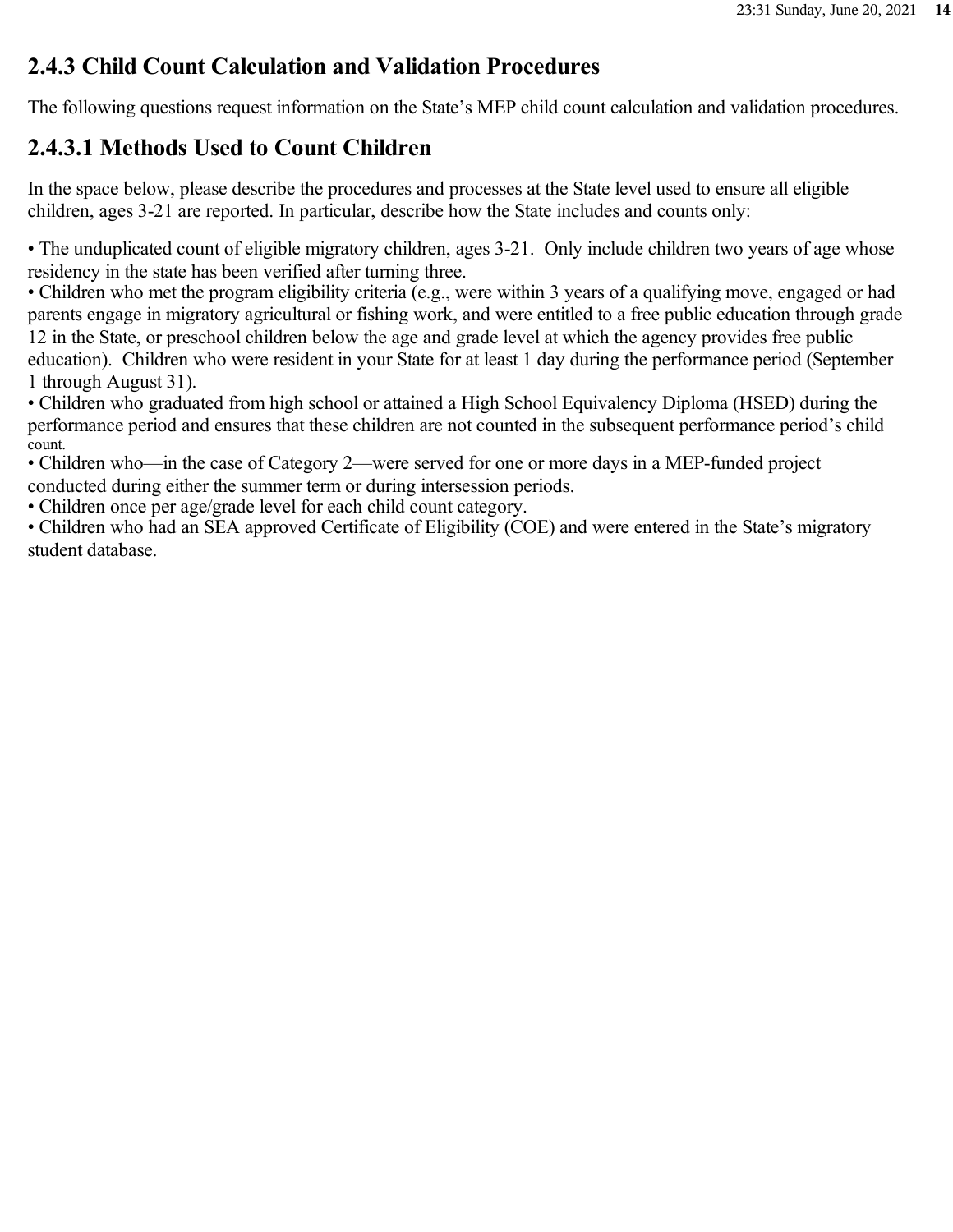## 2.4.3 Child Count Calculation and Validation Procedures

The following questions request information on the State's MEP child count calculation and validation procedures.

## 2.4.3.1 Methods Used to Count Children

In the space below, please describe the procedures and processes at the State level used to ensure all eligible children, ages 3-21 are reported. In particular, describe how the State includes and counts only:

- The unduplicated count of eligible migratory children, ages 3-21. Only include children two years of age whose residency in the state has been verified after turning three.
- Children who met the program eligibility criteria (e.g., were within 3 years of a qualifying move, engaged or had parents engage in migratory agricultural or fishing work, and were entitled to a free public education through grade 12 in the State, or preschool children below the age and grade level at which the agency provides free public education). Children who were resident in your State for at least 1 day during the performance period (September 1 through August 31).
- Children who graduated from high school or attained a High School Equivalency Diploma (HSED) during the performance period and ensures that these children are not counted in the subsequent performance period's child count.
- Children who—in the case of Category 2—were served for one or more days in a MEP-funded project conducted during either the summer term or during intersession periods.
- Children once per age/grade level for each child count category.
- Children who had an SEA approved Certificate of Eligibility (COE) and were entered in the State's migratory student database.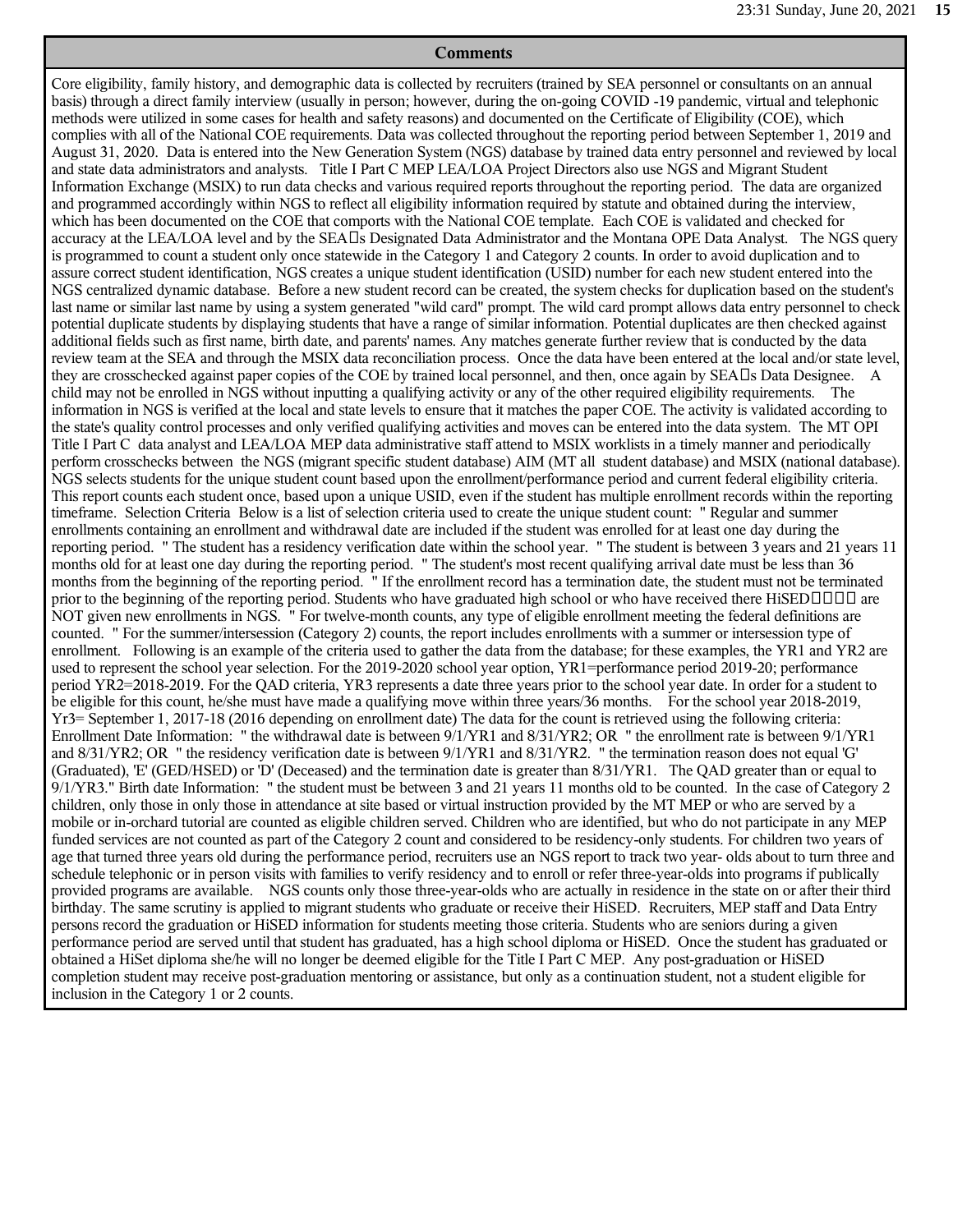## Comments

Core eligibility, family history, and demographic data is collected by recruiters (trained by SEA personnel or consultants on an annual basis) through a direct family interview (usually in person; however, during the on-going COVID -19 pandemic, virtual and telephonic methods were utilized in some cases for health and safety reasons) and documented on the Certificate of Eligibility (COE), which complies with all of the National COE requirements. Data was collected throughout the reporting period between September 1, 2019 and August 31, 2020. Data is entered into the New Generation System (NGS) database by trained data entry personnel and reviewed by local and state data administrators and analysts. Title I Part C MEP LEA/LOA Project Directors also use NGS and Migrant Student Information Exchange (MSIX) to run data checks and various required reports throughout the reporting period. The data are organized and programmed accordingly within NGS to reflect all eligibility information required by statute and obtained during the interview, which has been documented on the COE that comports with the National COE template. Each COE is validated and checked for accuracy at the LEA/LOA level and by the SEA�s Designated Data Administrator and the Montana OPE Data Analyst. The NGS query is programmed to count a student only once statewide in the Category 1 and Category 2 counts. In order to avoid duplication and to assure correct student identification, NGS creates a unique student identification (USID) number for each new student entered into the NGS centralized dynamic database. Before a new student record can be created, the system checks for duplication based on the student's last name or similar last name by using a system generated "wild card" prompt. The wild card prompt allows data entry personnel to check potential duplicate students by displaying students that have a range of similar information. Potential duplicates are then checked against additional fields such as first name, birth date, and parents' names. Any matches generate further review that is conducted by the data review team at the SEA and through the MSIX data reconciliation process. Once the data have been entered at the local and/or state level, they are crosschecked against paper copies of the COE by trained local personnel, and then, once again by SEA�s Data Designee. A child may not be enrolled in NGS without inputting a qualifying activity or any of the other required eligibility requirements. The information in NGS is verified at the local and state levels to ensure that it matches the paper COE. The activity is validated according to the state's quality control processes and only verified qualifying activities and moves can be entered into the data system. The MT OPI Title I Part C data analyst and LEA/LOA MEP data administrative staff attend to MSIX worklists in a timely manner and periodically perform crosschecks between the NGS (migrant specific student database) AIM (MT all student database) and MSIX (national database). NGS selects students for the unique student count based upon the enrollment/performance period and current federal eligibility criteria. This report counts each student once, based upon a unique USID, even if the student has multiple enrollment records within the reporting timeframe. Selection Criteria Below is a list of selection criteria used to create the unique student count: " Regular and summer enrollments containing an enrollment and withdrawal date are included if the student was enrolled for at least one day during the reporting period. " The student has a residency verification date within the school year. " The student is between 3 years and 21 years 11 months old for at least one day during the reporting period. " The student's most recent qualifying arrival date must be less than 36 months from the beginning of the reporting period. " If the enrollment record has a termination date, the student must not be terminated prior to the beginning of the reporting period. Students who have graduated high school or who have received there HiSED����� are NOT given new enrollments in NGS. " For twelve-month counts, any type of eligible enrollment meeting the federal definitions are counted. " For the summer/intersession (Category 2) counts, the report includes enrollments with a summer or intersession type of enrollment. Following is an example of the criteria used to gather the data from the database; for these examples, the YR1 and YR2 are used to represent the school year selection. For the 2019-2020 school year option, YR1=performance period 2019-20; performance period YR2=2018-2019. For the QAD criteria, YR3 represents a date three years prior to the school year date. In order for a student to be eligible for this count, he/she must have made a qualifying move within three years/36 months. For the school year 2018-2019, Yr3= September 1, 2017-18 (2016 depending on enrollment date) The data for the count is retrieved using the following criteria: Enrollment Date Information: " the withdrawal date is between 9/1/YR1 and 8/31/YR2; OR " the enrollment rate is between 9/1/YR1 and 8/31/YR2; OR " the residency verification date is between 9/1/YR1 and 8/31/YR2. " the termination reason does not equal 'G' (Graduated), 'E' (GED/HSED) or 'D' (Deceased) and the termination date is greater than 8/31/YR1. The QAD greater than or equal to 9/1/YR3." Birth date Information: " the student must be between 3 and 21 years 11 months old to be counted. In the case of Category 2 children, only those in only those in attendance at site based or virtual instruction provided by the MT MEP or who are served by a mobile or in-orchard tutorial are counted as eligible children served. Children who are identified, but who do not participate in any MEP funded services are not counted as part of the Category 2 count and considered to be residency-only students. For children two years of age that turned three years old during the performance period, recruiters use an NGS report to track two year- olds about to turn three and schedule telephonic or in person visits with families to verify residency and to enroll or refer three-year-olds into programs if publically provided programs are available. NGS counts only those three-year-olds who are actually in residence in the state on or after their third birthday. The same scrutiny is applied to migrant students who graduate or receive their HiSED. Recruiters, MEP staff and Data Entry persons record the graduation or HiSED information for students meeting those criteria. Students who are seniors during a given performance period are served until that student has graduated, has a high school diploma or HiSED. Once the student has graduated or obtained a HiSet diploma she/he will no longer be deemed eligible for the Title I Part C MEP. Any post-graduation or HiSED completion student may receive post-graduation mentoring or assistance, but only as a continuation student, not a student eligible for inclusion in the Category 1 or 2 counts.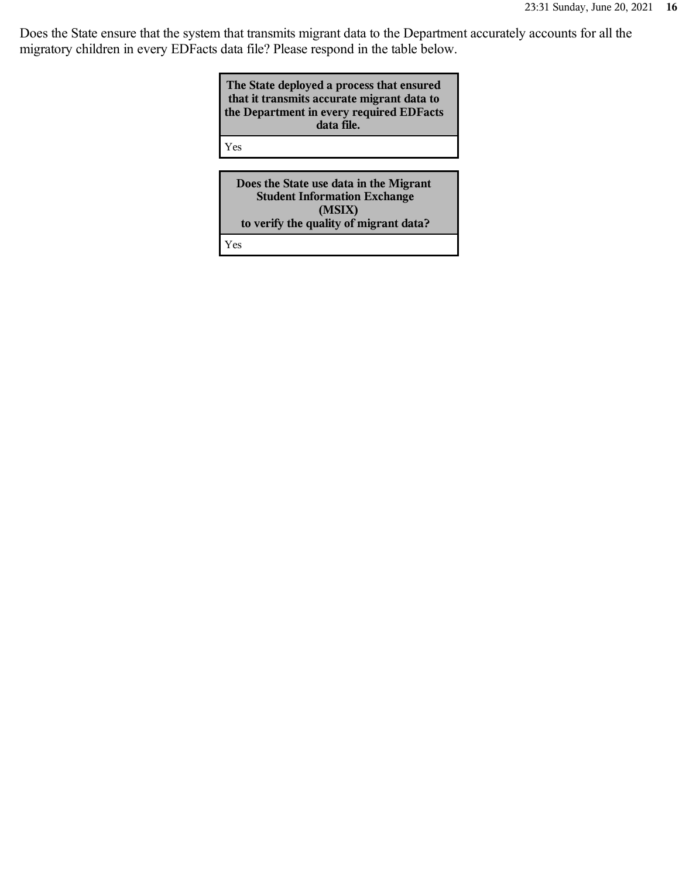Does the State ensure that the system that transmits migrant data to the Department accurately accounts for all the migratory children in every EDFacts data file? Please respond in the table below.

| The State deployed a process that ensured that it transmits accurate migrant data to the Department in every required EDFacts data file. |
| --- |
| Yes |

| Does the State use data in the Migrant Student Information Exchange (MSIX) to verify the quality of migrant data? |
| --- |
| Yes |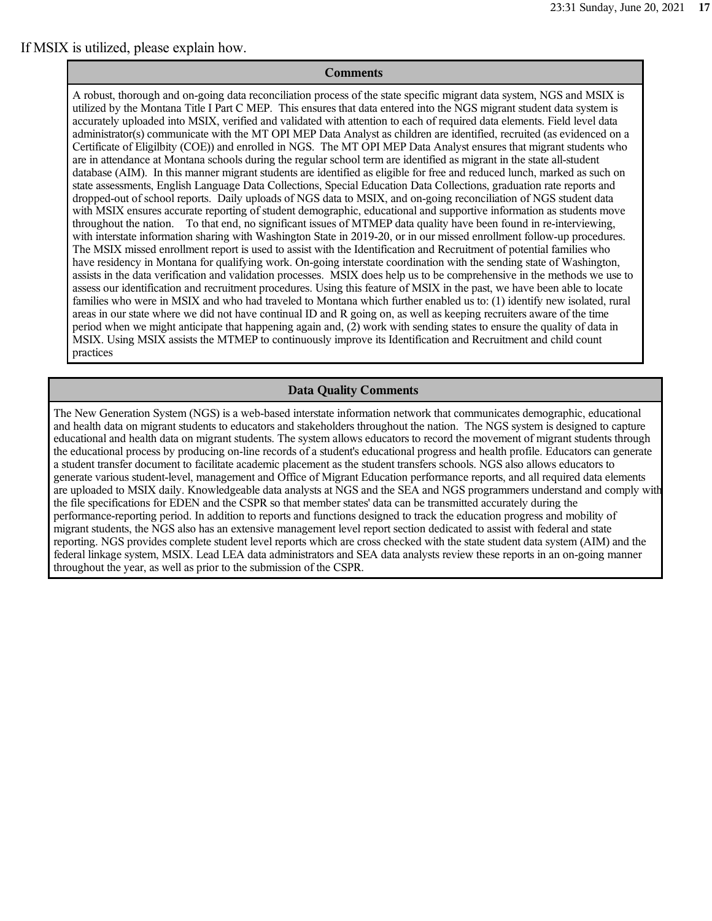If MSIX is utilized, please explain how.

| Comments |
| --- |
| A robust, thorough and on-going data reconciliation process of the state specific migrant data system, NGS and MSIX is utilized by the Montana Title I Part C MEP. This ensures that data entered into the NGS migrant student data system is accurately uploaded into MSIX, verified and validated with attention to each of required data elements. Field level data administrator(s) communicate with the MT OPI MEP Data Analyst as children are identified, recruited (as evidenced on a Certificate of Eligilbity (COE)) and enrolled in NGS. The MT OPI MEP Data Analyst ensures that migrant students who are in attendance at Montana schools during the regular school term are identified as migrant in the state all-student database (AIM). In this manner migrant students are identified as eligible for free and reduced lunch, marked as such on state assessments, English Language Data Collections, Special Education Data Collections, graduation rate reports and dropped-out of school reports. Daily uploads of NGS data to MSIX, and on-going reconciliation of NGS student data with MSIX ensures accurate reporting of student demographic, educational and supportive information as students move throughout the nation. To that end, no significant issues of MTMEP data quality have been found in re-interviewing, with interstate information sharing with Washington State in 2019-20, or in our missed enrollment follow-up procedures. The MSIX missed enrollment report is used to assist with the Identification and Recruitment of potential families who have residency in Montana for qualifying work. On-going interstate coordination with the sending state of Washington, assists in the data verification and validation processes. MSIX does help us to be comprehensive in the methods we use to assess our identification and recruitment procedures. Using this feature of MSIX in the past, we have been able to locate families who were in MSIX and who had traveled to Montana which further enabled us to: (1) identify new isolated, rural areas in our state where we did not have continual ID and R going on, as well as keeping recruiters aware of the time period when we might anticipate that happening again and, (2) work with sending states to ensure the quality of data in MSIX. Using MSIX assists the MTMEP to continuously improve its Identification and Recruitment and child count practices |

| Data Quality Comments |
| --- |
| The New Generation System (NGS) is a web-based interstate information network that communicates demographic, educational and health data on migrant students to educators and stakeholders throughout the nation. The NGS system is designed to capture educational and health data on migrant students. The system allows educators to record the movement of migrant students through the educational process by producing on-line records of a student's educational progress and health profile. Educators can generate a student transfer document to facilitate academic placement as the student transfers schools. NGS also allows educators to generate various student-level, management and Office of Migrant Education performance reports, and all required data elements are uploaded to MSIX daily. Knowledgeable data analysts at NGS and the SEA and NGS programmers understand and comply with the file specifications for EDEN and the CSPR so that member states' data can be transmitted accurately during the performance-reporting period. In addition to reports and functions designed to track the education progress and mobility of migrant students, the NGS also has an extensive management level report section dedicated to assist with federal and state reporting. NGS provides complete student level reports which are cross checked with the state student data system (AIM) and the federal linkage system, MSIX. Lead LEA data administrators and SEA data analysts review these reports in an on-going manner throughout the year, as well as prior to the submission of the CSPR. |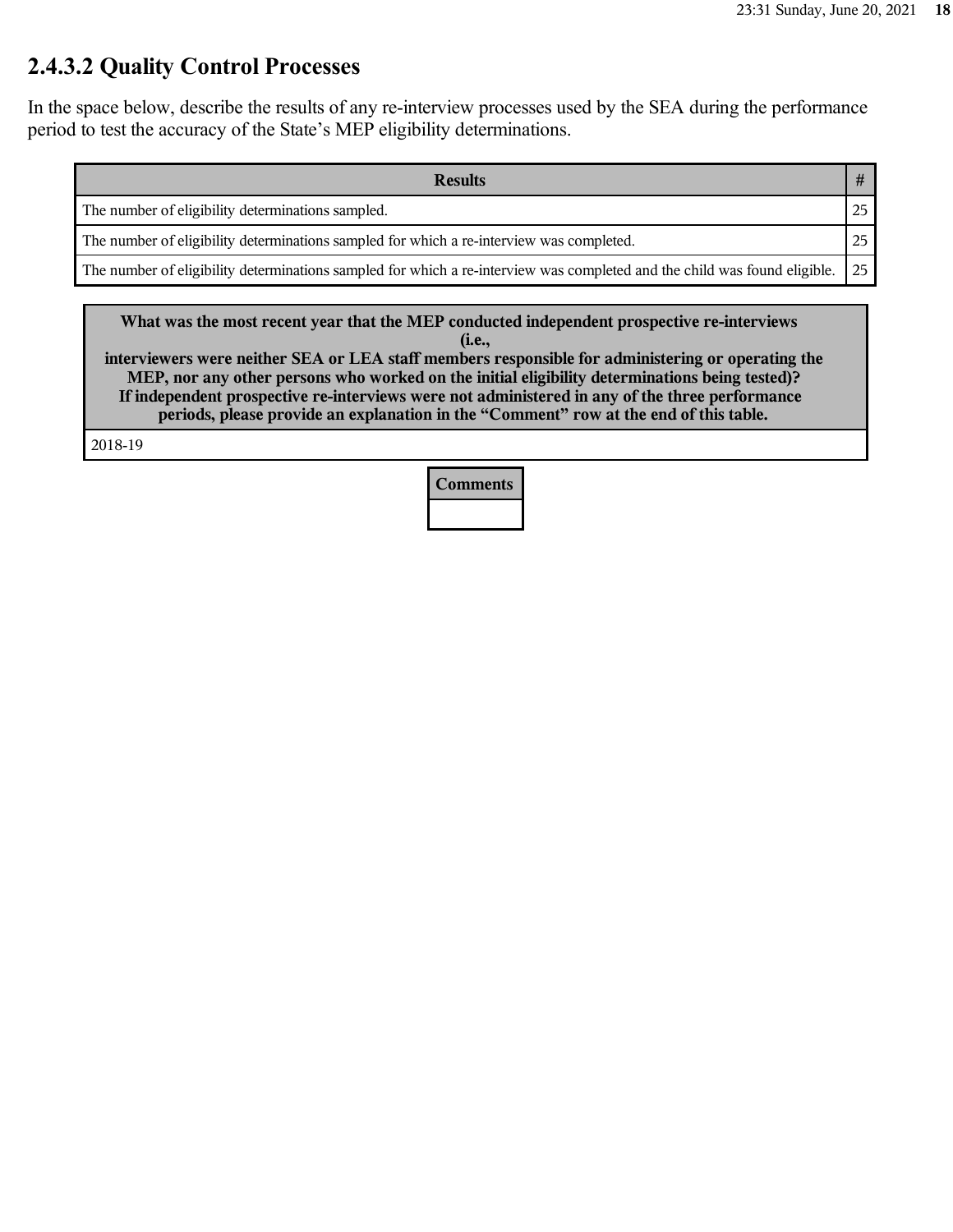## 2.4.3.2 Quality Control Processes

In the space below, describe the results of any re-interview processes used by the SEA during the performance period to test the accuracy of the State's MEP eligibility determinations.

| Results | # |
|---|---|
| The number of eligibility determinations sampled. | 25 |
| The number of eligibility determinations sampled for which a re-interview was completed. | 25 |
| The number of eligibility determinations sampled for which a re-interview was completed and the child was found eligible. | 25 |

| What was the most recent year that the MEP conducted independent prospective re-interviews (i.e., interviewers were neither SEA or LEA staff members responsible for administering or operating the MEP, nor any other persons who worked on the initial eligibility determinations being tested)? If independent prospective re-interviews were not administered in any of the three performance periods, please provide an explanation in the "Comment" row at the end of this table. |
|---|
| 2018-19 |

| Comments |
|---|
| |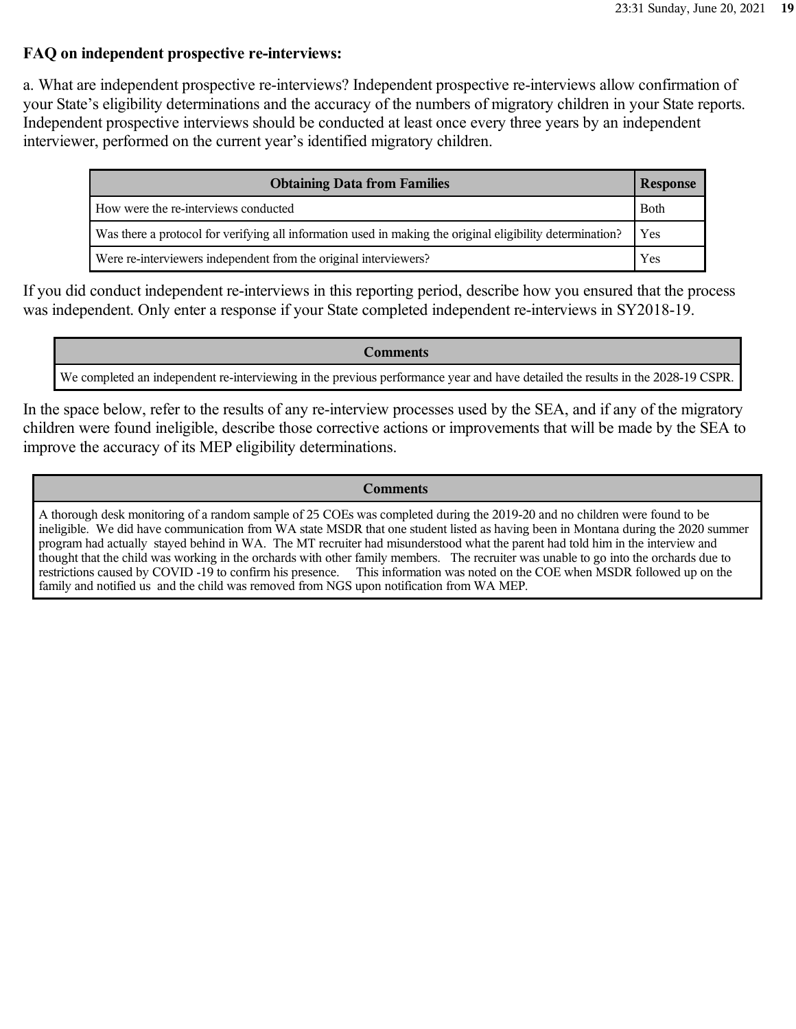**FAQ on independent prospective re-interviews:**

a. What are independent prospective re-interviews? Independent prospective re-interviews allow confirmation of your State's eligibility determinations and the accuracy of the numbers of migratory children in your State reports. Independent prospective interviews should be conducted at least once every three years by an independent interviewer, performed on the current year's identified migratory children.

| Obtaining Data from Families | Response |
|---|---|
| How were the re-interviews conducted | Both |
| Was there a protocol for verifying all information used in making the original eligibility determination? | Yes |
| Were re-interviewers independent from the original interviewers? | Yes |

If you did conduct independent re-interviews in this reporting period, describe how you ensured that the process was independent. Only enter a response if your State completed independent re-interviews in SY2018-19.

| Comments |
|---|
| We completed an independent re-interviewing in the previous performance year and have detailed the results in the 2028-19 CSPR. |

In the space below, refer to the results of any re-interview processes used by the SEA, and if any of the migratory children were found ineligible, describe those corrective actions or improvements that will be made by the SEA to improve the accuracy of its MEP eligibility determinations.

| Comments |
|---|
| A thorough desk monitoring of a random sample of 25 COEs was completed during the 2019-20 and no children were found to be ineligible. We did have communication from WA state MSDR that one student listed as having been in Montana during the 2020 summer program had actually stayed behind in WA. The MT recruiter had misunderstood what the parent had told him in the interview and thought that the child was working in the orchards with other family members. The recruiter was unable to go into the orchards due to restrictions caused by COVID -19 to confirm his presence. This information was noted on the COE when MSDR followed up on the family and notified us and the child was removed from NGS upon notification from WA MEP. |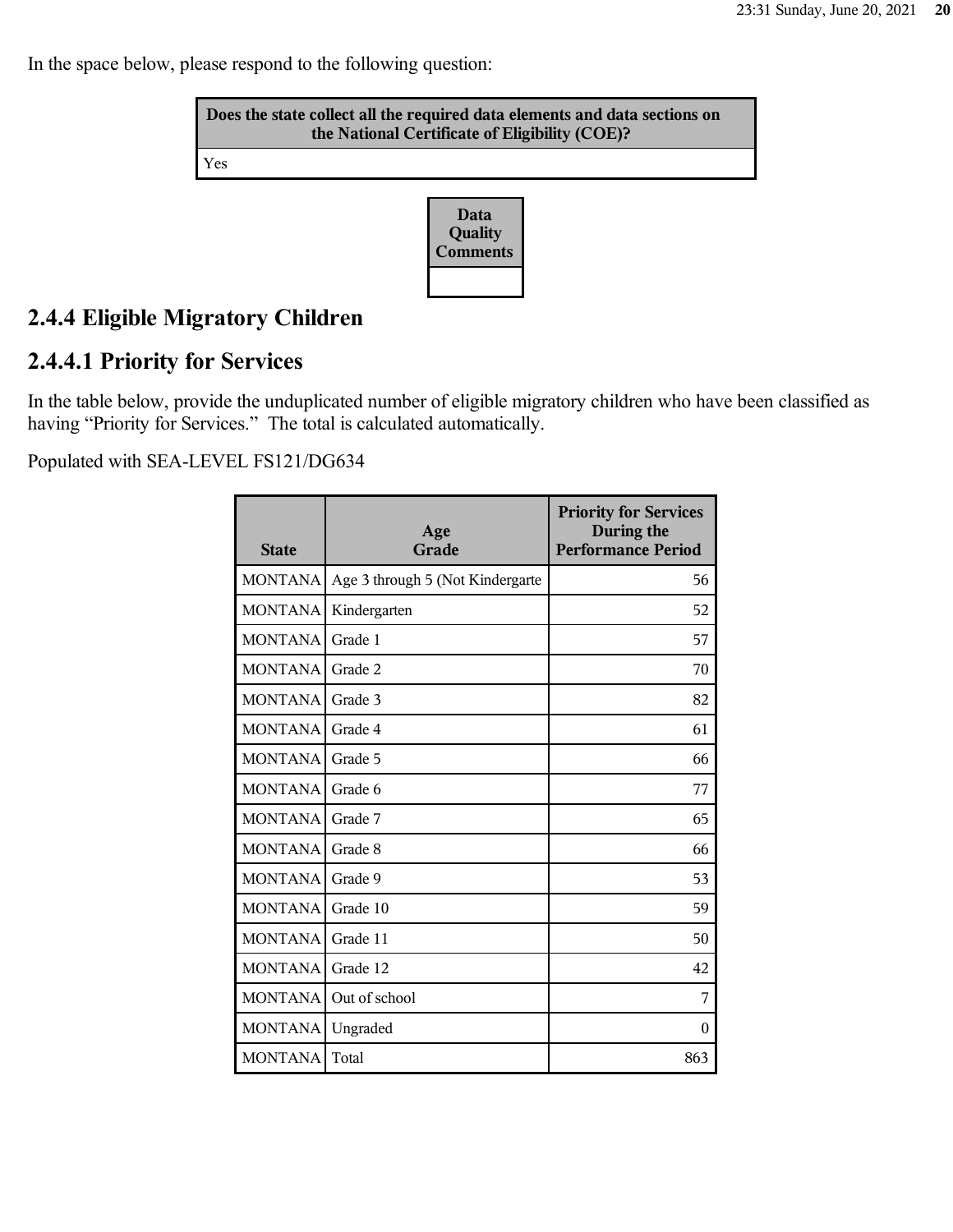In the space below, please respond to the following question:

| Does the state collect all the required data elements and data sections on the National Certificate of Eligibility (COE)? |
| --- |
| Yes |

| Data Quality Comments |
| --- |
| |

## 2.4.4 Eligible Migratory Children

## 2.4.4.1 Priority for Services

In the table below, provide the unduplicated number of eligible migratory children who have been classified as having "Priority for Services." The total is calculated automatically.

Populated with SEA-LEVEL FS121/DG634

| State | Age Grade | Priority for Services During the Performance Period |
| --- | --- | --- |
| MONTANA | Age 3 through 5 (Not Kindergarte | 56 |
| MONTANA | Kindergarten | 52 |
| MONTANA | Grade 1 | 57 |
| MONTANA | Grade 2 | 70 |
| MONTANA | Grade 3 | 82 |
| MONTANA | Grade 4 | 61 |
| MONTANA | Grade 5 | 66 |
| MONTANA | Grade 6 | 77 |
| MONTANA | Grade 7 | 65 |
| MONTANA | Grade 8 | 66 |
| MONTANA | Grade 9 | 53 |
| MONTANA | Grade 10 | 59 |
| MONTANA | Grade 11 | 50 |
| MONTANA | Grade 12 | 42 |
| MONTANA | Out of school | 7 |
| MONTANA | Ungraded | 0 |
| MONTANA | Total | 863 |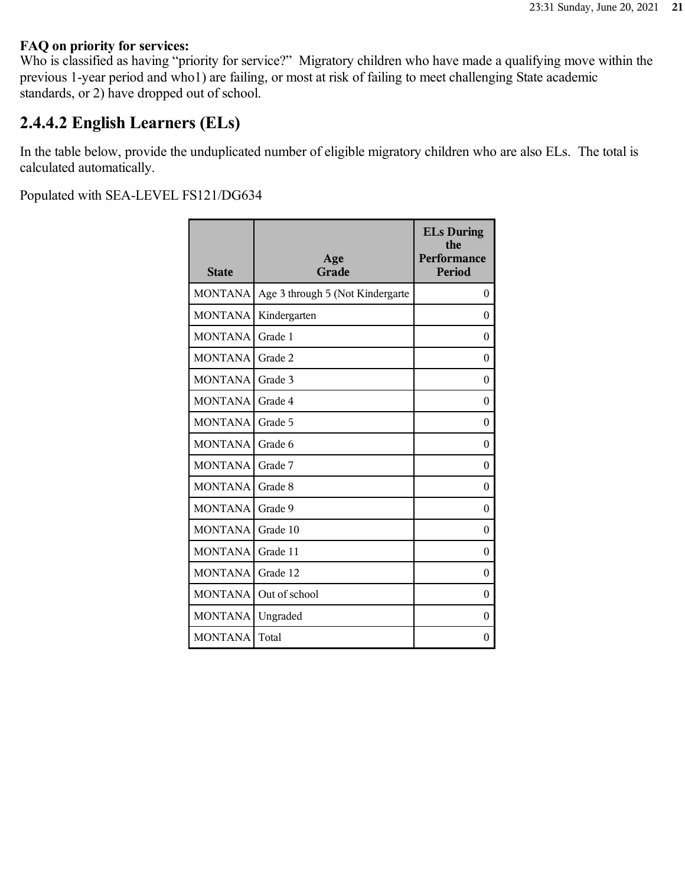**FAQ on priority for services:**
Who is classified as having “priority for service?” Migratory children who have made a qualifying move within the previous 1-year period and who1) are failing, or most at risk of failing to meet challenging State academic standards, or 2) have dropped out of school.

## 2.4.4.2 English Learners (ELs)

In the table below, provide the unduplicated number of eligible migratory children who are also ELs. The total is calculated automatically.

Populated with SEA-LEVEL FS121/DG634

| State | Age Grade | ELs During the Performance Period |
|---|---|---|
| MONTANA | Age 3 through 5 (Not Kindergarte | 0 |
| MONTANA | Kindergarten | 0 |
| MONTANA | Grade 1 | 0 |
| MONTANA | Grade 2 | 0 |
| MONTANA | Grade 3 | 0 |
| MONTANA | Grade 4 | 0 |
| MONTANA | Grade 5 | 0 |
| MONTANA | Grade 6 | 0 |
| MONTANA | Grade 7 | 0 |
| MONTANA | Grade 8 | 0 |
| MONTANA | Grade 9 | 0 |
| MONTANA | Grade 10 | 0 |
| MONTANA | Grade 11 | 0 |
| MONTANA | Grade 12 | 0 |
| MONTANA | Out of school | 0 |
| MONTANA | Ungraded | 0 |
| MONTANA | Total | 0 |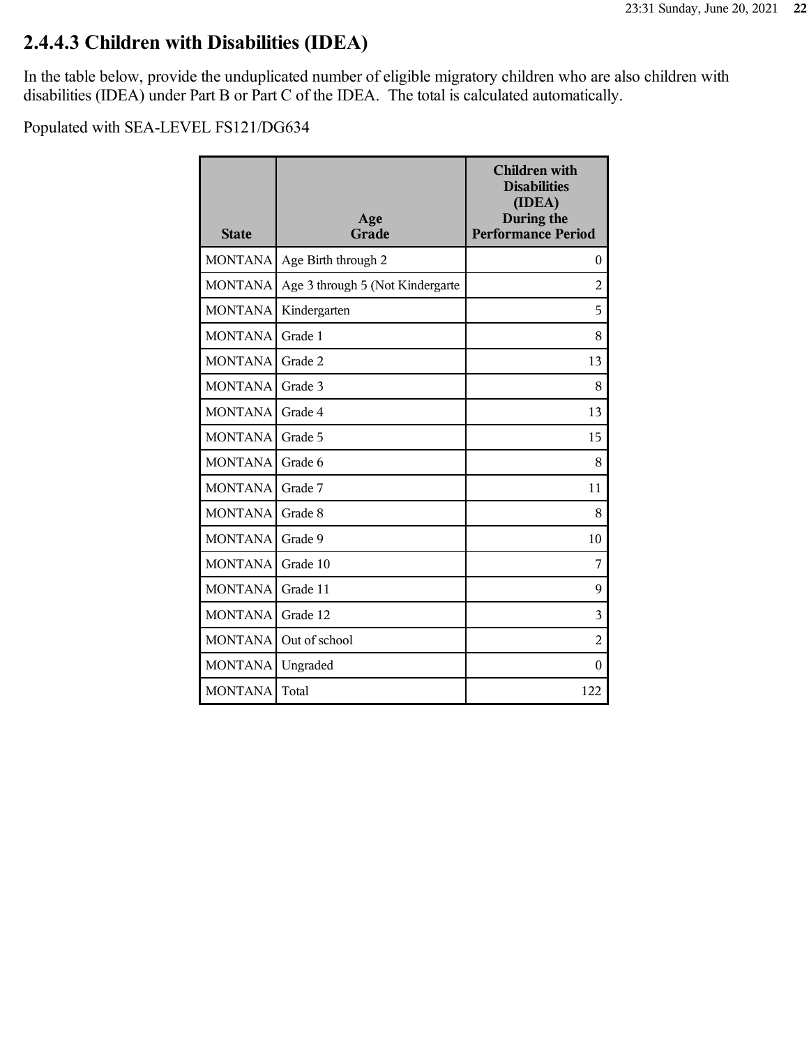## 2.4.4.3 Children with Disabilities (IDEA)

In the table below, provide the unduplicated number of eligible migratory children who are also children with disabilities (IDEA) under Part B or Part C of the IDEA. The total is calculated automatically.

Populated with SEA-LEVEL FS121/DG634

| State | Age Grade | Children with Disabilities (IDEA) During the Performance Period |
|---|---|---|
| MONTANA | Age Birth through 2 | 0 |
| MONTANA | Age 3 through 5 (Not Kindergarte | 2 |
| MONTANA | Kindergarten | 5 |
| MONTANA | Grade 1 | 8 |
| MONTANA | Grade 2 | 13 |
| MONTANA | Grade 3 | 8 |
| MONTANA | Grade 4 | 13 |
| MONTANA | Grade 5 | 15 |
| MONTANA | Grade 6 | 8 |
| MONTANA | Grade 7 | 11 |
| MONTANA | Grade 8 | 8 |
| MONTANA | Grade 9 | 10 |
| MONTANA | Grade 10 | 7 |
| MONTANA | Grade 11 | 9 |
| MONTANA | Grade 12 | 3 |
| MONTANA | Out of school | 2 |
| MONTANA | Ungraded | 0 |
| MONTANA | Total | 122 |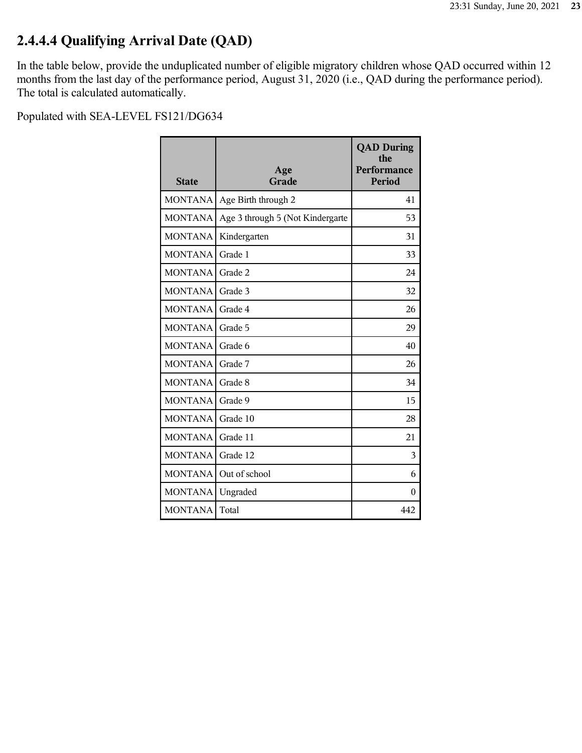## 2.4.4.4 Qualifying Arrival Date (QAD)

In the table below, provide the unduplicated number of eligible migratory children whose QAD occurred within 12 months from the last day of the performance period, August 31, 2020 (i.e., QAD during the performance period). The total is calculated automatically.

Populated with SEA-LEVEL FS121/DG634

| State | Age Grade | QAD During the Performance Period |
|---|---|---|
| MONTANA | Age Birth through 2 | 41 |
| MONTANA | Age 3 through 5 (Not Kindergarte | 53 |
| MONTANA | Kindergarten | 31 |
| MONTANA | Grade 1 | 33 |
| MONTANA | Grade 2 | 24 |
| MONTANA | Grade 3 | 32 |
| MONTANA | Grade 4 | 26 |
| MONTANA | Grade 5 | 29 |
| MONTANA | Grade 6 | 40 |
| MONTANA | Grade 7 | 26 |
| MONTANA | Grade 8 | 34 |
| MONTANA | Grade 9 | 15 |
| MONTANA | Grade 10 | 28 |
| MONTANA | Grade 11 | 21 |
| MONTANA | Grade 12 | 3 |
| MONTANA | Out of school | 6 |
| MONTANA | Ungraded | 0 |
| MONTANA | Total | 442 |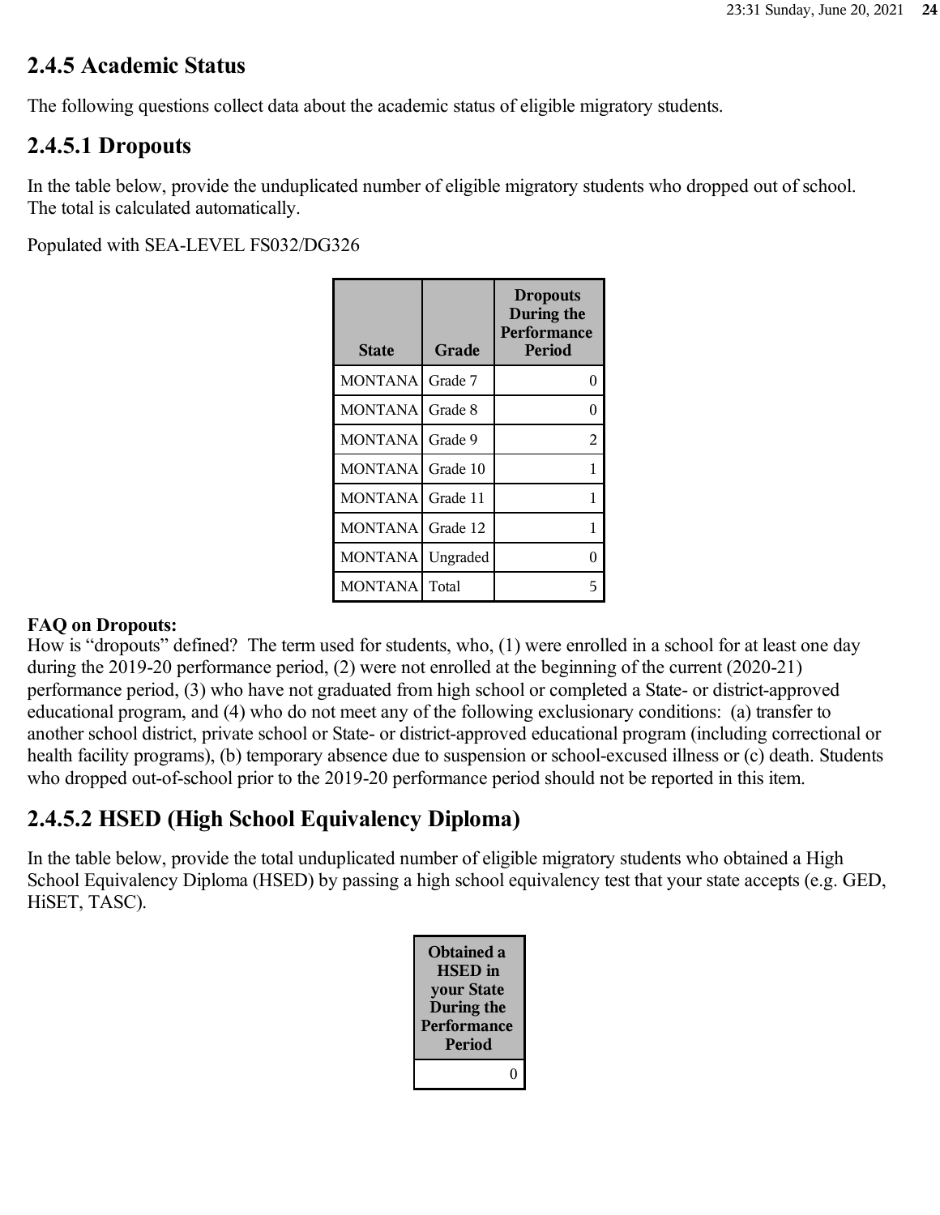## 2.4.5 Academic Status

The following questions collect data about the academic status of eligible migratory students.

### 2.4.5.1 Dropouts

In the table below, provide the unduplicated number of eligible migratory students who dropped out of school. The total is calculated automatically.

Populated with SEA-LEVEL FS032/DG326

| State | Grade | Dropouts During the Performance Period |
|---|---|---|
| MONTANA | Grade 7 | 0 |
| MONTANA | Grade 8 | 0 |
| MONTANA | Grade 9 | 2 |
| MONTANA | Grade 10 | 1 |
| MONTANA | Grade 11 | 1 |
| MONTANA | Grade 12 | 1 |
| MONTANA | Ungraded | 0 |
| MONTANA | Total | 5 |

**FAQ on Dropouts:**
How is “dropouts” defined? The term used for students, who, (1) were enrolled in a school for at least one day during the 2019-20 performance period, (2) were not enrolled at the beginning of the current (2020-21) performance period, (3) who have not graduated from high school or completed a State- or district-approved educational program, and (4) who do not meet any of the following exclusionary conditions: (a) transfer to another school district, private school or State- or district-approved educational program (including correctional or health facility programs), (b) temporary absence due to suspension or school-excused illness or (c) death. Students who dropped out-of-school prior to the 2019-20 performance period should not be reported in this item.

### 2.4.5.2 HSED (High School Equivalency Diploma)

In the table below, provide the total unduplicated number of eligible migratory students who obtained a High School Equivalency Diploma (HSED) by passing a high school equivalency test that your state accepts (e.g. GED, HiSET, TASC).

| Obtained a HSED in your State During the Performance Period |
|---|
| 0 |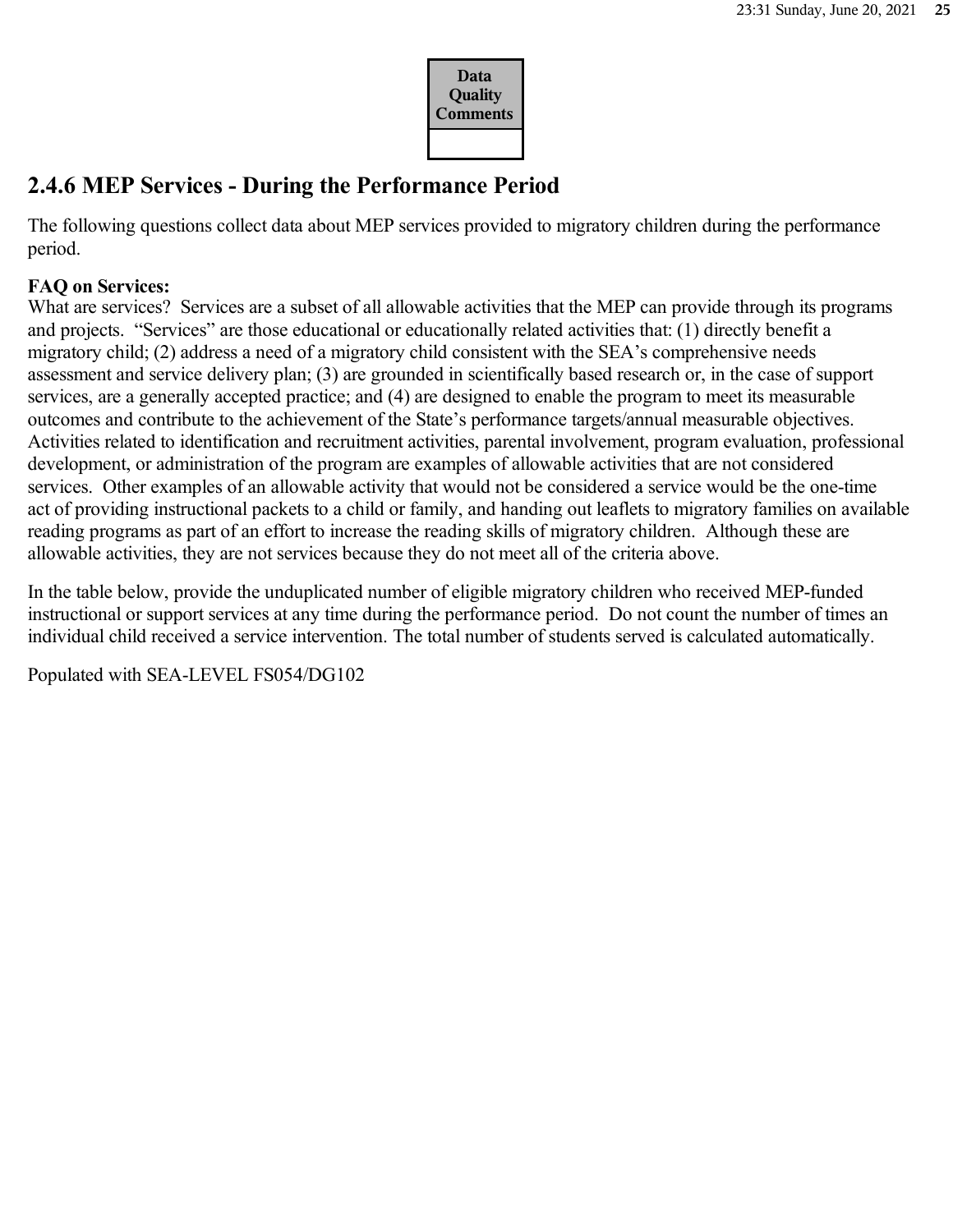| Data Quality Comments |
| --- |
| |

## 2.4.6 MEP Services - During the Performance Period

The following questions collect data about MEP services provided to migratory children during the performance period.

**FAQ on Services:**
What are services? Services are a subset of all allowable activities that the MEP can provide through its programs and projects. "Services" are those educational or educationally related activities that: (1) directly benefit a migratory child; (2) address a need of a migratory child consistent with the SEA's comprehensive needs assessment and service delivery plan; (3) are grounded in scientifically based research or, in the case of support services, are a generally accepted practice; and (4) are designed to enable the program to meet its measurable outcomes and contribute to the achievement of the State's performance targets/annual measurable objectives. Activities related to identification and recruitment activities, parental involvement, program evaluation, professional development, or administration of the program are examples of allowable activities that are not considered services. Other examples of an allowable activity that would not be considered a service would be the one-time act of providing instructional packets to a child or family, and handing out leaflets to migratory families on available reading programs as part of an effort to increase the reading skills of migratory children. Although these are allowable activities, they are not services because they do not meet all of the criteria above.

In the table below, provide the unduplicated number of eligible migratory children who received MEP-funded instructional or support services at any time during the performance period. Do not count the number of times an individual child received a service intervention. The total number of students served is calculated automatically.

Populated with SEA-LEVEL FS054/DG102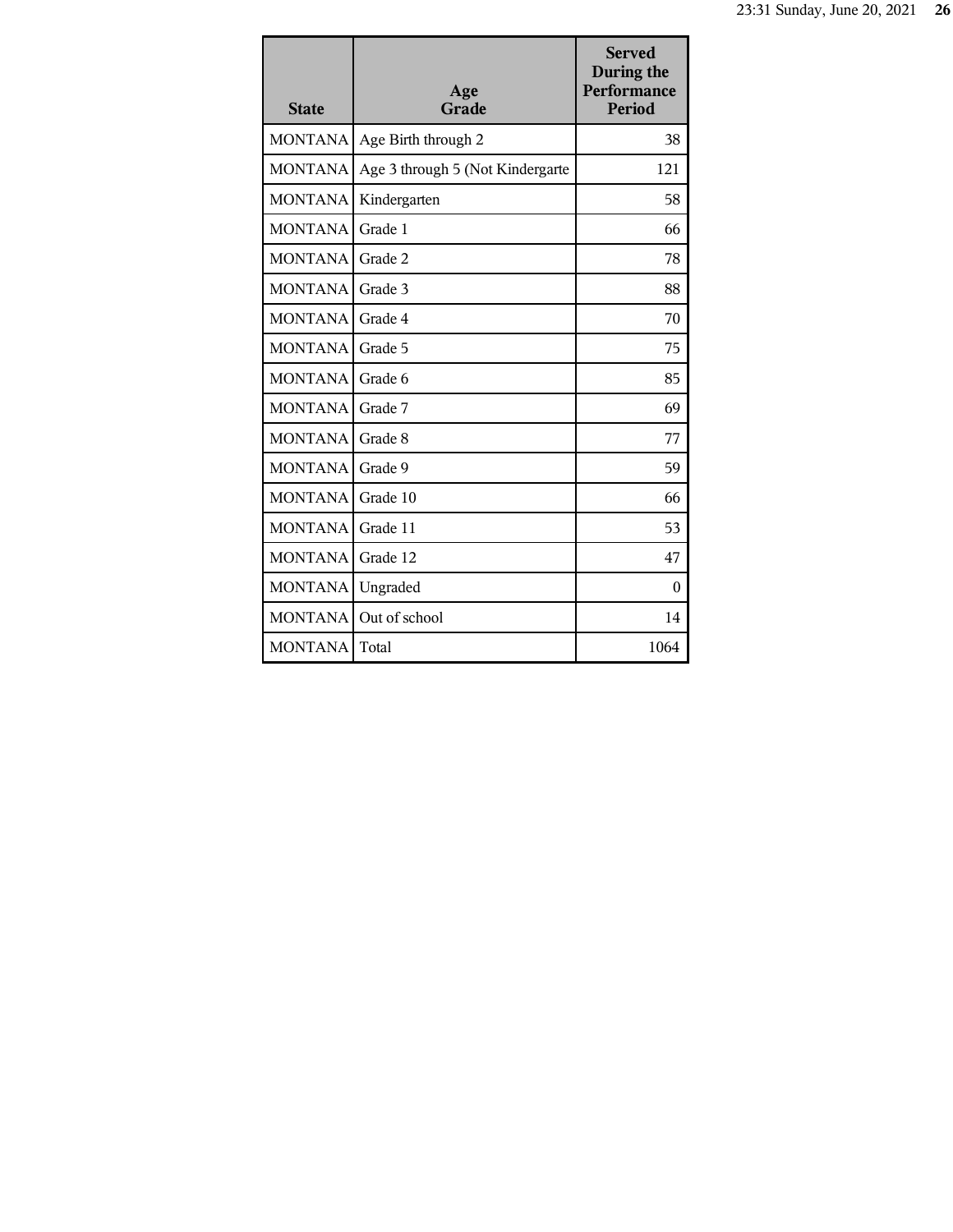| State | Age Grade | Served During the Performance Period |
|---|---|---|
| MONTANA | Age Birth through 2 | 38 |
| MONTANA | Age 3 through 5 (Not Kindergarte | 121 |
| MONTANA | Kindergarten | 58 |
| MONTANA | Grade 1 | 66 |
| MONTANA | Grade 2 | 78 |
| MONTANA | Grade 3 | 88 |
| MONTANA | Grade 4 | 70 |
| MONTANA | Grade 5 | 75 |
| MONTANA | Grade 6 | 85 |
| MONTANA | Grade 7 | 69 |
| MONTANA | Grade 8 | 77 |
| MONTANA | Grade 9 | 59 |
| MONTANA | Grade 10 | 66 |
| MONTANA | Grade 11 | 53 |
| MONTANA | Grade 12 | 47 |
| MONTANA | Ungraded | 0 |
| MONTANA | Out of school | 14 |
| MONTANA | Total | 1064 |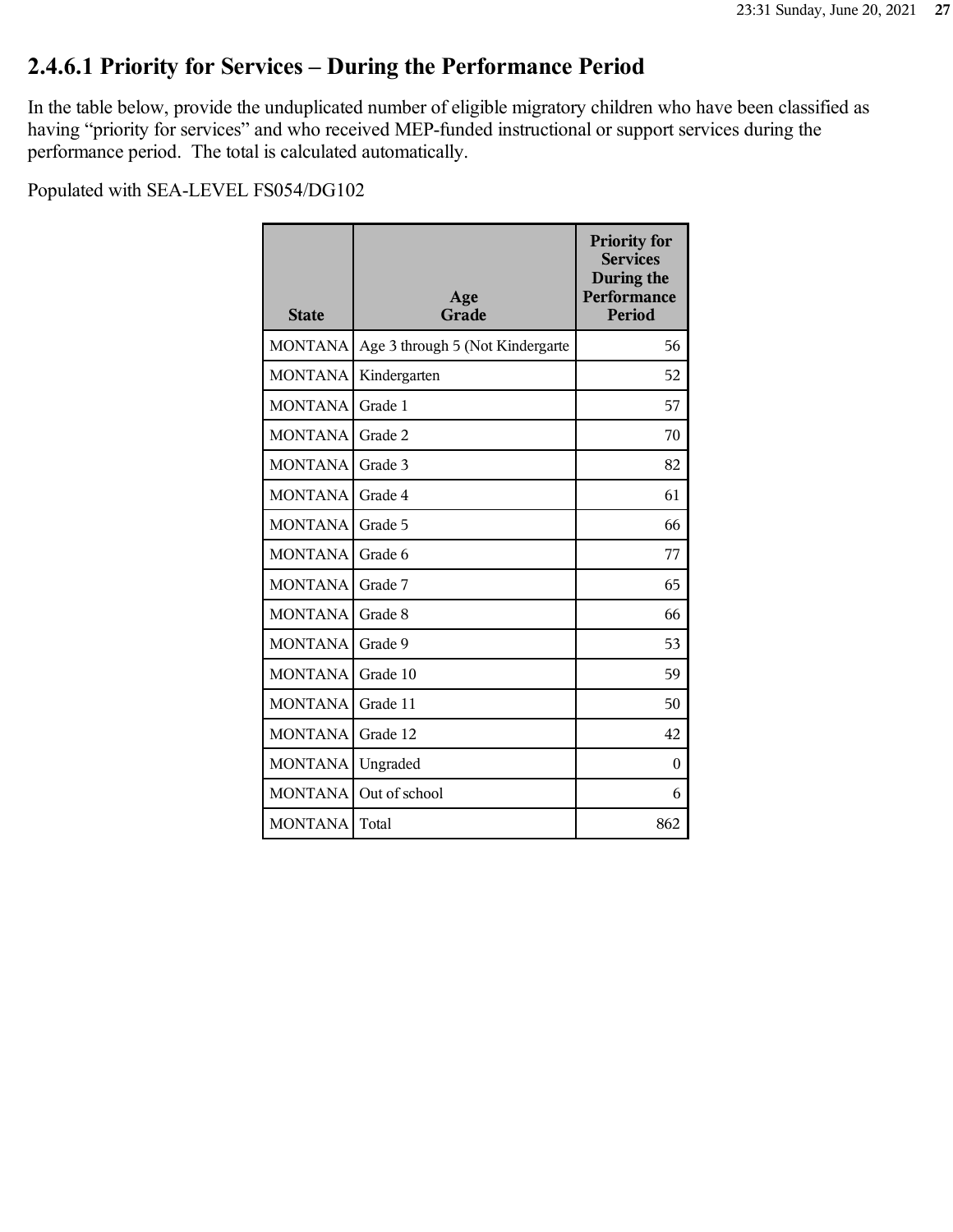## 2.4.6.1 Priority for Services – During the Performance Period

In the table below, provide the unduplicated number of eligible migratory children who have been classified as having "priority for services" and who received MEP-funded instructional or support services during the performance period. The total is calculated automatically.

Populated with SEA-LEVEL FS054/DG102

| State | Age Grade | Priority for Services During the Performance Period |
|---|---|---|
| MONTANA | Age 3 through 5 (Not Kindergarte | 56 |
| MONTANA | Kindergarten | 52 |
| MONTANA | Grade 1 | 57 |
| MONTANA | Grade 2 | 70 |
| MONTANA | Grade 3 | 82 |
| MONTANA | Grade 4 | 61 |
| MONTANA | Grade 5 | 66 |
| MONTANA | Grade 6 | 77 |
| MONTANA | Grade 7 | 65 |
| MONTANA | Grade 8 | 66 |
| MONTANA | Grade 9 | 53 |
| MONTANA | Grade 10 | 59 |
| MONTANA | Grade 11 | 50 |
| MONTANA | Grade 12 | 42 |
| MONTANA | Ungraded | 0 |
| MONTANA | Out of school | 6 |
| MONTANA | Total | 862 |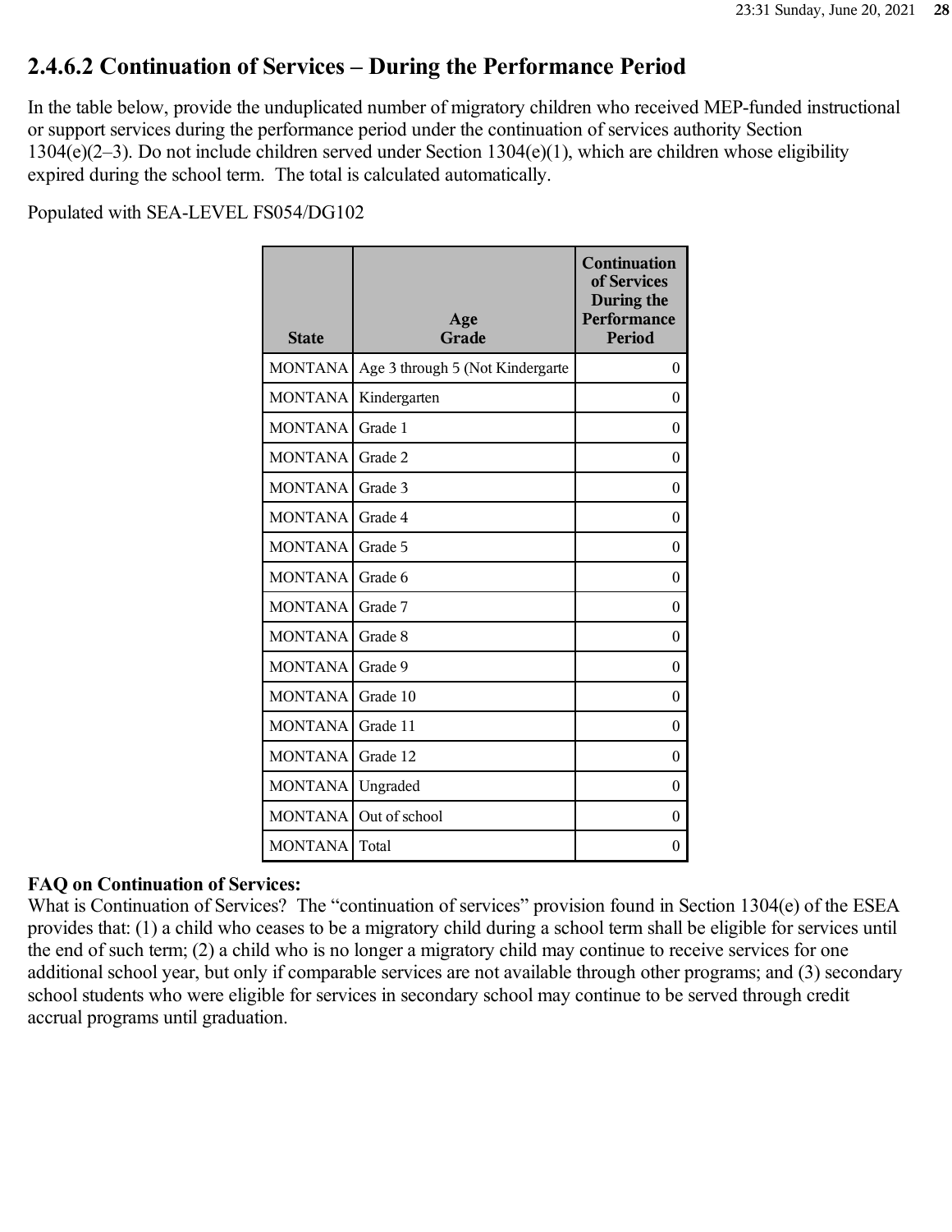## 2.4.6.2 Continuation of Services – During the Performance Period

In the table below, provide the unduplicated number of migratory children who received MEP-funded instructional or support services during the performance period under the continuation of services authority Section 1304(e)(2–3). Do not include children served under Section 1304(e)(1), which are children whose eligibility expired during the school term. The total is calculated automatically.

Populated with SEA-LEVEL FS054/DG102

| State | Age Grade | Continuation of Services During the Performance Period |
|---|---|---|
| MONTANA | Age 3 through 5 (Not Kindergarte | 0 |
| MONTANA | Kindergarten | 0 |
| MONTANA | Grade 1 | 0 |
| MONTANA | Grade 2 | 0 |
| MONTANA | Grade 3 | 0 |
| MONTANA | Grade 4 | 0 |
| MONTANA | Grade 5 | 0 |
| MONTANA | Grade 6 | 0 |
| MONTANA | Grade 7 | 0 |
| MONTANA | Grade 8 | 0 |
| MONTANA | Grade 9 | 0 |
| MONTANA | Grade 10 | 0 |
| MONTANA | Grade 11 | 0 |
| MONTANA | Grade 12 | 0 |
| MONTANA | Ungraded | 0 |
| MONTANA | Out of school | 0 |
| MONTANA | Total | 0 |

**FAQ on Continuation of Services:**
What is Continuation of Services? The "continuation of services" provision found in Section 1304(e) of the ESEA provides that: (1) a child who ceases to be a migratory child during a school term shall be eligible for services until the end of such term; (2) a child who is no longer a migratory child may continue to receive services for one additional school year, but only if comparable services are not available through other programs; and (3) secondary school students who were eligible for services in secondary school may continue to be served through credit accrual programs until graduation.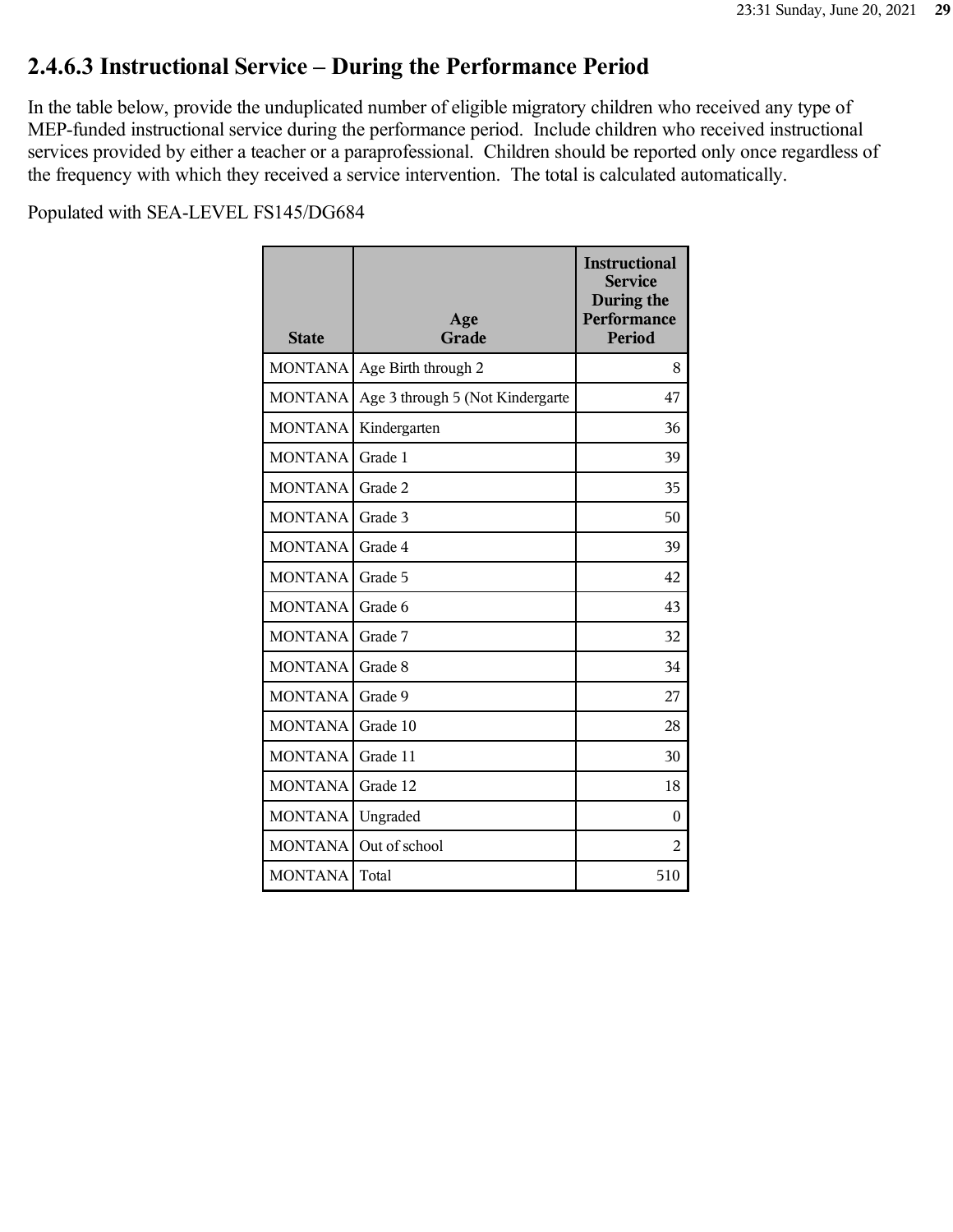## 2.4.6.3 Instructional Service – During the Performance Period

In the table below, provide the unduplicated number of eligible migratory children who received any type of MEP-funded instructional service during the performance period. Include children who received instructional services provided by either a teacher or a paraprofessional. Children should be reported only once regardless of the frequency with which they received a service intervention. The total is calculated automatically.

Populated with SEA-LEVEL FS145/DG684

| State | Age Grade | Instructional Service During the Performance Period |
|---|---|---|
| MONTANA | Age Birth through 2 | 8 |
| MONTANA | Age 3 through 5 (Not Kindergarte | 47 |
| MONTANA | Kindergarten | 36 |
| MONTANA | Grade 1 | 39 |
| MONTANA | Grade 2 | 35 |
| MONTANA | Grade 3 | 50 |
| MONTANA | Grade 4 | 39 |
| MONTANA | Grade 5 | 42 |
| MONTANA | Grade 6 | 43 |
| MONTANA | Grade 7 | 32 |
| MONTANA | Grade 8 | 34 |
| MONTANA | Grade 9 | 27 |
| MONTANA | Grade 10 | 28 |
| MONTANA | Grade 11 | 30 |
| MONTANA | Grade 12 | 18 |
| MONTANA | Ungraded | 0 |
| MONTANA | Out of school | 2 |
| MONTANA | Total | 510 |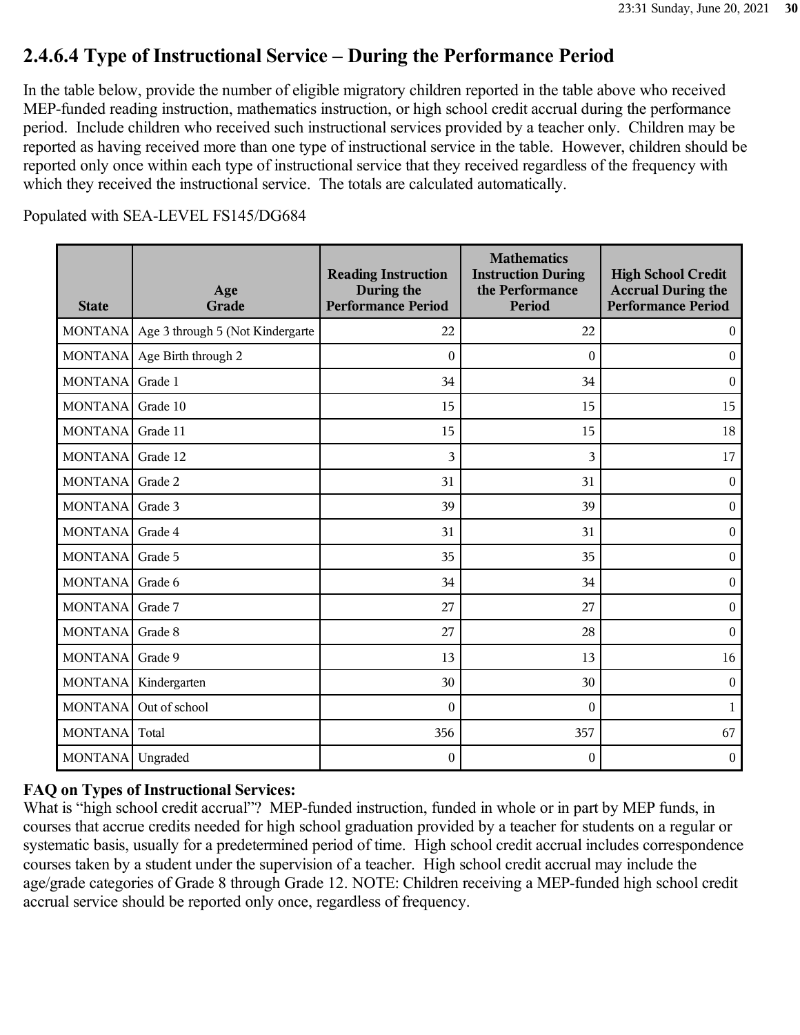## 2.4.6.4 Type of Instructional Service – During the Performance Period

In the table below, provide the number of eligible migratory children reported in the table above who received MEP-funded reading instruction, mathematics instruction, or high school credit accrual during the performance period. Include children who received such instructional services provided by a teacher only. Children may be reported as having received more than one type of instructional service in the table. However, children should be reported only once within each type of instructional service that they received regardless of the frequency with which they received the instructional service. The totals are calculated automatically.

Populated with SEA-LEVEL FS145/DG684

| State | Age Grade | Reading Instruction During the Performance Period | Mathematics Instruction During the Performance Period | High School Credit Accrual During the Performance Period |
|---|---|---|---|---|
| MONTANA | Age 3 through 5 (Not Kindergarte | 22 | 22 | 0 |
| MONTANA | Age Birth through 2 | 0 | 0 | 0 |
| MONTANA | Grade 1 | 34 | 34 | 0 |
| MONTANA | Grade 10 | 15 | 15 | 15 |
| MONTANA | Grade 11 | 15 | 15 | 18 |
| MONTANA | Grade 12 | 3 | 3 | 17 |
| MONTANA | Grade 2 | 31 | 31 | 0 |
| MONTANA | Grade 3 | 39 | 39 | 0 |
| MONTANA | Grade 4 | 31 | 31 | 0 |
| MONTANA | Grade 5 | 35 | 35 | 0 |
| MONTANA | Grade 6 | 34 | 34 | 0 |
| MONTANA | Grade 7 | 27 | 27 | 0 |
| MONTANA | Grade 8 | 27 | 28 | 0 |
| MONTANA | Grade 9 | 13 | 13 | 16 |
| MONTANA | Kindergarten | 30 | 30 | 0 |
| MONTANA | Out of school | 0 | 0 | 1 |
| MONTANA | Total | 356 | 357 | 67 |
| MONTANA | Ungraded | 0 | 0 | 0 |

**FAQ on Types of Instructional Services:**

What is "high school credit accrual"? MEP-funded instruction, funded in whole or in part by MEP funds, in courses that accrue credits needed for high school graduation provided by a teacher for students on a regular or systematic basis, usually for a predetermined period of time. High school credit accrual includes correspondence courses taken by a student under the supervision of a teacher. High school credit accrual may include the age/grade categories of Grade 8 through Grade 12. NOTE: Children receiving a MEP-funded high school credit accrual service should be reported only once, regardless of frequency.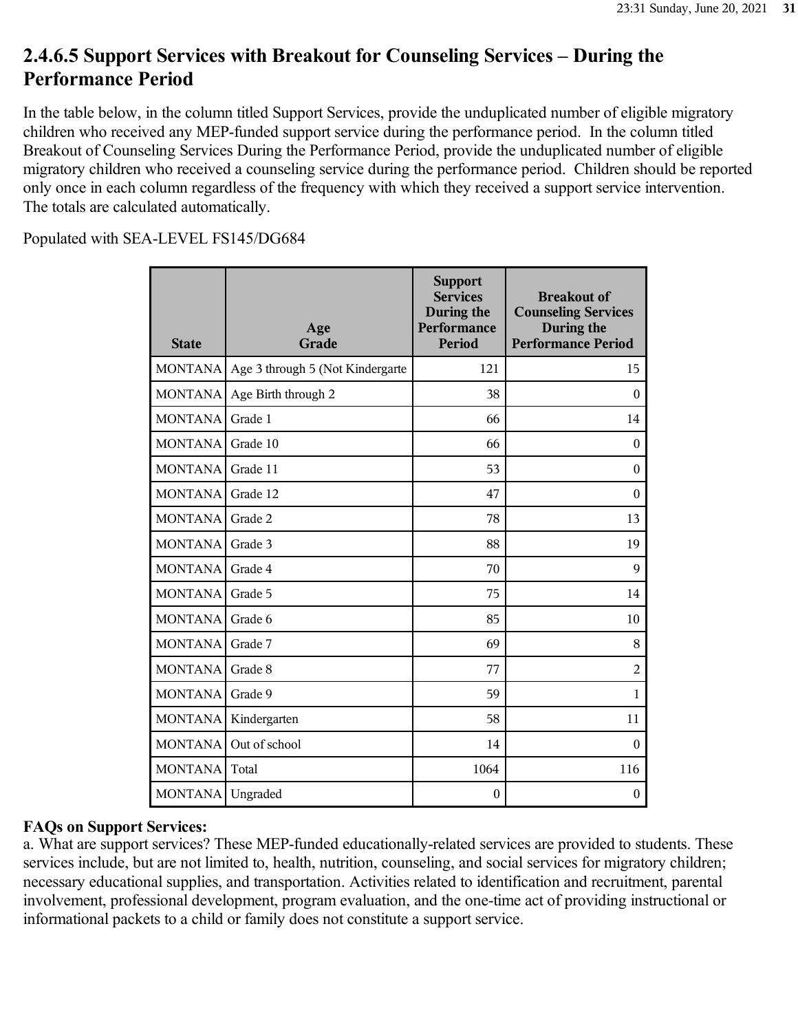## 2.4.6.5 Support Services with Breakout for Counseling Services – During the Performance Period

In the table below, in the column titled Support Services, provide the unduplicated number of eligible migratory children who received any MEP-funded support service during the performance period. In the column titled Breakout of Counseling Services During the Performance Period, provide the unduplicated number of eligible migratory children who received a counseling service during the performance period. Children should be reported only once in each column regardless of the frequency with which they received a support service intervention. The totals are calculated automatically.

Populated with SEA-LEVEL FS145/DG684

| State | Age Grade | Support Services During the Performance Period | Breakout of Counseling Services During the Performance Period |
|---|---|---|---|
| MONTANA | Age 3 through 5 (Not Kindergarte | 121 | 15 |
| MONTANA | Age Birth through 2 | 38 | 0 |
| MONTANA | Grade 1 | 66 | 14 |
| MONTANA | Grade 10 | 66 | 0 |
| MONTANA | Grade 11 | 53 | 0 |
| MONTANA | Grade 12 | 47 | 0 |
| MONTANA | Grade 2 | 78 | 13 |
| MONTANA | Grade 3 | 88 | 19 |
| MONTANA | Grade 4 | 70 | 9 |
| MONTANA | Grade 5 | 75 | 14 |
| MONTANA | Grade 6 | 85 | 10 |
| MONTANA | Grade 7 | 69 | 8 |
| MONTANA | Grade 8 | 77 | 2 |
| MONTANA | Grade 9 | 59 | 1 |
| MONTANA | Kindergarten | 58 | 11 |
| MONTANA | Out of school | 14 | 0 |
| MONTANA | Total | 1064 | 116 |
| MONTANA | Ungraded | 0 | 0 |

**FAQs on Support Services:**

a. What are support services? These MEP-funded educationally-related services are provided to students. These services include, but are not limited to, health, nutrition, counseling, and social services for migratory children; necessary educational supplies, and transportation. Activities related to identification and recruitment, parental involvement, professional development, program evaluation, and the one-time act of providing instructional or informational packets to a child or family does not constitute a support service.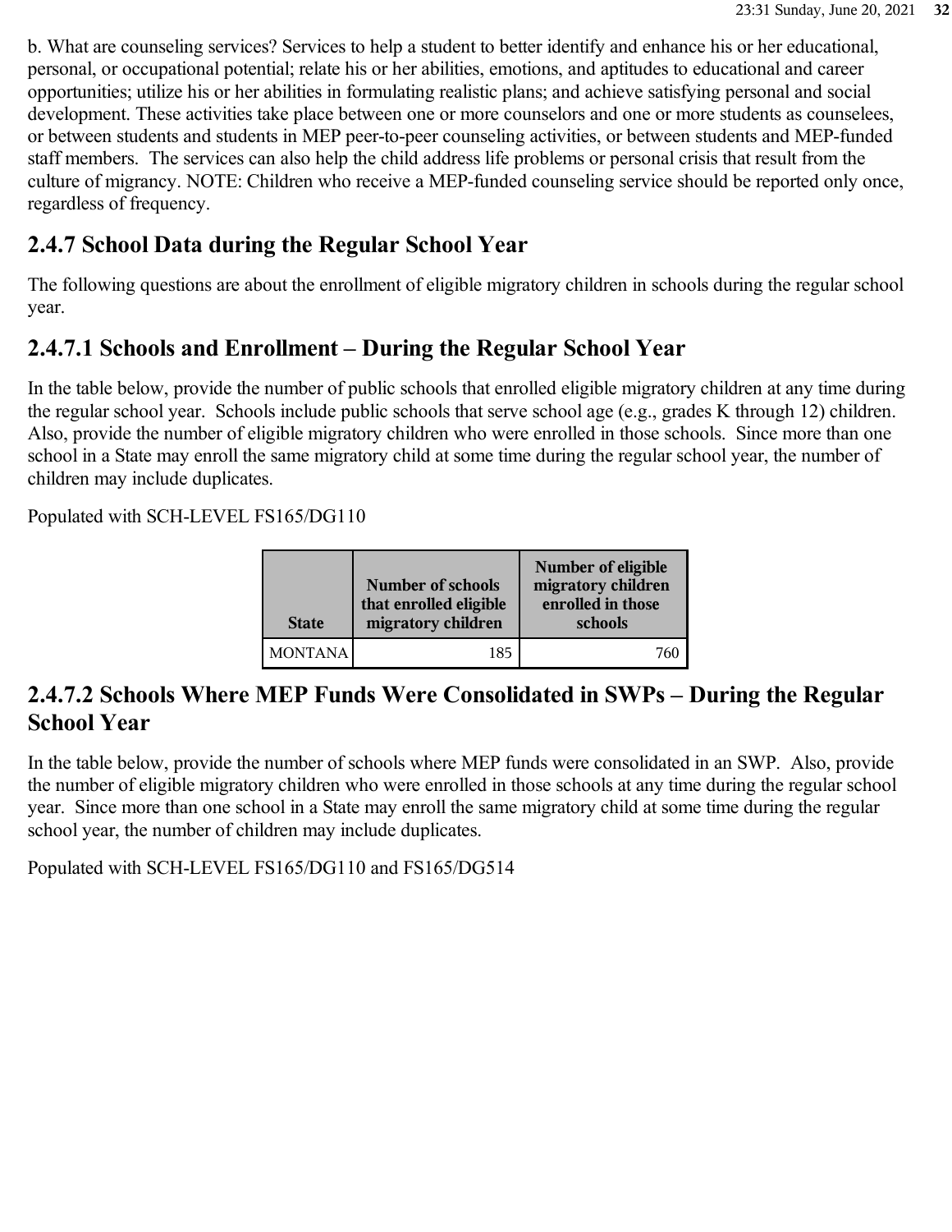b. What are counseling services? Services to help a student to better identify and enhance his or her educational, personal, or occupational potential; relate his or her abilities, emotions, and aptitudes to educational and career opportunities; utilize his or her abilities in formulating realistic plans; and achieve satisfying personal and social development. These activities take place between one or more counselors and one or more students as counselees, or between students and students in MEP peer-to-peer counseling activities, or between students and MEP-funded staff members. The services can also help the child address life problems or personal crisis that result from the culture of migrancy. NOTE: Children who receive a MEP-funded counseling service should be reported only once, regardless of frequency.

## 2.4.7 School Data during the Regular School Year

The following questions are about the enrollment of eligible migratory children in schools during the regular school year.

## 2.4.7.1 Schools and Enrollment – During the Regular School Year

In the table below, provide the number of public schools that enrolled eligible migratory children at any time during the regular school year. Schools include public schools that serve school age (e.g., grades K through 12) children. Also, provide the number of eligible migratory children who were enrolled in those schools. Since more than one school in a State may enroll the same migratory child at some time during the regular school year, the number of children may include duplicates.

Populated with SCH-LEVEL FS165/DG110

| State | Number of schools that enrolled eligible migratory children | Number of eligible migratory children enrolled in those schools |
|---|---|---|
| MONTANA | 185 | 760 |

## 2.4.7.2 Schools Where MEP Funds Were Consolidated in SWPs – During the Regular School Year

In the table below, provide the number of schools where MEP funds were consolidated in an SWP. Also, provide the number of eligible migratory children who were enrolled in those schools at any time during the regular school year. Since more than one school in a State may enroll the same migratory child at some time during the regular school year, the number of children may include duplicates.

Populated with SCH-LEVEL FS165/DG110 and FS165/DG514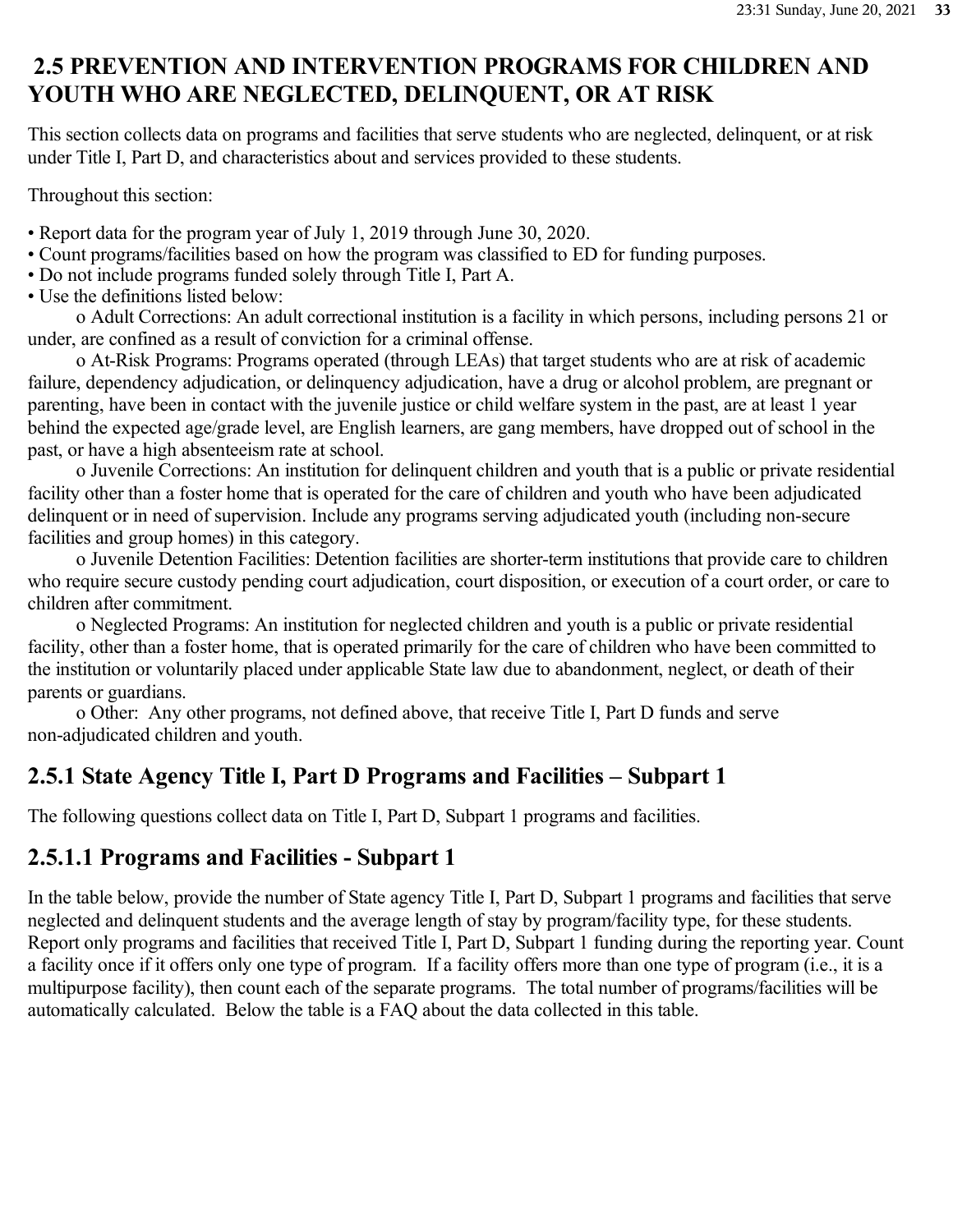## 2.5 PREVENTION AND INTERVENTION PROGRAMS FOR CHILDREN AND YOUTH WHO ARE NEGLECTED, DELINQUENT, OR AT RISK

This section collects data on programs and facilities that serve students who are neglected, delinquent, or at risk under Title I, Part D, and characteristics about and services provided to these students.

Throughout this section:

- Report data for the program year of July 1, 2019 through June 30, 2020.
- Count programs/facilities based on how the program was classified to ED for funding purposes.
- Do not include programs funded solely through Title I, Part A.
- Use the definitions listed below:
  - Adult Corrections: An adult correctional institution is a facility in which persons, including persons 21 or under, are confined as a result of conviction for a criminal offense.
  - At-Risk Programs: Programs operated (through LEAs) that target students who are at risk of academic failure, dependency adjudication, or delinquency adjudication, have a drug or alcohol problem, are pregnant or parenting, have been in contact with the juvenile justice or child welfare system in the past, are at least 1 year behind the expected age/grade level, are English learners, are gang members, have dropped out of school in the past, or have a high absenteeism rate at school.
  - Juvenile Corrections: An institution for delinquent children and youth that is a public or private residential facility other than a foster home that is operated for the care of children and youth who have been adjudicated delinquent or in need of supervision. Include any programs serving adjudicated youth (including non-secure facilities and group homes) in this category.
  - Juvenile Detention Facilities: Detention facilities are shorter-term institutions that provide care to children who require secure custody pending court adjudication, court disposition, or execution of a court order, or care to children after commitment.
  - Neglected Programs: An institution for neglected children and youth is a public or private residential facility, other than a foster home, that is operated primarily for the care of children who have been committed to the institution or voluntarily placed under applicable State law due to abandonment, neglect, or death of their parents or guardians.
  - Other: Any other programs, not defined above, that receive Title I, Part D funds and serve non-adjudicated children and youth.

## 2.5.1 State Agency Title I, Part D Programs and Facilities – Subpart 1

The following questions collect data on Title I, Part D, Subpart 1 programs and facilities.

## 2.5.1.1 Programs and Facilities - Subpart 1

In the table below, provide the number of State agency Title I, Part D, Subpart 1 programs and facilities that serve neglected and delinquent students and the average length of stay by program/facility type, for these students. Report only programs and facilities that received Title I, Part D, Subpart 1 funding during the reporting year. Count a facility once if it offers only one type of program. If a facility offers more than one type of program (i.e., it is a multipurpose facility), then count each of the separate programs. The total number of programs/facilities will be automatically calculated. Below the table is a FAQ about the data collected in this table.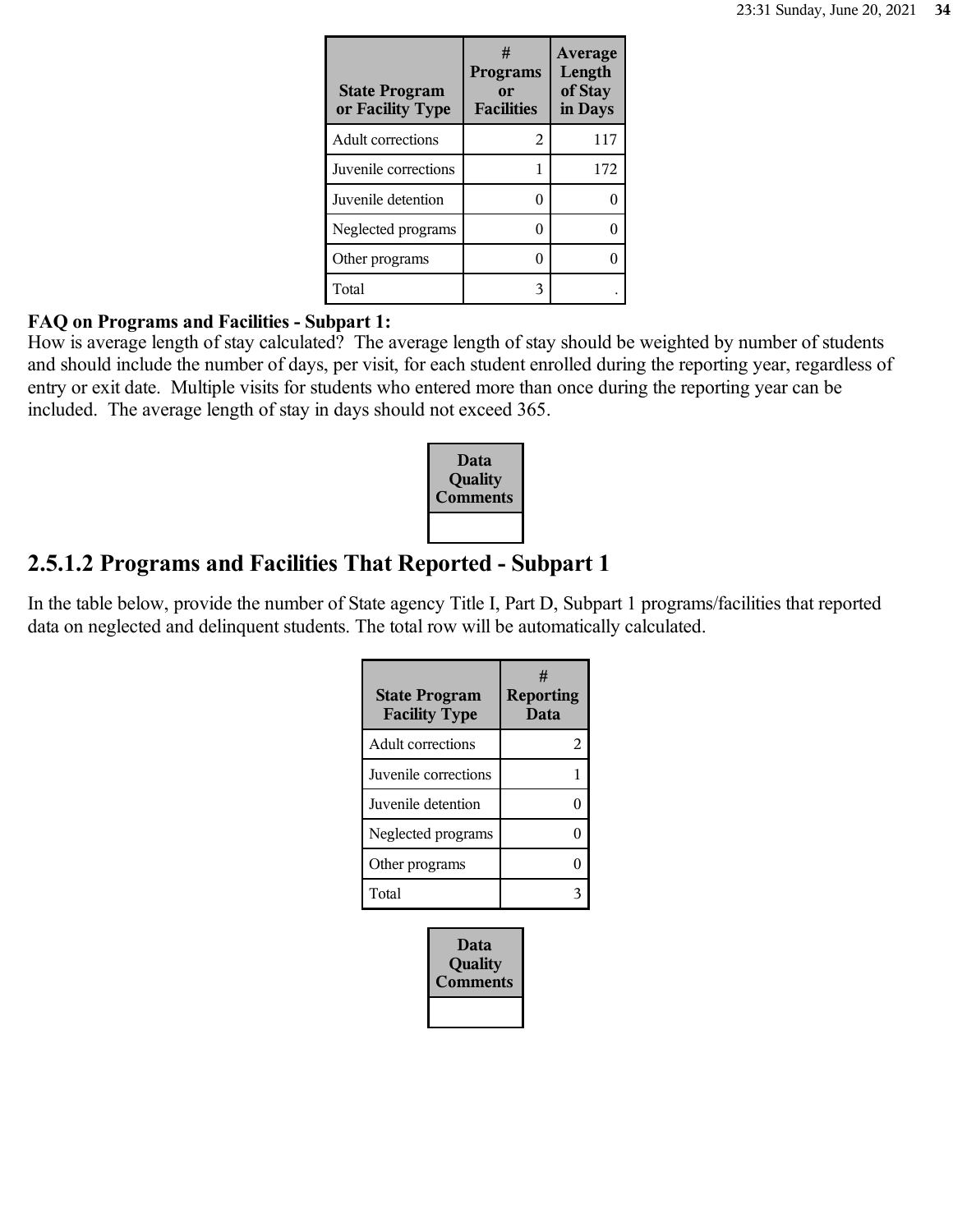| State Program or Facility Type | # Programs or Facilities | Average Length of Stay in Days |
|---|---|---|
| Adult corrections | 2 | 117 |
| Juvenile corrections | 1 | 172 |
| Juvenile detention | 0 | 0 |
| Neglected programs | 0 | 0 |
| Other programs | 0 | 0 |
| Total | 3 | . |

**FAQ on Programs and Facilities - Subpart 1:**
How is average length of stay calculated? The average length of stay should be weighted by number of students and should include the number of days, per visit, for each student enrolled during the reporting year, regardless of entry or exit date. Multiple visits for students who entered more than once during the reporting year can be included. The average length of stay in days should not exceed 365.

| Data Quality Comments |
|---|
| |

## 2.5.1.2 Programs and Facilities That Reported - Subpart 1

In the table below, provide the number of State agency Title I, Part D, Subpart 1 programs/facilities that reported data on neglected and delinquent students. The total row will be automatically calculated.

| State Program Facility Type | # Reporting Data |
|---|---|
| Adult corrections | 2 |
| Juvenile corrections | 1 |
| Juvenile detention | 0 |
| Neglected programs | 0 |
| Other programs | 0 |
| Total | 3 |

| Data Quality Comments |
|---|
| |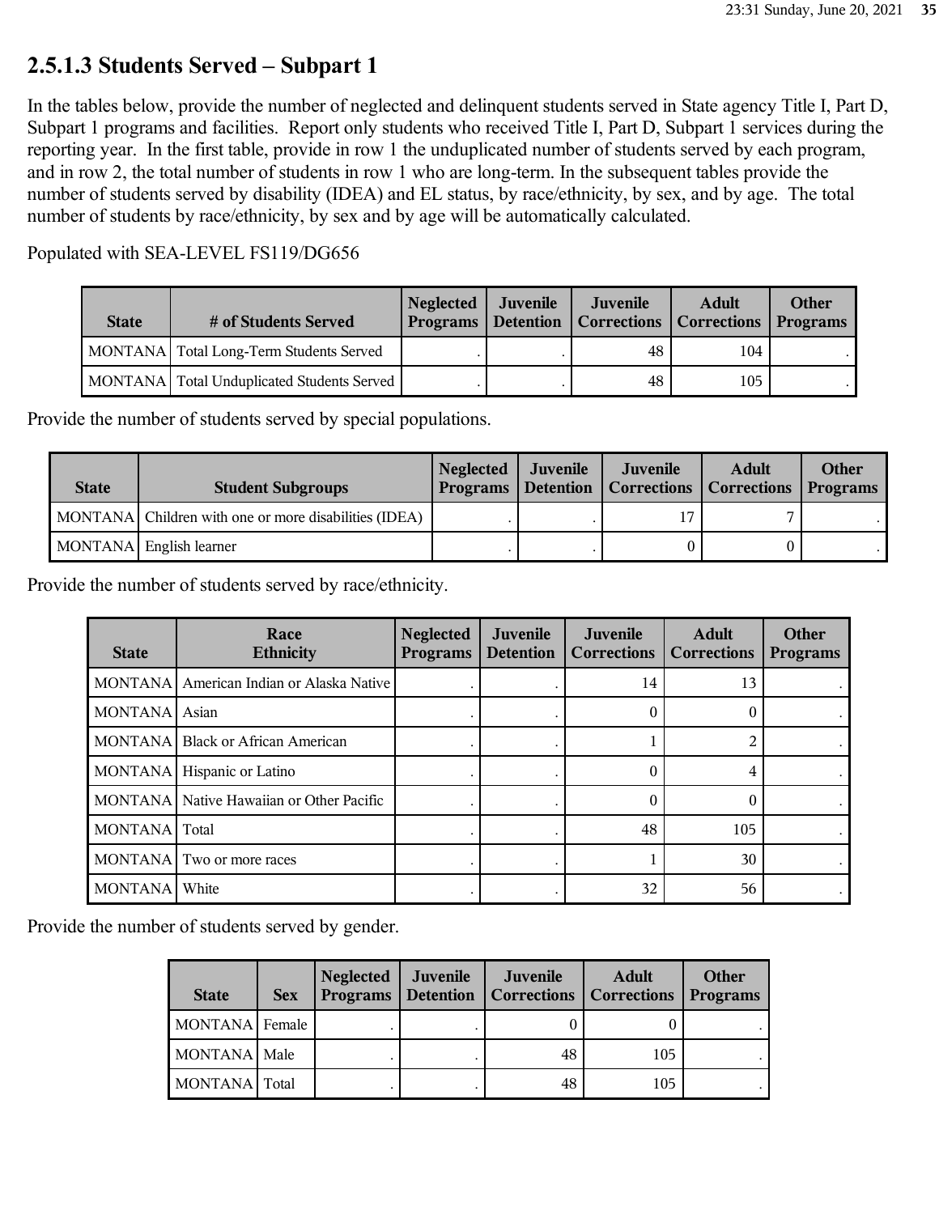## 2.5.1.3 Students Served – Subpart 1

In the tables below, provide the number of neglected and delinquent students served in State agency Title I, Part D, Subpart 1 programs and facilities. Report only students who received Title I, Part D, Subpart 1 services during the reporting year. In the first table, provide in row 1 the unduplicated number of students served by each program, and in row 2, the total number of students in row 1 who are long-term. In the subsequent tables provide the number of students served by disability (IDEA) and EL status, by race/ethnicity, by sex, and by age. The total number of students by race/ethnicity, by sex and by age will be automatically calculated.

Populated with SEA-LEVEL FS119/DG656

| State | # of Students Served | Neglected Programs | Juvenile Detention | Juvenile Corrections | Adult Corrections | Other Programs |
|---|---|---|---|---|---|---|
| MONTANA | Total Long-Term Students Served | . | . | 48 | 104 | . |
| MONTANA | Total Unduplicated Students Served | . | . | 48 | 105 | . |

Provide the number of students served by special populations.

| State | Student Subgroups | Neglected Programs | Juvenile Detention | Juvenile Corrections | Adult Corrections | Other Programs |
|---|---|---|---|---|---|---|
| MONTANA | Children with one or more disabilities (IDEA) | . | . | 17 | 7 | . |
| MONTANA | English learner | . | . | 0 | 0 | . |

Provide the number of students served by race/ethnicity.

| State | Race Ethnicity | Neglected Programs | Juvenile Detention | Juvenile Corrections | Adult Corrections | Other Programs |
|---|---|---|---|---|---|---|
| MONTANA | American Indian or Alaska Native | . | . | 14 | 13 | . |
| MONTANA | Asian | . | . | 0 | 0 | . |
| MONTANA | Black or African American | . | . | 1 | 2 | . |
| MONTANA | Hispanic or Latino | . | . | 0 | 4 | . |
| MONTANA | Native Hawaiian or Other Pacific | . | . | 0 | 0 | . |
| MONTANA | Total | . | . | 48 | 105 | . |
| MONTANA | Two or more races | . | . | 1 | 30 | . |
| MONTANA | White | . | . | 32 | 56 | . |

Provide the number of students served by gender.

| State | Sex | Neglected Programs | Juvenile Detention | Juvenile Corrections | Adult Corrections | Other Programs |
|---|---|---|---|---|---|---|
| MONTANA | Female | . | . | 0 | 0 | . |
| MONTANA | Male | . | . | 48 | 105 | . |
| MONTANA | Total | . | . | 48 | 105 | . |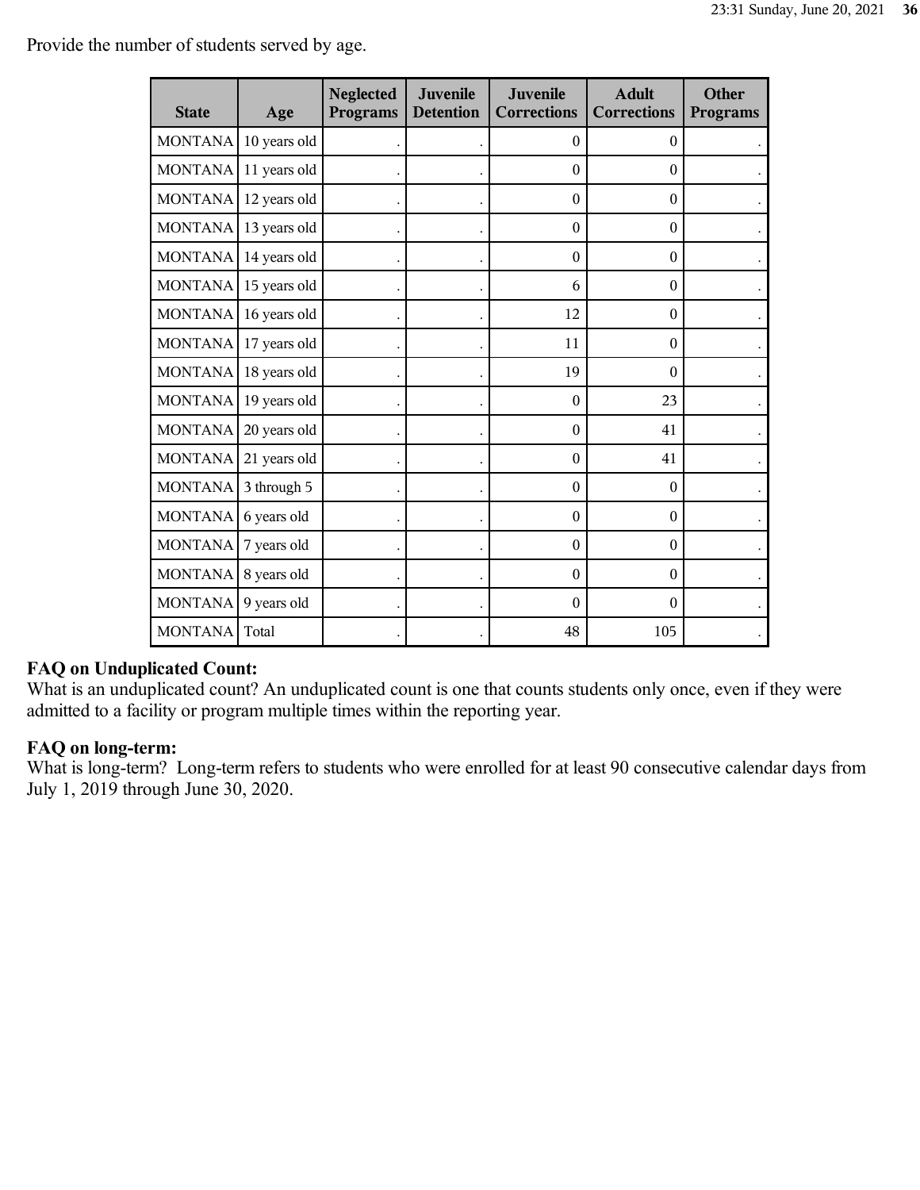Provide the number of students served by age.

| State | Age | Neglected Programs | Juvenile Detention | Juvenile Corrections | Adult Corrections | Other Programs |
|---|---|---|---|---|---|---|
| MONTANA | 10 years old | . | . | 0 | 0 | . |
| MONTANA | 11 years old | . | . | 0 | 0 | . |
| MONTANA | 12 years old | . | . | 0 | 0 | . |
| MONTANA | 13 years old | . | . | 0 | 0 | . |
| MONTANA | 14 years old | . | . | 0 | 0 | . |
| MONTANA | 15 years old | . | . | 6 | 0 | . |
| MONTANA | 16 years old | . | . | 12 | 0 | . |
| MONTANA | 17 years old | . | . | 11 | 0 | . |
| MONTANA | 18 years old | . | . | 19 | 0 | . |
| MONTANA | 19 years old | . | . | 0 | 23 | . |
| MONTANA | 20 years old | . | . | 0 | 41 | . |
| MONTANA | 21 years old | . | . | 0 | 41 | . |
| MONTANA | 3 through 5 | . | . | 0 | 0 | . |
| MONTANA | 6 years old | . | . | 0 | 0 | . |
| MONTANA | 7 years old | . | . | 0 | 0 | . |
| MONTANA | 8 years old | . | . | 0 | 0 | . |
| MONTANA | 9 years old | . | . | 0 | 0 | . |
| MONTANA | Total | . | . | 48 | 105 | . |

**FAQ on Unduplicated Count:**
What is an unduplicated count? An unduplicated count is one that counts students only once, even if they were admitted to a facility or program multiple times within the reporting year.

**FAQ on long-term:**
What is long-term? Long-term refers to students who were enrolled for at least 90 consecutive calendar days from July 1, 2019 through June 30, 2020.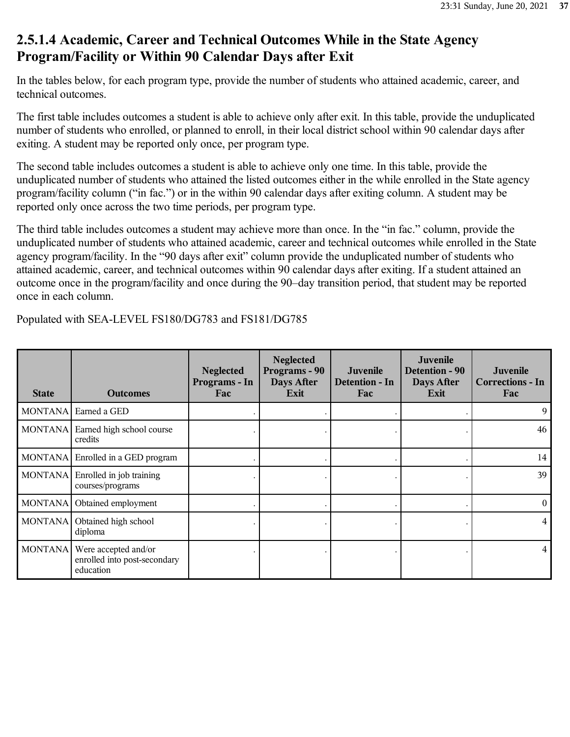## 2.5.1.4 Academic, Career and Technical Outcomes While in the State Agency Program/Facility or Within 90 Calendar Days after Exit

In the tables below, for each program type, provide the number of students who attained academic, career, and technical outcomes.

The first table includes outcomes a student is able to achieve only after exit. In this table, provide the unduplicated number of students who enrolled, or planned to enroll, in their local district school within 90 calendar days after exiting. A student may be reported only once, per program type.

The second table includes outcomes a student is able to achieve only one time. In this table, provide the unduplicated number of students who attained the listed outcomes either in the while enrolled in the State agency program/facility column ("in fac.") or in the within 90 calendar days after exiting column. A student may be reported only once across the two time periods, per program type.

The third table includes outcomes a student may achieve more than once. In the "in fac." column, provide the unduplicated number of students who attained academic, career and technical outcomes while enrolled in the State agency program/facility. In the "90 days after exit" column provide the unduplicated number of students who attained academic, career, and technical outcomes within 90 calendar days after exiting. If a student attained an outcome once in the program/facility and once during the 90–day transition period, that student may be reported once in each column.

Populated with SEA-LEVEL FS180/DG783 and FS181/DG785

| State | Outcomes | Neglected Programs - In Fac | Neglected Programs - 90 Days After Exit | Juvenile Detention - In Fac | Juvenile Detention - 90 Days After Exit | Juvenile Corrections - In Fac |
|---|---|---|---|---|---|---|
| MONTANA | Earned a GED | . | . | . | . | 9 |
| MONTANA | Earned high school course credits | . | . | . | . | 46 |
| MONTANA | Enrolled in a GED program | . | . | . | . | 14 |
| MONTANA | Enrolled in job training courses/programs | . | . | . | . | 39 |
| MONTANA | Obtained employment | . | . | . | . | 0 |
| MONTANA | Obtained high school diploma | . | . | . | . | 4 |
| MONTANA | Were accepted and/or enrolled into post-secondary education | . | . | . | . | 4 |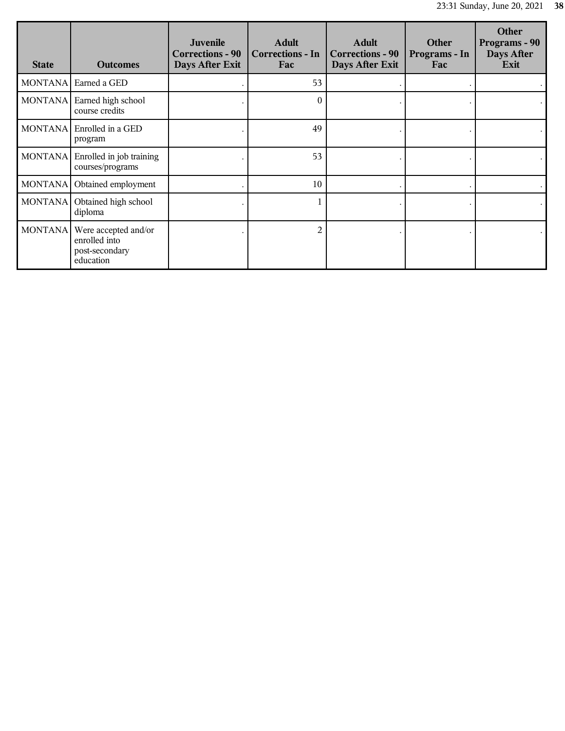| State | Outcomes | Juvenile Corrections - 90 Days After Exit | Adult Corrections - In Fac | Adult Corrections - 90 Days After Exit | Other Programs - In Fac | Other Programs - 90 Days After Exit |
|---|---|---|---|---|---|---|
| MONTANA | Earned a GED | . | 53 | . | . | . |
| MONTANA | Earned high school course credits | . | 0 | . | . | . |
| MONTANA | Enrolled in a GED program | . | 49 | . | . | . |
| MONTANA | Enrolled in job training courses/programs | . | 53 | . | . | . |
| MONTANA | Obtained employment | . | 10 | . | . | . |
| MONTANA | Obtained high school diploma | . | 1 | . | . | . |
| MONTANA | Were accepted and/or enrolled into post-secondary education | . | 2 | . | . | . |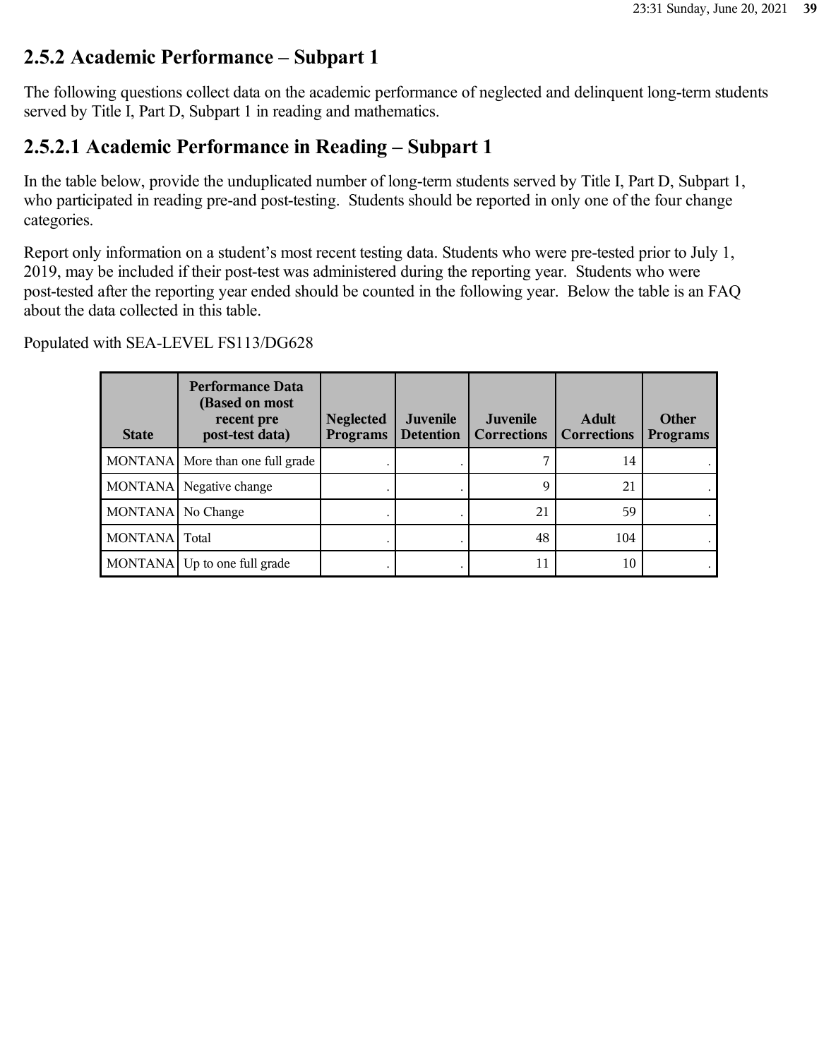## 2.5.2 Academic Performance – Subpart 1

The following questions collect data on the academic performance of neglected and delinquent long-term students served by Title I, Part D, Subpart 1 in reading and mathematics.

## 2.5.2.1 Academic Performance in Reading – Subpart 1

In the table below, provide the unduplicated number of long-term students served by Title I, Part D, Subpart 1, who participated in reading pre-and post-testing. Students should be reported in only one of the four change categories.

Report only information on a student's most recent testing data. Students who were pre-tested prior to July 1, 2019, may be included if their post-test was administered during the reporting year. Students who were post-tested after the reporting year ended should be counted in the following year. Below the table is an FAQ about the data collected in this table.

Populated with SEA-LEVEL FS113/DG628

| State | Performance Data (Based on most recent pre post-test data) | Neglected Programs | Juvenile Detention | Juvenile Corrections | Adult Corrections | Other Programs |
|---|---|---|---|---|---|---|
| MONTANA | More than one full grade | . | . | 7 | 14 | . |
| MONTANA | Negative change | . | . | 9 | 21 | . |
| MONTANA | No Change | . | . | 21 | 59 | . |
| MONTANA | Total | . | . | 48 | 104 | . |
| MONTANA | Up to one full grade | . | . | 11 | 10 | . |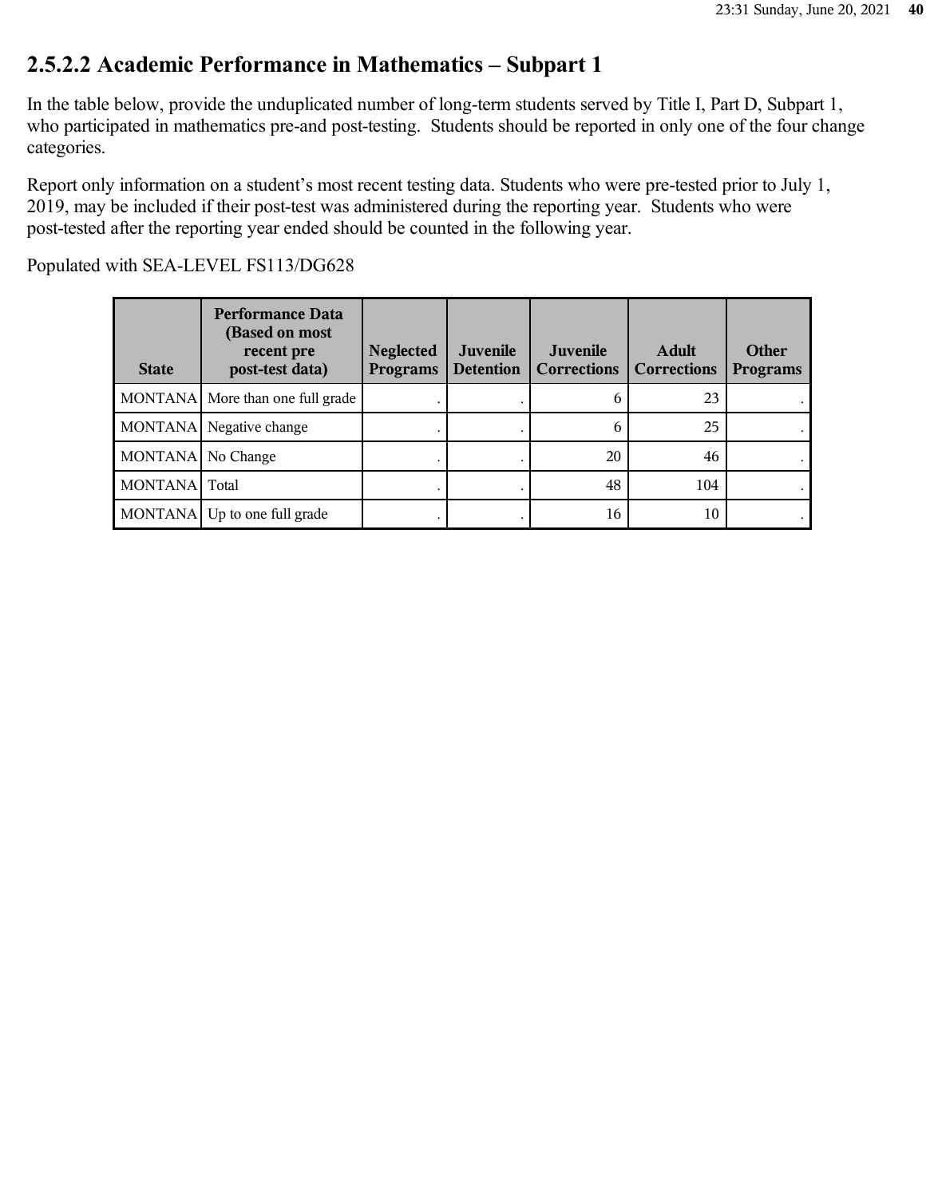## 2.5.2.2 Academic Performance in Mathematics – Subpart 1

In the table below, provide the unduplicated number of long-term students served by Title I, Part D, Subpart 1, who participated in mathematics pre-and post-testing. Students should be reported in only one of the four change categories.

Report only information on a student's most recent testing data. Students who were pre-tested prior to July 1, 2019, may be included if their post-test was administered during the reporting year. Students who were post-tested after the reporting year ended should be counted in the following year.

Populated with SEA-LEVEL FS113/DG628

| State | Performance Data (Based on most recent pre post-test data) | Neglected Programs | Juvenile Detention | Juvenile Corrections | Adult Corrections | Other Programs |
|---|---|---|---|---|---|---|
| MONTANA | More than one full grade | . | . | 6 | 23 | . |
| MONTANA | Negative change | . | . | 6 | 25 | . |
| MONTANA | No Change | . | . | 20 | 46 | . |
| MONTANA | Total | . | . | 48 | 104 | . |
| MONTANA | Up to one full grade | . | . | 16 | 10 | . |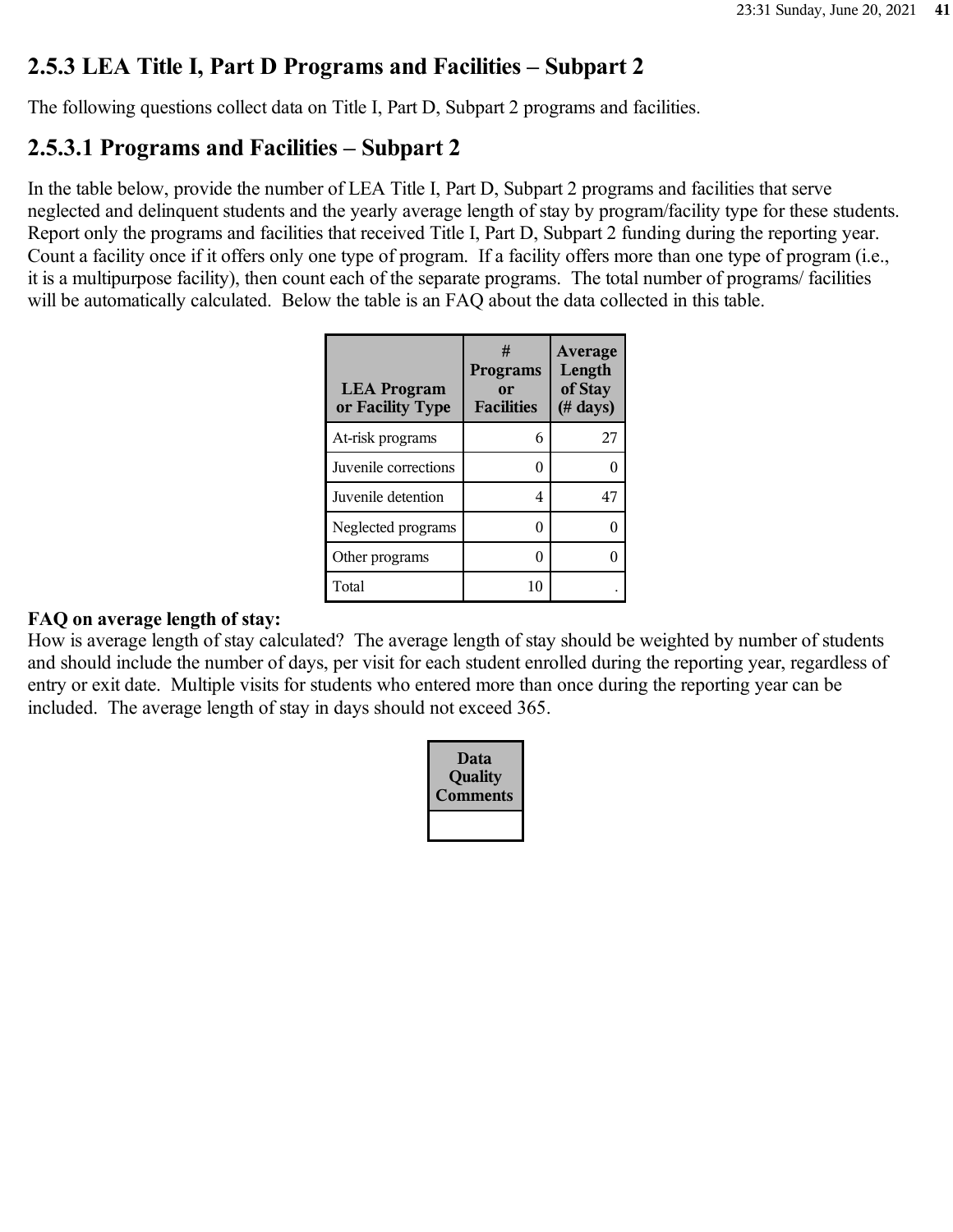## 2.5.3 LEA Title I, Part D Programs and Facilities – Subpart 2

The following questions collect data on Title I, Part D, Subpart 2 programs and facilities.

## 2.5.3.1 Programs and Facilities – Subpart 2

In the table below, provide the number of LEA Title I, Part D, Subpart 2 programs and facilities that serve neglected and delinquent students and the yearly average length of stay by program/facility type for these students. Report only the programs and facilities that received Title I, Part D, Subpart 2 funding during the reporting year. Count a facility once if it offers only one type of program. If a facility offers more than one type of program (i.e., it is a multipurpose facility), then count each of the separate programs. The total number of programs/ facilities will be automatically calculated. Below the table is an FAQ about the data collected in this table.

| LEA Program or Facility Type | # Programs or Facilities | Average Length of Stay (# days) |
|---|---|---|
| At-risk programs | 6 | 27 |
| Juvenile corrections | 0 | 0 |
| Juvenile detention | 4 | 47 |
| Neglected programs | 0 | 0 |
| Other programs | 0 | 0 |
| Total | 10 | . |

**FAQ on average length of stay:**
How is average length of stay calculated? The average length of stay should be weighted by number of students and should include the number of days, per visit for each student enrolled during the reporting year, regardless of entry or exit date. Multiple visits for students who entered more than once during the reporting year can be included. The average length of stay in days should not exceed 365.

| Data Quality Comments |
|---|
| |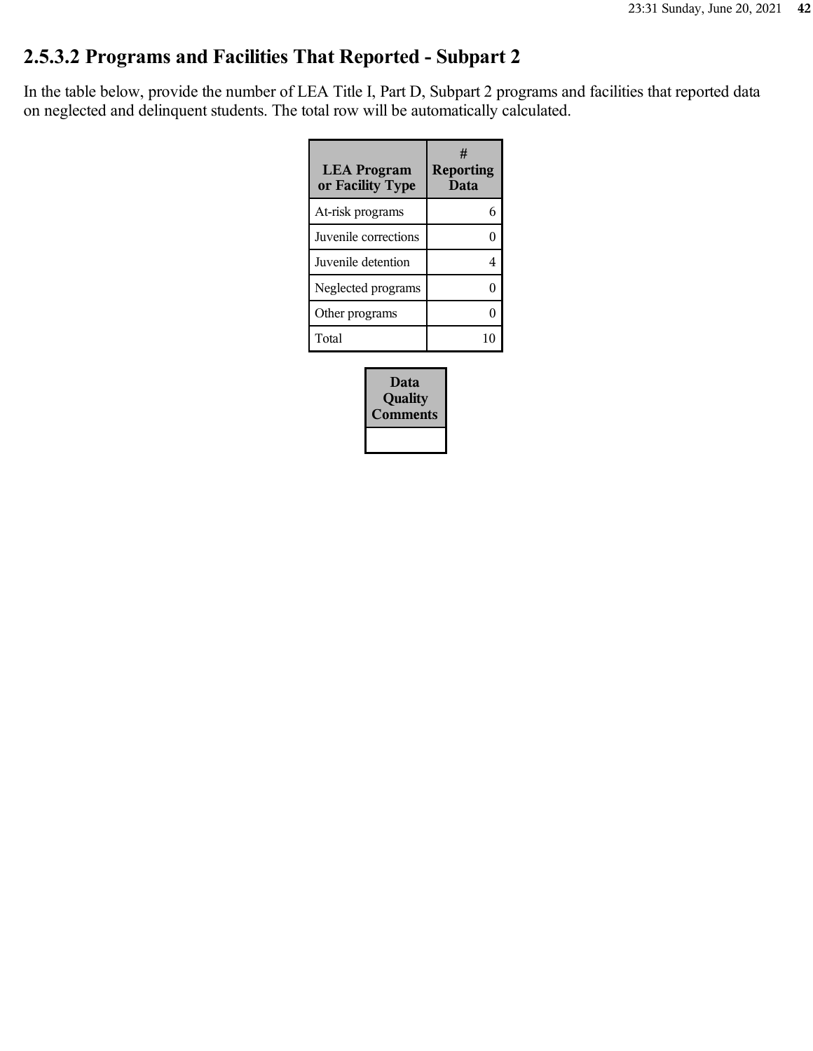## 2.5.3.2 Programs and Facilities That Reported - Subpart 2

In the table below, provide the number of LEA Title I, Part D, Subpart 2 programs and facilities that reported data on neglected and delinquent students. The total row will be automatically calculated.

| LEA Program or Facility Type | # Reporting Data |
|---|---|
| At-risk programs | 6 |
| Juvenile corrections | 0 |
| Juvenile detention | 4 |
| Neglected programs | 0 |
| Other programs | 0 |
| Total | 10 |

| Data Quality Comments |
|---|
| |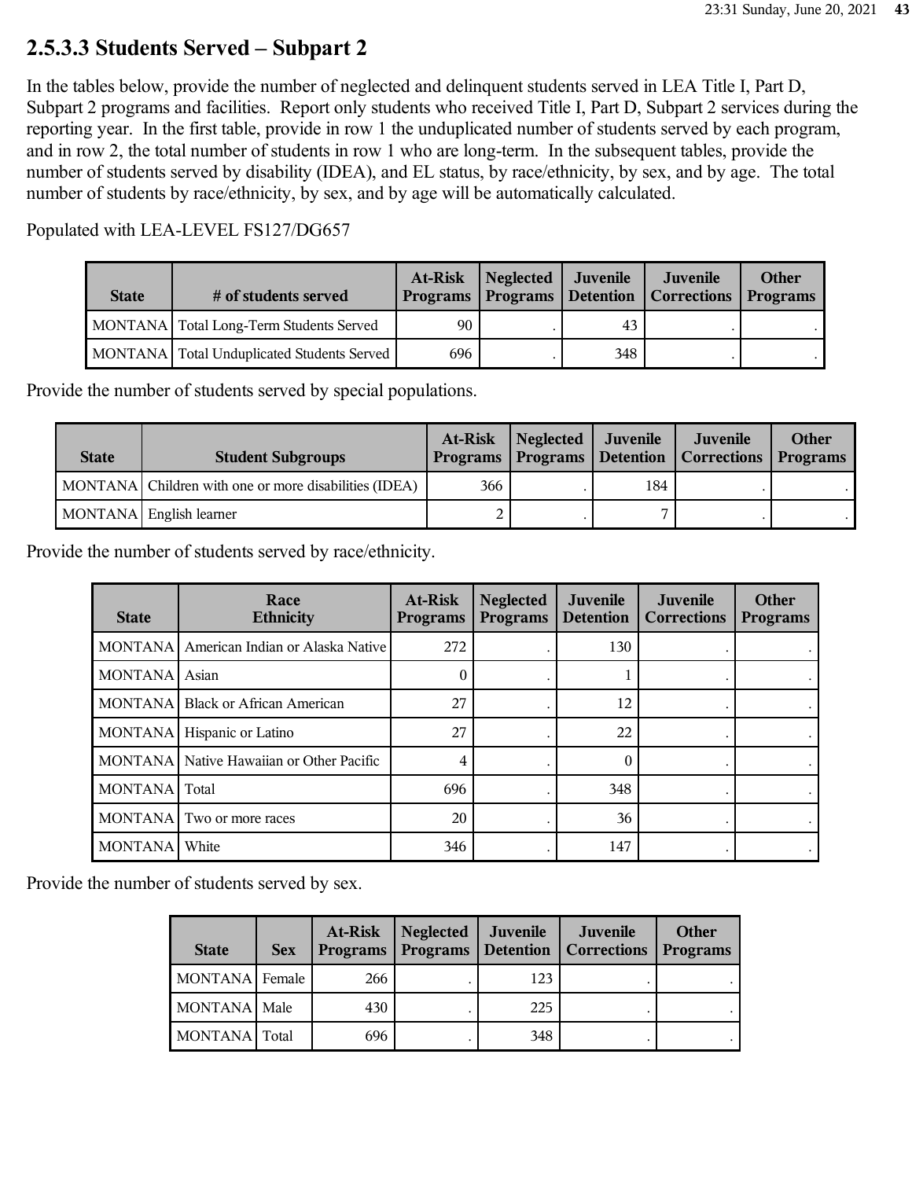## 2.5.3.3 Students Served – Subpart 2

In the tables below, provide the number of neglected and delinquent students served in LEA Title I, Part D, Subpart 2 programs and facilities. Report only students who received Title I, Part D, Subpart 2 services during the reporting year. In the first table, provide in row 1 the unduplicated number of students served by each program, and in row 2, the total number of students in row 1 who are long-term. In the subsequent tables, provide the number of students served by disability (IDEA), and EL status, by race/ethnicity, by sex, and by age. The total number of students by race/ethnicity, by sex, and by age will be automatically calculated.

Populated with LEA-LEVEL FS127/DG657

| State | # of students served | At-Risk Programs | Neglected Programs | Juvenile Detention | Juvenile Corrections | Other Programs |
|---|---|---|---|---|---|---|
| MONTANA | Total Long-Term Students Served | 90 | . | 43 | . | . |
| MONTANA | Total Unduplicated Students Served | 696 | . | 348 | . | . |

Provide the number of students served by special populations.

| State | Student Subgroups | At-Risk Programs | Neglected Programs | Juvenile Detention | Juvenile Corrections | Other Programs |
|---|---|---|---|---|---|---|
| MONTANA | Children with one or more disabilities (IDEA) | 366 | . | 184 | . | . |
| MONTANA | English learner | 2 | . | 7 | . | . |

Provide the number of students served by race/ethnicity.

| State | Race Ethnicity | At-Risk Programs | Neglected Programs | Juvenile Detention | Juvenile Corrections | Other Programs |
|---|---|---|---|---|---|---|
| MONTANA | American Indian or Alaska Native | 272 | . | 130 | . | . |
| MONTANA | Asian | 0 | . | 1 | . | . |
| MONTANA | Black or African American | 27 | . | 12 | . | . |
| MONTANA | Hispanic or Latino | 27 | . | 22 | . | . |
| MONTANA | Native Hawaiian or Other Pacific | 4 | . | 0 | . | . |
| MONTANA | Total | 696 | . | 348 | . | . |
| MONTANA | Two or more races | 20 | . | 36 | . | . |
| MONTANA | White | 346 | . | 147 | . | . |

Provide the number of students served by sex.

| State | Sex | At-Risk Programs | Neglected Programs | Juvenile Detention | Juvenile Corrections | Other Programs |
|---|---|---|---|---|---|---|
| MONTANA | Female | 266 | . | 123 | . | . |
| MONTANA | Male | 430 | . | 225 | . | . |
| MONTANA | Total | 696 | . | 348 | . | . |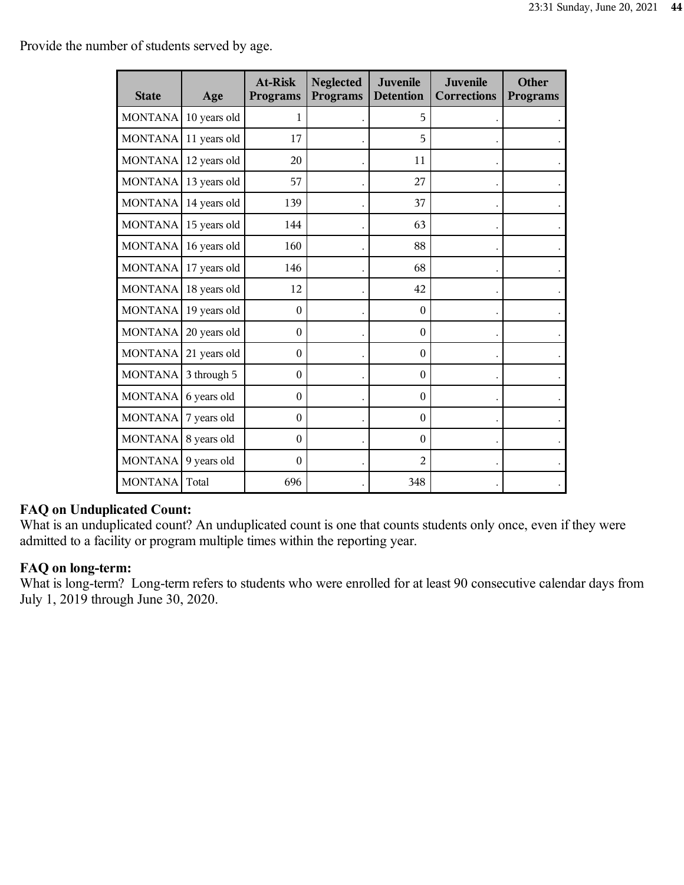Provide the number of students served by age.

| State | Age | At-Risk Programs | Neglected Programs | Juvenile Detention | Juvenile Corrections | Other Programs |
|---|---|---|---|---|---|---|
| MONTANA | 10 years old | 1 | . | 5 | . | . |
| MONTANA | 11 years old | 17 | . | 5 | . | . |
| MONTANA | 12 years old | 20 | . | 11 | . | . |
| MONTANA | 13 years old | 57 | . | 27 | . | . |
| MONTANA | 14 years old | 139 | . | 37 | . | . |
| MONTANA | 15 years old | 144 | . | 63 | . | . |
| MONTANA | 16 years old | 160 | . | 88 | . | . |
| MONTANA | 17 years old | 146 | . | 68 | . | . |
| MONTANA | 18 years old | 12 | . | 42 | . | . |
| MONTANA | 19 years old | 0 | . | 0 | . | . |
| MONTANA | 20 years old | 0 | . | 0 | . | . |
| MONTANA | 21 years old | 0 | . | 0 | . | . |
| MONTANA | 3 through 5 | 0 | . | 0 | . | . |
| MONTANA | 6 years old | 0 | . | 0 | . | . |
| MONTANA | 7 years old | 0 | . | 0 | . | . |
| MONTANA | 8 years old | 0 | . | 0 | . | . |
| MONTANA | 9 years old | 0 | . | 2 | . | . |
| MONTANA | Total | 696 | . | 348 | . | . |

**FAQ on Unduplicated Count:**
What is an unduplicated count? An unduplicated count is one that counts students only once, even if they were admitted to a facility or program multiple times within the reporting year.

**FAQ on long-term:**
What is long-term? Long-term refers to students who were enrolled for at least 90 consecutive calendar days from July 1, 2019 through June 30, 2020.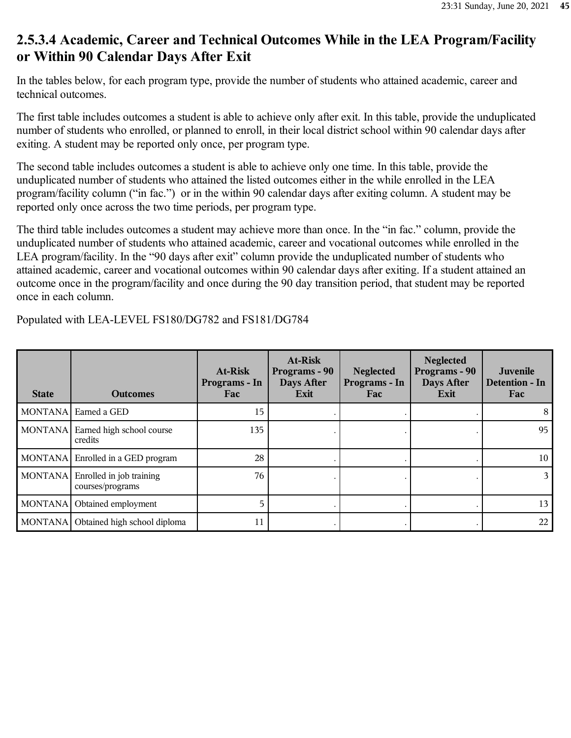## 2.5.3.4 Academic, Career and Technical Outcomes While in the LEA Program/Facility or Within 90 Calendar Days After Exit

In the tables below, for each program type, provide the number of students who attained academic, career and technical outcomes.

The first table includes outcomes a student is able to achieve only after exit. In this table, provide the unduplicated number of students who enrolled, or planned to enroll, in their local district school within 90 calendar days after exiting. A student may be reported only once, per program type.

The second table includes outcomes a student is able to achieve only one time. In this table, provide the unduplicated number of students who attained the listed outcomes either in the while enrolled in the LEA program/facility column ("in fac.") or in the within 90 calendar days after exiting column. A student may be reported only once across the two time periods, per program type.

The third table includes outcomes a student may achieve more than once. In the "in fac." column, provide the unduplicated number of students who attained academic, career and vocational outcomes while enrolled in the LEA program/facility. In the "90 days after exit" column provide the unduplicated number of students who attained academic, career and vocational outcomes within 90 calendar days after exiting. If a student attained an outcome once in the program/facility and once during the 90 day transition period, that student may be reported once in each column.

Populated with LEA-LEVEL FS180/DG782 and FS181/DG784

| State | Outcomes | At-Risk Programs - In Fac | At-Risk Programs - 90 Days After Exit | Neglected Programs - In Fac | Neglected Programs - 90 Days After Exit | Juvenile Detention - In Fac |
|---|---|---|---|---|---|---|
| MONTANA | Earned a GED | 15 | . | . | . | 8 |
| MONTANA | Earned high school course credits | 135 | . | . | . | 95 |
| MONTANA | Enrolled in a GED program | 28 | . | . | . | 10 |
| MONTANA | Enrolled in job training courses/programs | 76 | . | . | . | 3 |
| MONTANA | Obtained employment | 5 | . | . | . | 13 |
| MONTANA | Obtained high school diploma | 11 | . | . | . | 22 |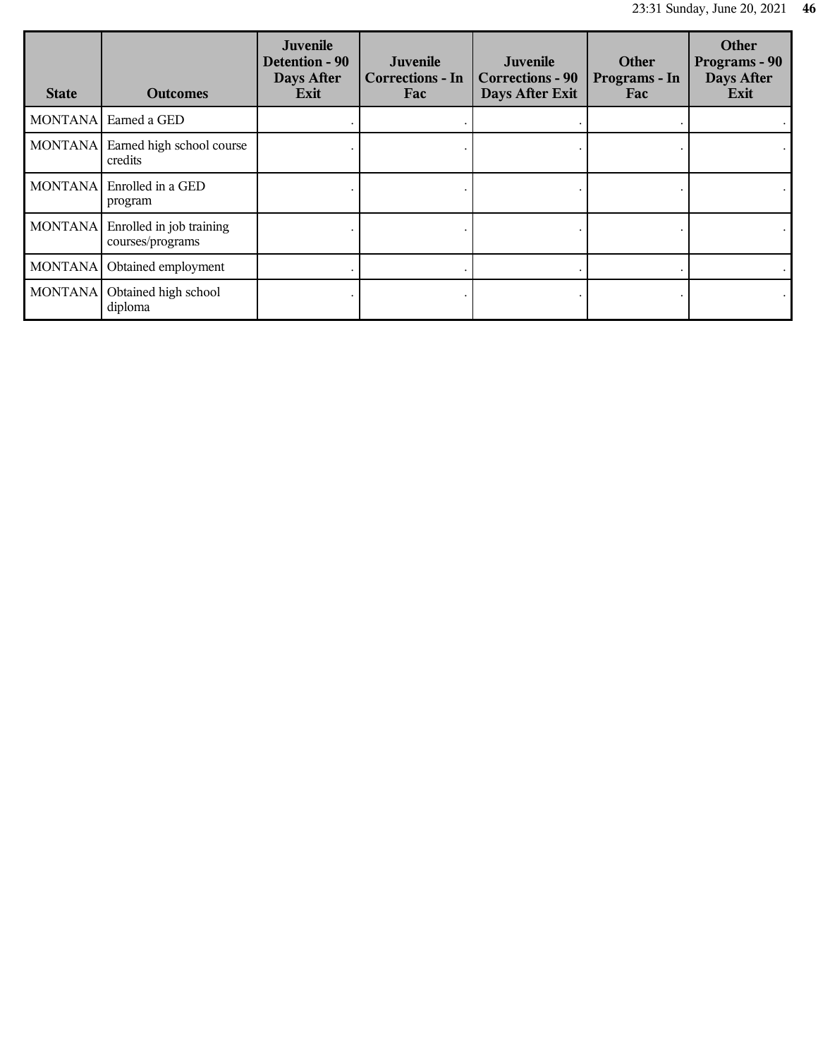| State | Outcomes | Juvenile Detention - 90 Days After Exit | Juvenile Corrections - In Fac | Juvenile Corrections - 90 Days After Exit | Other Programs - In Fac | Other Programs - 90 Days After Exit |
|---|---|---|---|---|---|---|
| MONTANA | Earned a GED | . | . | . | . | . |
| MONTANA | Earned high school course credits | . | . | . | . | . |
| MONTANA | Enrolled in a GED program | . | . | . | . | . |
| MONTANA | Enrolled in job training courses/programs | . | . | . | . | . |
| MONTANA | Obtained employment | . | . | . | . | . |
| MONTANA | Obtained high school diploma | . | . | . | . | . |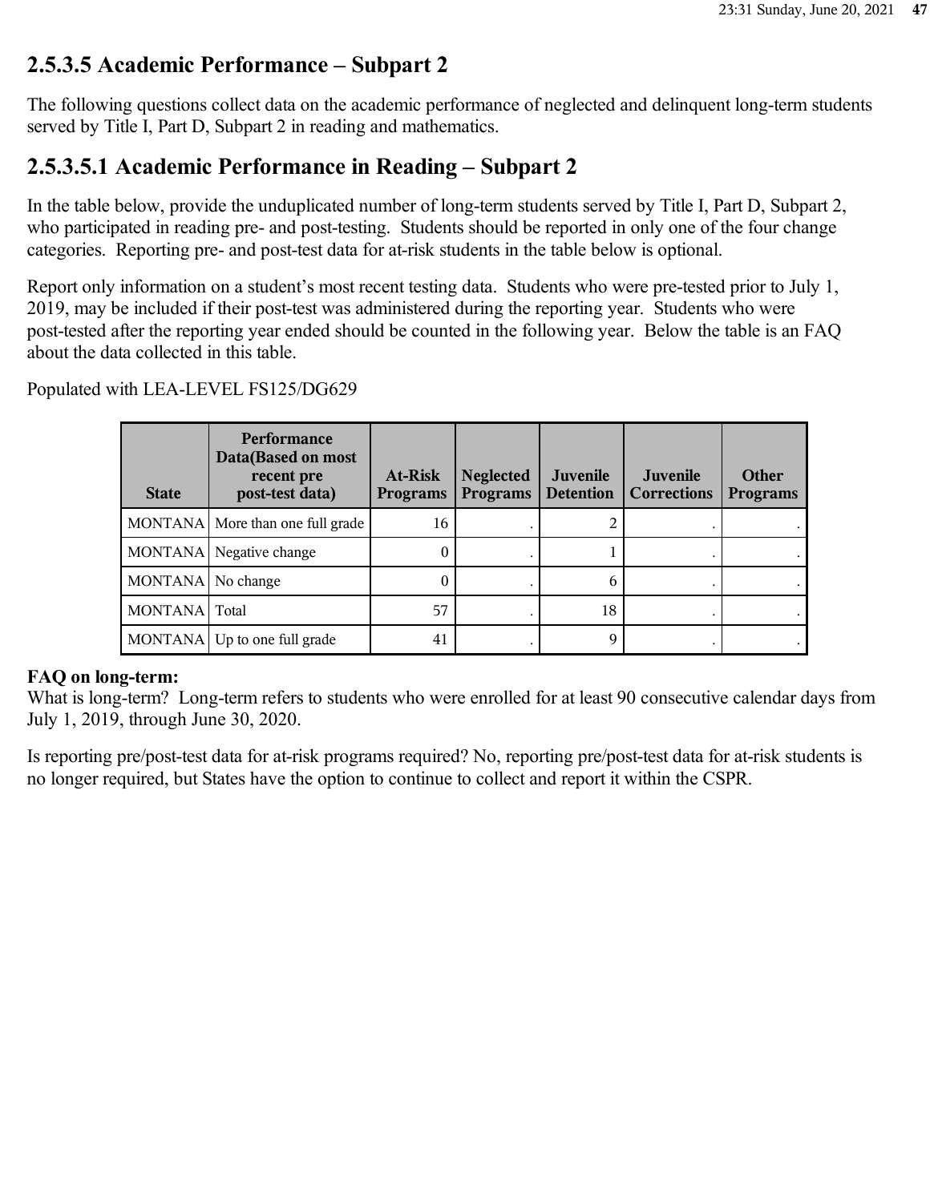## 2.5.3.5 Academic Performance – Subpart 2

The following questions collect data on the academic performance of neglected and delinquent long-term students served by Title I, Part D, Subpart 2 in reading and mathematics.

## 2.5.3.5.1 Academic Performance in Reading – Subpart 2

In the table below, provide the unduplicated number of long-term students served by Title I, Part D, Subpart 2, who participated in reading pre- and post-testing. Students should be reported in only one of the four change categories. Reporting pre- and post-test data for at-risk students in the table below is optional.

Report only information on a student's most recent testing data. Students who were pre-tested prior to July 1, 2019, may be included if their post-test was administered during the reporting year. Students who were post-tested after the reporting year ended should be counted in the following year. Below the table is an FAQ about the data collected in this table.

Populated with LEA-LEVEL FS125/DG629

| State | Performance Data(Based on most recent pre post-test data) | At-Risk Programs | Neglected Programs | Juvenile Detention | Juvenile Corrections | Other Programs |
|---|---|---|---|---|---|---|
| MONTANA | More than one full grade | 16 | . | 2 | . | . |
| MONTANA | Negative change | 0 | . | 1 | . | . |
| MONTANA | No change | 0 | . | 6 | . | . |
| MONTANA | Total | 57 | . | 18 | . | . |
| MONTANA | Up to one full grade | 41 | . | 9 | . | . |

**FAQ on long-term:**
What is long-term? Long-term refers to students who were enrolled for at least 90 consecutive calendar days from July 1, 2019, through June 30, 2020.

Is reporting pre/post-test data for at-risk programs required? No, reporting pre/post-test data for at-risk students is no longer required, but States have the option to continue to collect and report it within the CSPR.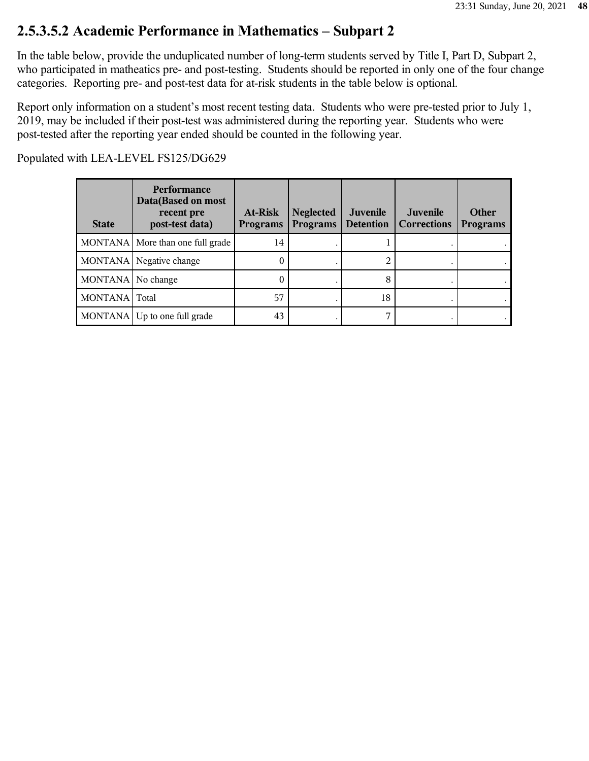## 2.5.3.5.2 Academic Performance in Mathematics – Subpart 2

In the table below, provide the unduplicated number of long-term students served by Title I, Part D, Subpart 2, who participated in matheatics pre- and post-testing. Students should be reported in only one of the four change categories. Reporting pre- and post-test data for at-risk students in the table below is optional.

Report only information on a student's most recent testing data. Students who were pre-tested prior to July 1, 2019, may be included if their post-test was administered during the reporting year. Students who were post-tested after the reporting year ended should be counted in the following year.

Populated with LEA-LEVEL FS125/DG629

| State | Performance Data(Based on most recent pre post-test data) | At-Risk Programs | Neglected Programs | Juvenile Detention | Juvenile Corrections | Other Programs |
|---|---|---|---|---|---|---|
| MONTANA | More than one full grade | 14 | . | 1 | . | . |
| MONTANA | Negative change | 0 | . | 2 | . | . |
| MONTANA | No change | 0 | . | 8 | . | . |
| MONTANA | Total | 57 | . | 18 | . | . |
| MONTANA | Up to one full grade | 43 | . | 7 | . | . |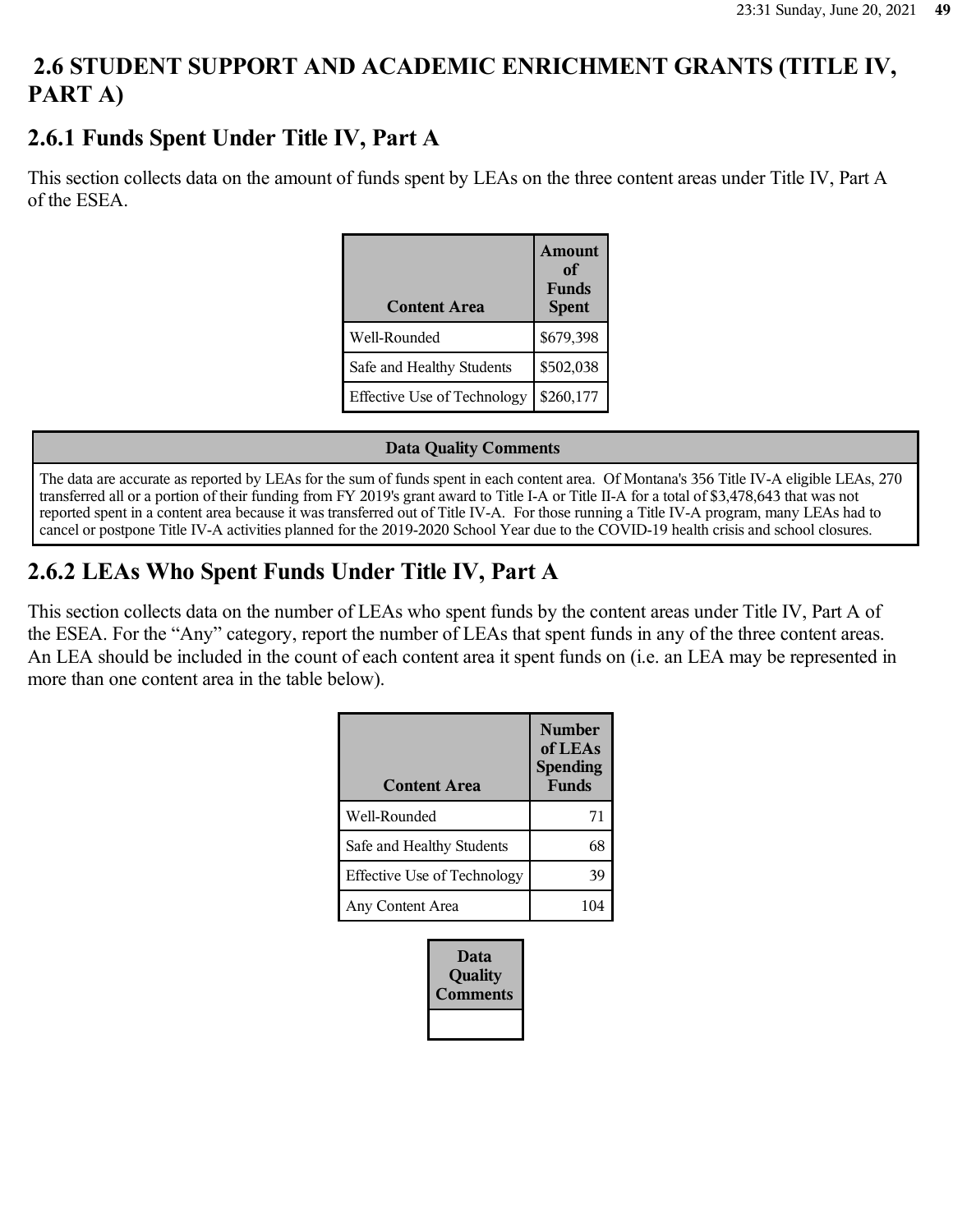## 2.6 STUDENT SUPPORT AND ACADEMIC ENRICHMENT GRANTS (TITLE IV, PART A)

### 2.6.1 Funds Spent Under Title IV, Part A

This section collects data on the amount of funds spent by LEAs on the three content areas under Title IV, Part A of the ESEA.

| Content Area | Amount of Funds Spent |
|---|---|
| Well-Rounded | $679,398 |
| Safe and Healthy Students | $502,038 |
| Effective Use of Technology | $260,177 |

| Data Quality Comments |
|---|
| The data are accurate as reported by LEAs for the sum of funds spent in each content area. Of Montana's 356 Title IV-A eligible LEAs, 270 transferred all or a portion of their funding from FY 2019's grant award to Title I-A or Title II-A for a total of $3,478,643 that was not reported spent in a content area because it was transferred out of Title IV-A. For those running a Title IV-A program, many LEAs had to cancel or postpone Title IV-A activities planned for the 2019-2020 School Year due to the COVID-19 health crisis and school closures. |

### 2.6.2 LEAs Who Spent Funds Under Title IV, Part A

This section collects data on the number of LEAs who spent funds by the content areas under Title IV, Part A of the ESEA. For the "Any" category, report the number of LEAs that spent funds in any of the three content areas. An LEA should be included in the count of each content area it spent funds on (i.e. an LEA may be represented in more than one content area in the table below).

| Content Area | Number of LEAs Spending Funds |
|---|---|
| Well-Rounded | 71 |
| Safe and Healthy Students | 68 |
| Effective Use of Technology | 39 |
| Any Content Area | 104 |

| Data Quality Comments |
|---|
| |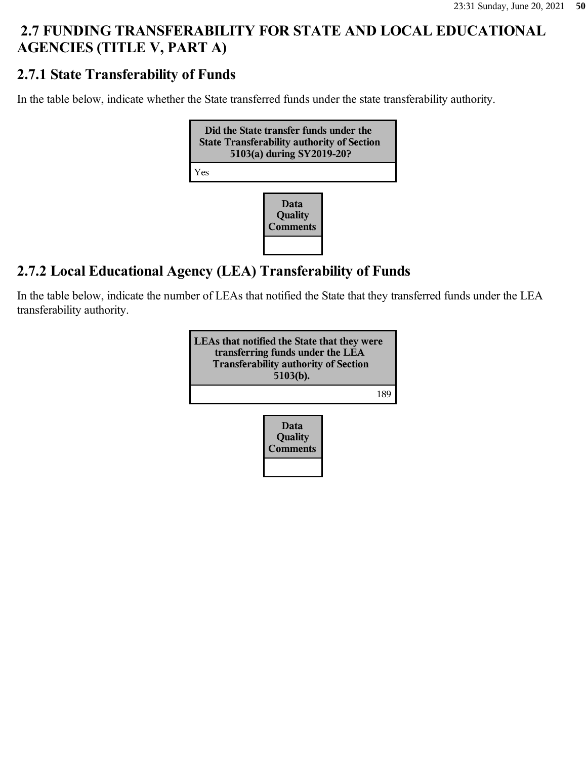## 2.7 FUNDING TRANSFERABILITY FOR STATE AND LOCAL EDUCATIONAL AGENCIES (TITLE V, PART A)

### 2.7.1 State Transferability of Funds

In the table below, indicate whether the State transferred funds under the state transferability authority.

| Did the State transfer funds under the State Transferability authority of Section 5103(a) during SY2019-20? |
|---|
| Yes |

| Data Quality Comments |
|---|
| |

### 2.7.2 Local Educational Agency (LEA) Transferability of Funds

In the table below, indicate the number of LEAs that notified the State that they transferred funds under the LEA transferability authority.

| LEAs that notified the State that they were transferring funds under the LEA Transferability authority of Section 5103(b). |
|---|
| 189 |

| Data Quality Comments |
|---|
| |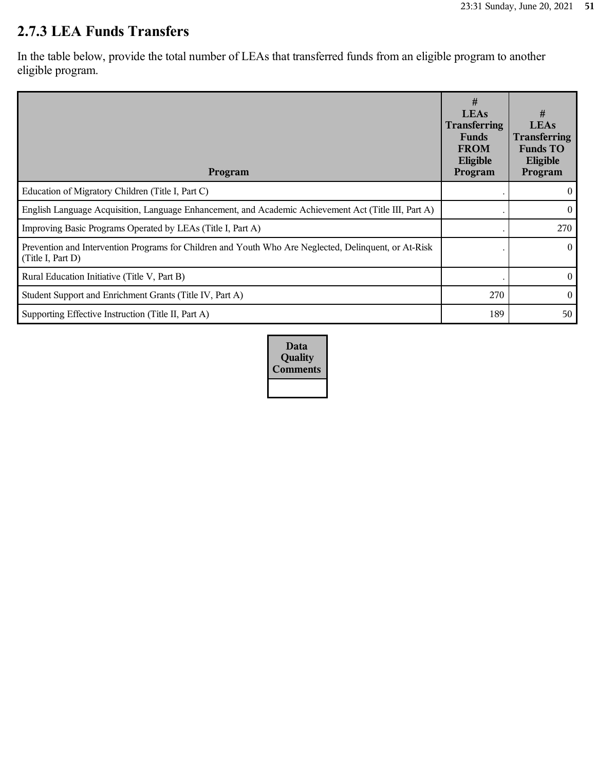## 2.7.3 LEA Funds Transfers

In the table below, provide the total number of LEAs that transferred funds from an eligible program to another eligible program.

| Program | # LEAs Transferring Funds FROM Eligible Program | # LEAs Transferring Funds TO Eligible Program |
|---|---|---|
| Education of Migratory Children (Title I, Part C) | . | 0 |
| English Language Acquisition, Language Enhancement, and Academic Achievement Act (Title III, Part A) | . | 0 |
| Improving Basic Programs Operated by LEAs (Title I, Part A) | . | 270 |
| Prevention and Intervention Programs for Children and Youth Who Are Neglected, Delinquent, or At-Risk (Title I, Part D) | . | 0 |
| Rural Education Initiative (Title V, Part B) | . | 0 |
| Student Support and Enrichment Grants (Title IV, Part A) | 270 | 0 |
| Supporting Effective Instruction (Title II, Part A) | 189 | 50 |

| Data Quality Comments |
|---|
| |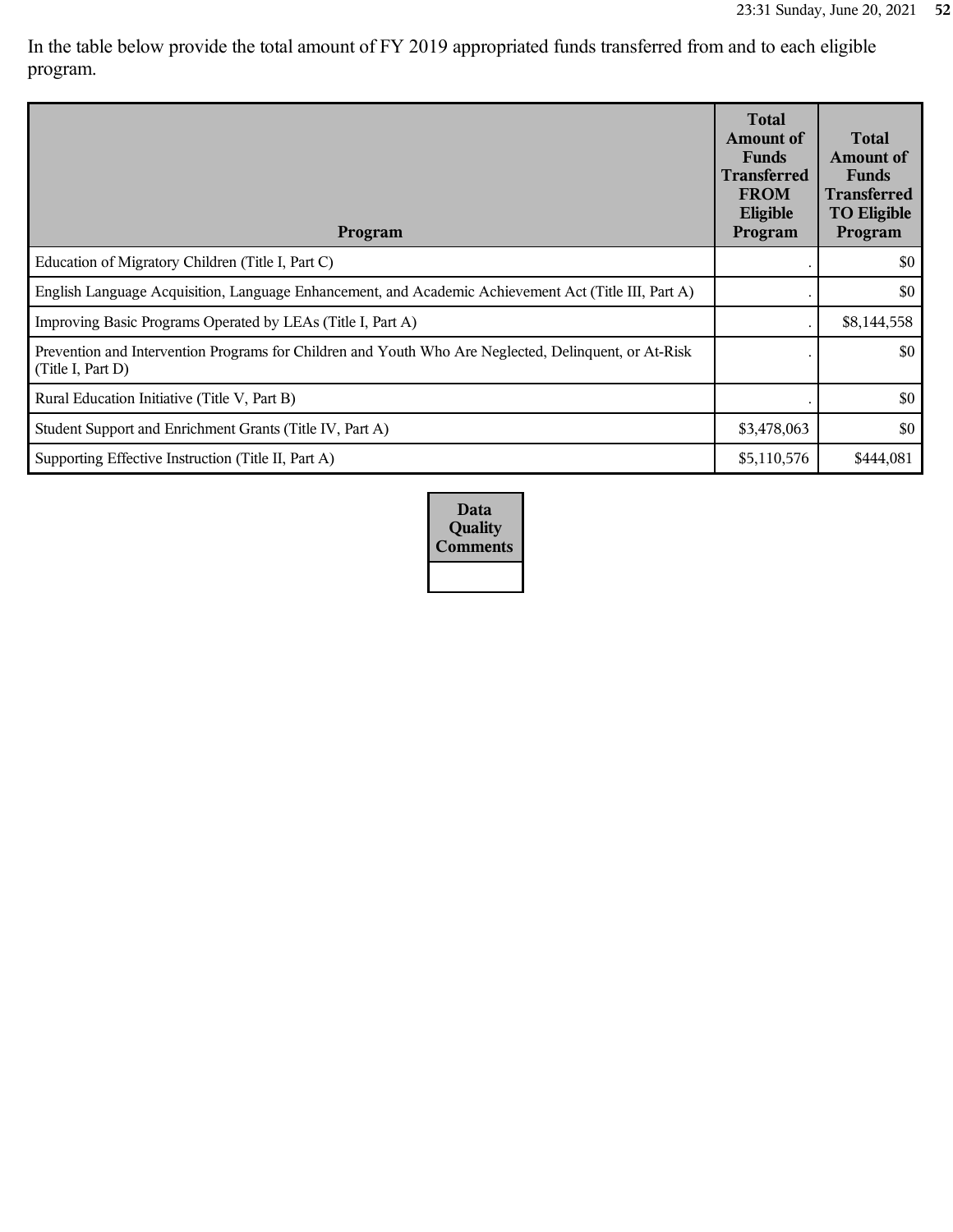In the table below provide the total amount of FY 2019 appropriated funds transferred from and to each eligible program.

| Program | Total Amount of Funds Transferred FROM Eligible Program | Total Amount of Funds Transferred TO Eligible Program |
|---|---|---|
| Education of Migratory Children (Title I, Part C) | . | $0 |
| English Language Acquisition, Language Enhancement, and Academic Achievement Act (Title III, Part A) | . | $0 |
| Improving Basic Programs Operated by LEAs (Title I, Part A) | . | $8,144,558 |
| Prevention and Intervention Programs for Children and Youth Who Are Neglected, Delinquent, or At-Risk (Title I, Part D) | . | $0 |
| Rural Education Initiative (Title V, Part B) | . | $0 |
| Student Support and Enrichment Grants (Title IV, Part A) | $3,478,063 | $0 |
| Supporting Effective Instruction (Title II, Part A) | $5,110,576 | $444,081 |

| Data Quality Comments |
|---|
| |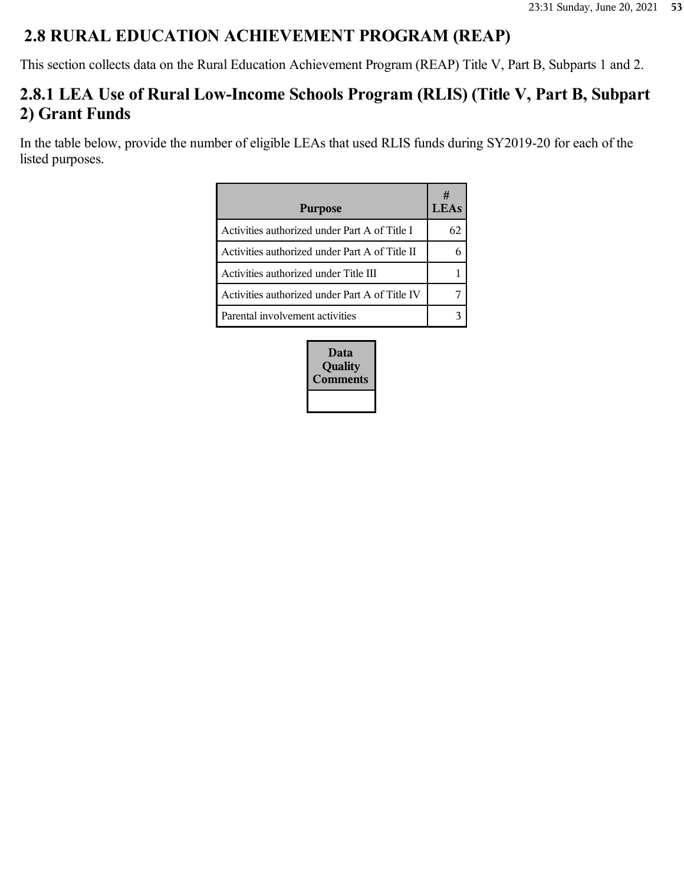## 2.8 RURAL EDUCATION ACHIEVEMENT PROGRAM (REAP)

This section collects data on the Rural Education Achievement Program (REAP) Title V, Part B, Subparts 1 and 2.

### 2.8.1 LEA Use of Rural Low-Income Schools Program (RLIS) (Title V, Part B, Subpart 2) Grant Funds

In the table below, provide the number of eligible LEAs that used RLIS funds during SY2019-20 for each of the listed purposes.

| Purpose | # LEAs |
|---|---|
| Activities authorized under Part A of Title I | 62 |
| Activities authorized under Part A of Title II | 6 |
| Activities authorized under Title III | 1 |
| Activities authorized under Part A of Title IV | 7 |
| Parental involvement activities | 3 |

| Data Quality Comments |
|---|
| |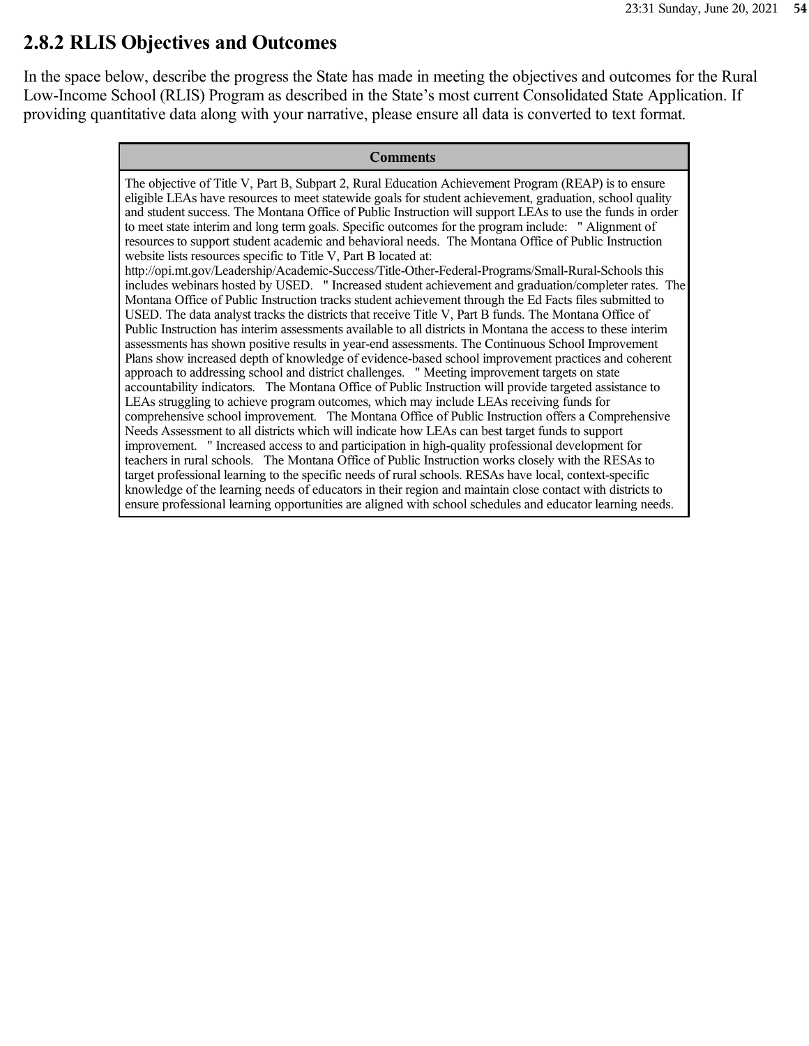## 2.8.2 RLIS Objectives and Outcomes

In the space below, describe the progress the State has made in meeting the objectives and outcomes for the Rural Low-Income School (RLIS) Program as described in the State's most current Consolidated State Application. If providing quantitative data along with your narrative, please ensure all data is converted to text format.

| Comments |
| --- |
| The objective of Title V, Part B, Subpart 2, Rural Education Achievement Program (REAP) is to ensure eligible LEAs have resources to meet statewide goals for student achievement, graduation, school quality and student success. The Montana Office of Public Instruction will support LEAs to use the funds in order to meet state interim and long term goals. Specific outcomes for the program include: " Alignment of resources to support student academic and behavioral needs. The Montana Office of Public Instruction website lists resources specific to Title V, Part B located at: http://opi.mt.gov/Leadership/Academic-Success/Title-Other-Federal-Programs/Small-Rural-Schools this includes webinars hosted by USED. " Increased student achievement and graduation/completer rates. The Montana Office of Public Instruction tracks student achievement through the Ed Facts files submitted to USED. The data analyst tracks the districts that receive Title V, Part B funds. The Montana Office of Public Instruction has interim assessments available to all districts in Montana the access to these interim assessments has shown positive results in year-end assessments. The Continuous School Improvement Plans show increased depth of knowledge of evidence-based school improvement practices and coherent approach to addressing school and district challenges. " Meeting improvement targets on state accountability indicators. The Montana Office of Public Instruction will provide targeted assistance to LEAs struggling to achieve program outcomes, which may include LEAs receiving funds for comprehensive school improvement. The Montana Office of Public Instruction offers a Comprehensive Needs Assessment to all districts which will indicate how LEAs can best target funds to support improvement. " Increased access to and participation in high-quality professional development for teachers in rural schools. The Montana Office of Public Instruction works closely with the RESAs to target professional learning to the specific needs of rural schools. RESAs have local, context-specific knowledge of the learning needs of educators in their region and maintain close contact with districts to ensure professional learning opportunities are aligned with school schedules and educator learning needs. |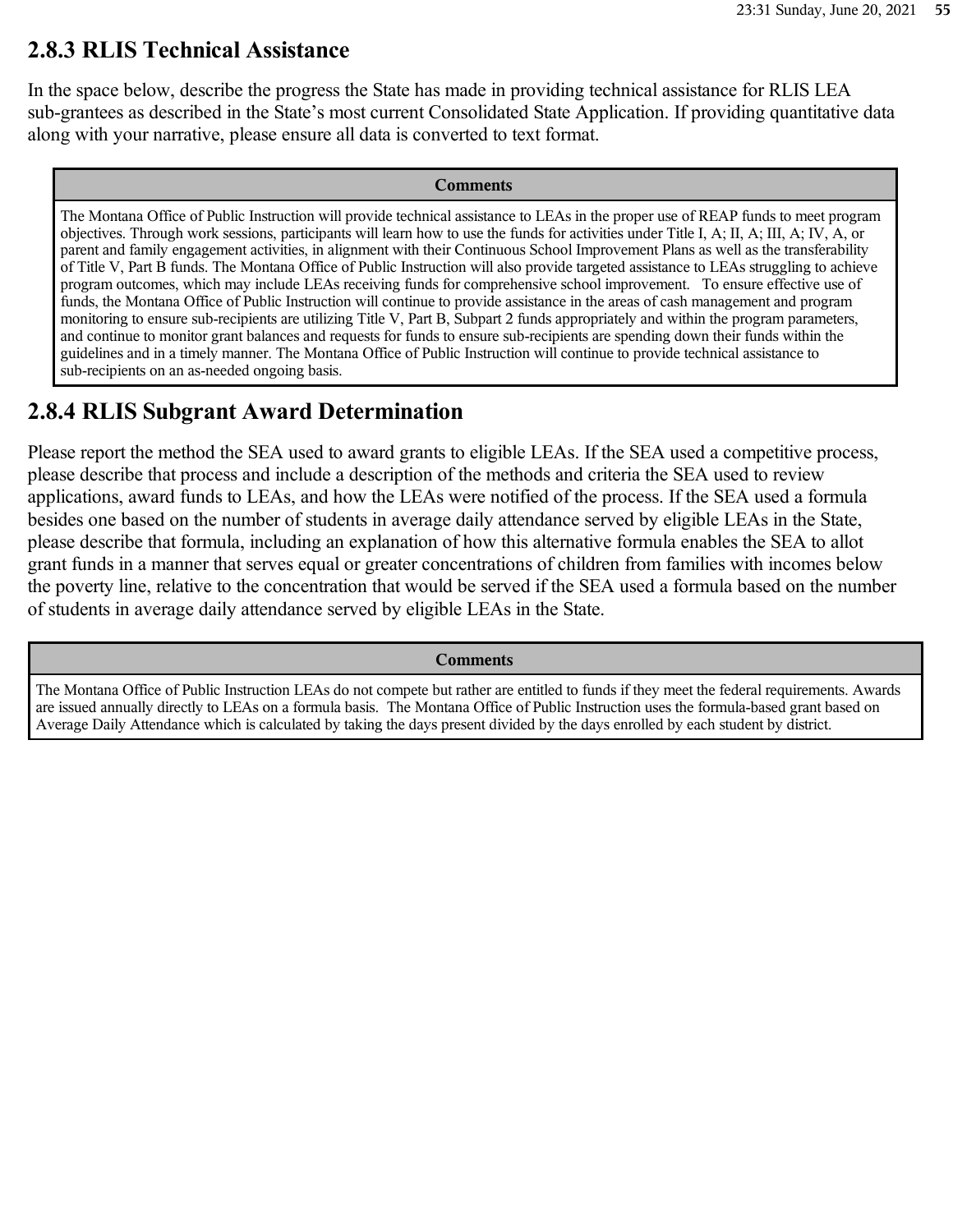## 2.8.3 RLIS Technical Assistance

In the space below, describe the progress the State has made in providing technical assistance for RLIS LEA sub-grantees as described in the State's most current Consolidated State Application. If providing quantitative data along with your narrative, please ensure all data is converted to text format.

| Comments |
|---|
| The Montana Office of Public Instruction will provide technical assistance to LEAs in the proper use of REAP funds to meet program objectives. Through work sessions, participants will learn how to use the funds for activities under Title I, A; II, A; III, A; IV, A, or parent and family engagement activities, in alignment with their Continuous School Improvement Plans as well as the transferability of Title V, Part B funds. The Montana Office of Public Instruction will also provide targeted assistance to LEAs struggling to achieve program outcomes, which may include LEAs receiving funds for comprehensive school improvement. To ensure effective use of funds, the Montana Office of Public Instruction will continue to provide assistance in the areas of cash management and program monitoring to ensure sub-recipients are utilizing Title V, Part B, Subpart 2 funds appropriately and within the program parameters, and continue to monitor grant balances and requests for funds to ensure sub-recipients are spending down their funds within the guidelines and in a timely manner. The Montana Office of Public Instruction will continue to provide technical assistance to sub-recipients on an as-needed ongoing basis. |

## 2.8.4 RLIS Subgrant Award Determination

Please report the method the SEA used to award grants to eligible LEAs. If the SEA used a competitive process, please describe that process and include a description of the methods and criteria the SEA used to review applications, award funds to LEAs, and how the LEAs were notified of the process. If the SEA used a formula besides one based on the number of students in average daily attendance served by eligible LEAs in the State, please describe that formula, including an explanation of how this alternative formula enables the SEA to allot grant funds in a manner that serves equal or greater concentrations of children from families with incomes below the poverty line, relative to the concentration that would be served if the SEA used a formula based on the number of students in average daily attendance served by eligible LEAs in the State.

| Comments |
|---|
| The Montana Office of Public Instruction LEAs do not compete but rather are entitled to funds if they meet the federal requirements. Awards are issued annually directly to LEAs on a formula basis. The Montana Office of Public Instruction uses the formula-based grant based on Average Daily Attendance which is calculated by taking the days present divided by the days enrolled by each student by district. |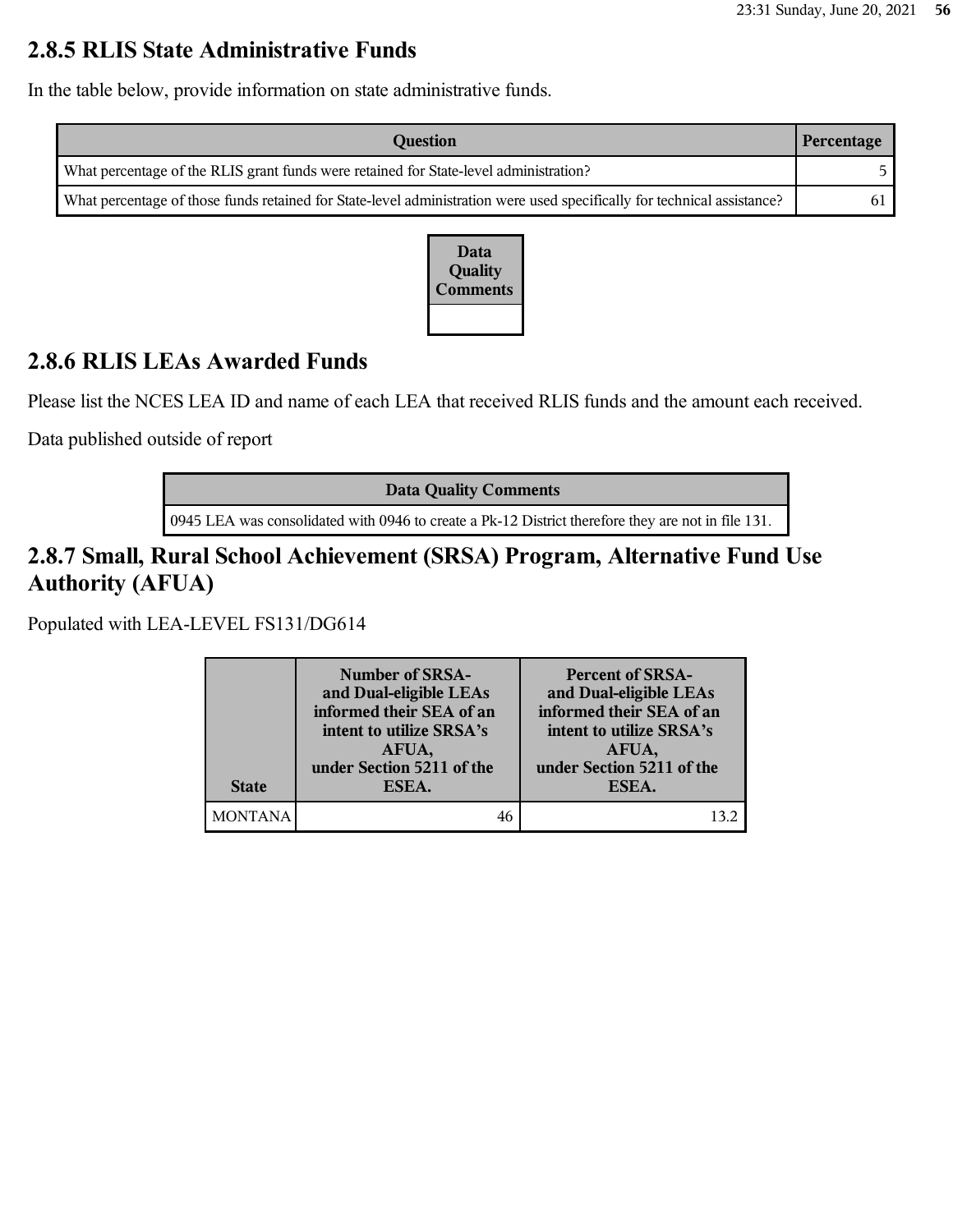## 2.8.5 RLIS State Administrative Funds

In the table below, provide information on state administrative funds.

| Question | Percentage |
| --- | --- |
| What percentage of the RLIS grant funds were retained for State-level administration? | 5 |
| What percentage of those funds retained for State-level administration were used specifically for technical assistance? | 61 |

| Data Quality Comments |
| --- |
| |

## 2.8.6 RLIS LEAs Awarded Funds

Please list the NCES LEA ID and name of each LEA that received RLIS funds and the amount each received.

Data published outside of report

| Data Quality Comments |
| --- |
| 0945 LEA was consolidated with 0946 to create a Pk-12 District therefore they are not in file 131. |

## 2.8.7 Small, Rural School Achievement (SRSA) Program, Alternative Fund Use Authority (AFUA)

Populated with LEA-LEVEL FS131/DG614

| State | Number of SRSA- and Dual-eligible LEAs informed their SEA of an intent to utilize SRSA's AFUA, under Section 5211 of the ESEA. | Percent of SRSA- and Dual-eligible LEAs informed their SEA of an intent to utilize SRSA's AFUA, under Section 5211 of the ESEA. |
| --- | --- | --- |
| MONTANA | 46 | 13.2 |